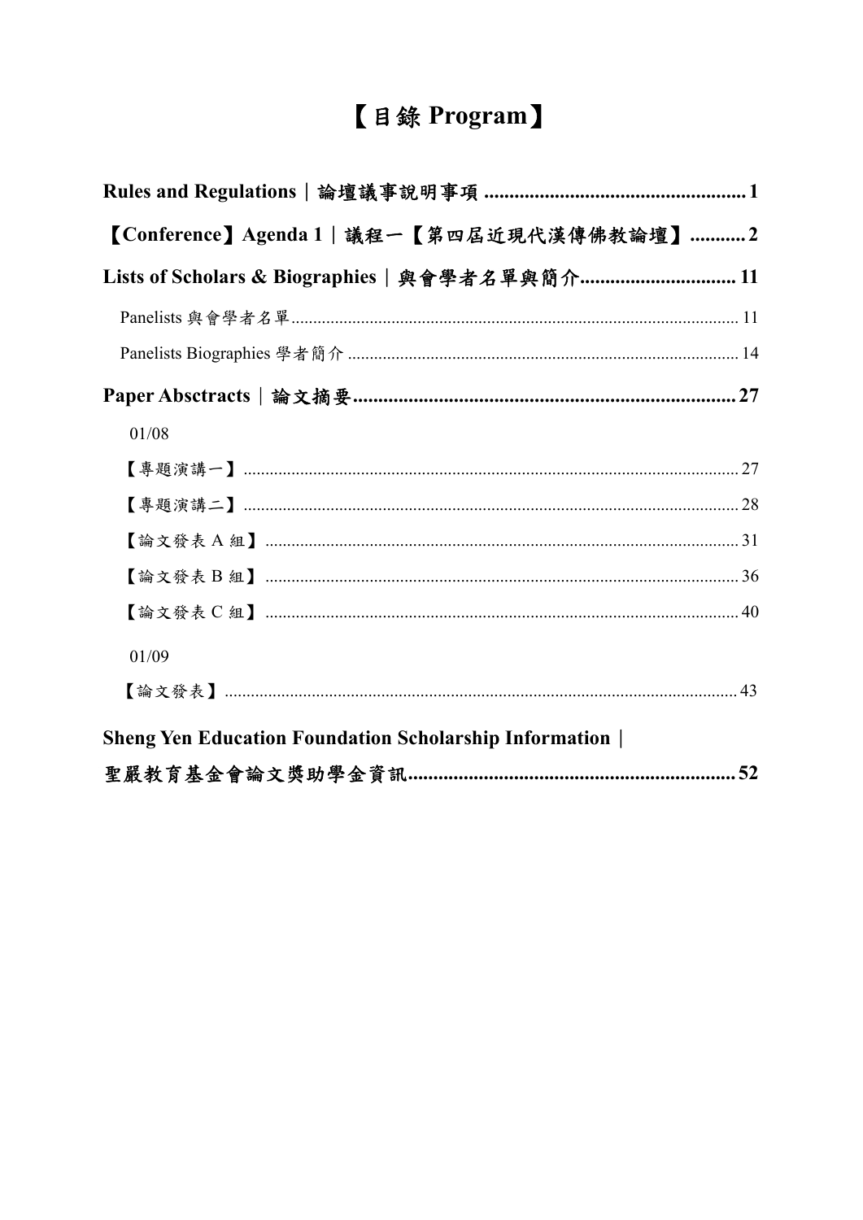# 【目錄 Program】

**Rules and Regulations｜論壇議事說明事項 .................................................... 1**

**【Conference】Agenda 1｜議程一【第四屆近現代漢傳佛教論壇】........... 2**

**Lists of Scholars & Biographies｜與會學者名單與簡介............................... 11**

Panelists 與會學者名單...................................................................................................... 11

Panelists Biographies 學者簡介 ......................................................................................... 14

**Paper Absctracts｜論文摘要............................................................................ 27**

01/08

【專題演講一】 ................................................................................................................. 27

【專題演講二】 ................................................................................................................. 28

【論文發表 A 組】 ............................................................................................................ 31

【論文發表 B 組】 ............................................................................................................ 36

【論文發表 C 組】 ............................................................................................................ 40

01/09

【論文發表】 ...................................................................................................................... 43

**Sheng Yen Education Foundation Scholarship Information｜**

**聖嚴教育基金會論文獎助學金資訊................................................................ 52**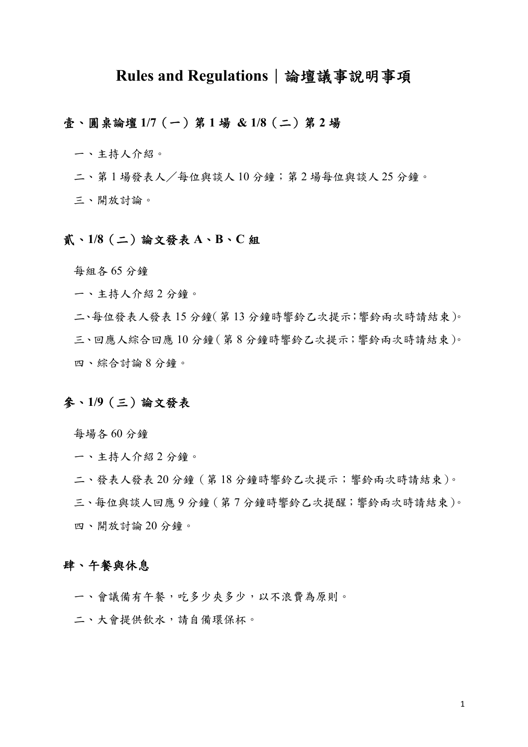# Rules and Regulations｜論壇議事說明事項

## 壹、圓桌論壇 1/7（一）第 1 場 & 1/8（二）第 2 場

一、主持人介紹。

二、第 1 場發表人／每位與談人 10 分鐘；第 2 場每位與談人 25 分鐘。

三、開放討論。

## 貳、1/8（二）論文發表 A、B、C 組

每組各 65 分鐘

一、主持人介紹 2 分鐘。

二、每位發表人發表 15 分鐘(第 13 分鐘時響鈴乙次提示;響鈴兩次時請結束)。

三、回應人綜合回應 10 分鐘(第 8 分鐘時響鈴乙次提示;響鈴兩次時請結束)。

四、綜合討論 8 分鐘。

## 參、1/9（三）論文發表

每場各 60 分鐘

一、主持人介紹 2 分鐘。

二、發表人發表 20 分鐘（第 18 分鐘時響鈴乙次提示；響鈴兩次時請結束）。

三、每位與談人回應 9 分鐘（第 7 分鐘時響鈴乙次提醒；響鈴兩次時請結束）。

四、開放討論 20 分鐘。

## 肆、午餐與休息

一、會議備有午餐，吃多少夾多少，以不浪費為原則。

二、大會提供飲水，請自備環保杯。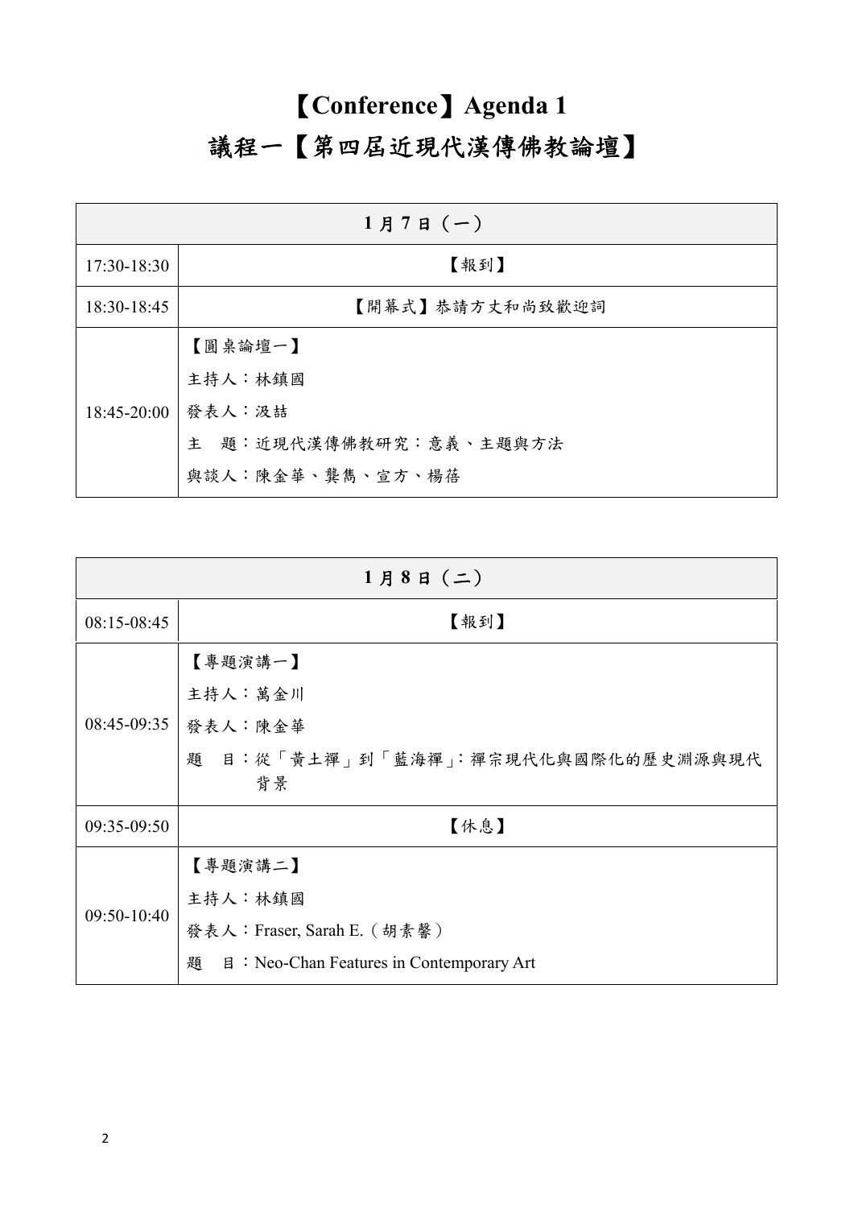# 【Conference】Agenda 1

# 議程一【第四屆近現代漢傳佛教論壇】

| 1 月 7 日（一） | |
|---|---|
| 17:30-18:30 | 【報到】 |
| 18:30-18:45 | 【開幕式】恭請方丈和尚致歡迎詞 |
| 18:45-20:00 | 【圓桌論壇一】<br>主持人：林鎮國<br>發表人：汲喆<br>主　題：近現代漢傳佛教研究：意義、主題與方法<br>與談人：陳金華、龔雋、宣方、楊蓓 |

| 1 月 8 日（二） | |
|---|---|
| 08:15-08:45 | 【報到】 |
| 08:45-09:35 | 【專題演講一】<br>主持人：萬金川<br>發表人：陳金華<br>題　目：從「黃土禪」到「藍海禪」：禪宗現代化與國際化的歷史淵源與現代背景 |
| 09:35-09:50 | 【休息】 |
| 09:50-10:40 | 【專題演講二】<br>主持人：林鎮國<br>發表人：Fraser, Sarah E.（胡素馨）<br>題　目：Neo-Chan Features in Contemporary Art |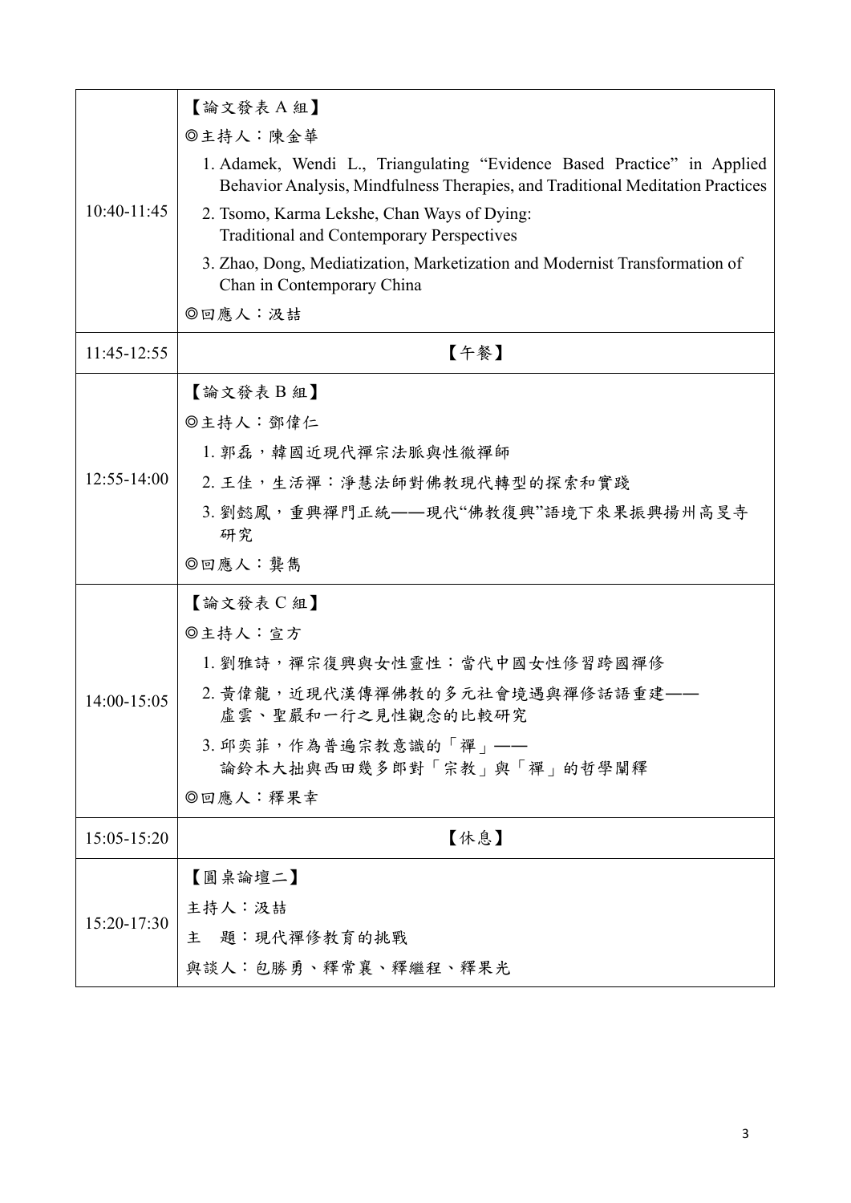| 10:40-11:45 | 【論文發表 A 組】<br>◎主持人：陳金華<br>1. Adamek, Wendi L., Triangulating “Evidence Based Practice” in Applied Behavior Analysis, Mindfulness Therapies, and Traditional Meditation Practices<br>2. Tsomo, Karma Lekshe, Chan Ways of Dying: Traditional and Contemporary Perspectives<br>3. Zhao, Dong, Mediatization, Marketization and Modernist Transformation of Chan in Contemporary China<br>◎回應人：汲喆 |
|---|---|
| 11:45-12:55 | 【午餐】 |
| 12:55-14:00 | 【論文發表 B 組】<br>◎主持人：鄧偉仁<br>1. 郭磊，韓國近現代禪宗法脈與性徹禪師<br>2. 王佳，生活禪：淨慧法師對佛教現代轉型的探索和實踐<br>3. 劉懿鳳，重興禪門正統——現代“佛教復興”語境下來果振興揚州高旻寺研究<br>◎回應人：龔雋 |
| 14:00-15:05 | 【論文發表 C 組】<br>◎主持人：宣方<br>1. 劉雅詩，禪宗復興與女性靈性：當代中國女性修習跨國禪修<br>2. 黃偉龍，近現代漢傳禪佛教的多元社會境遇與禪修話語重建——虛雲、聖嚴和一行之見性觀念的比較研究<br>3. 邱奕菲，作為普遍宗教意識的「禪」——論鈴木大拙與西田幾多郎對「宗教」與「禪」的哲學闡釋<br>◎回應人：釋果幸 |
| 15:05-15:20 | 【休息】 |
| 15:20-17:30 | 【圓桌論壇二】<br>主持人：汲喆<br>主　題：現代禪修教育的挑戰<br>與談人：包勝勇、釋常襄、釋繼程、釋果光 |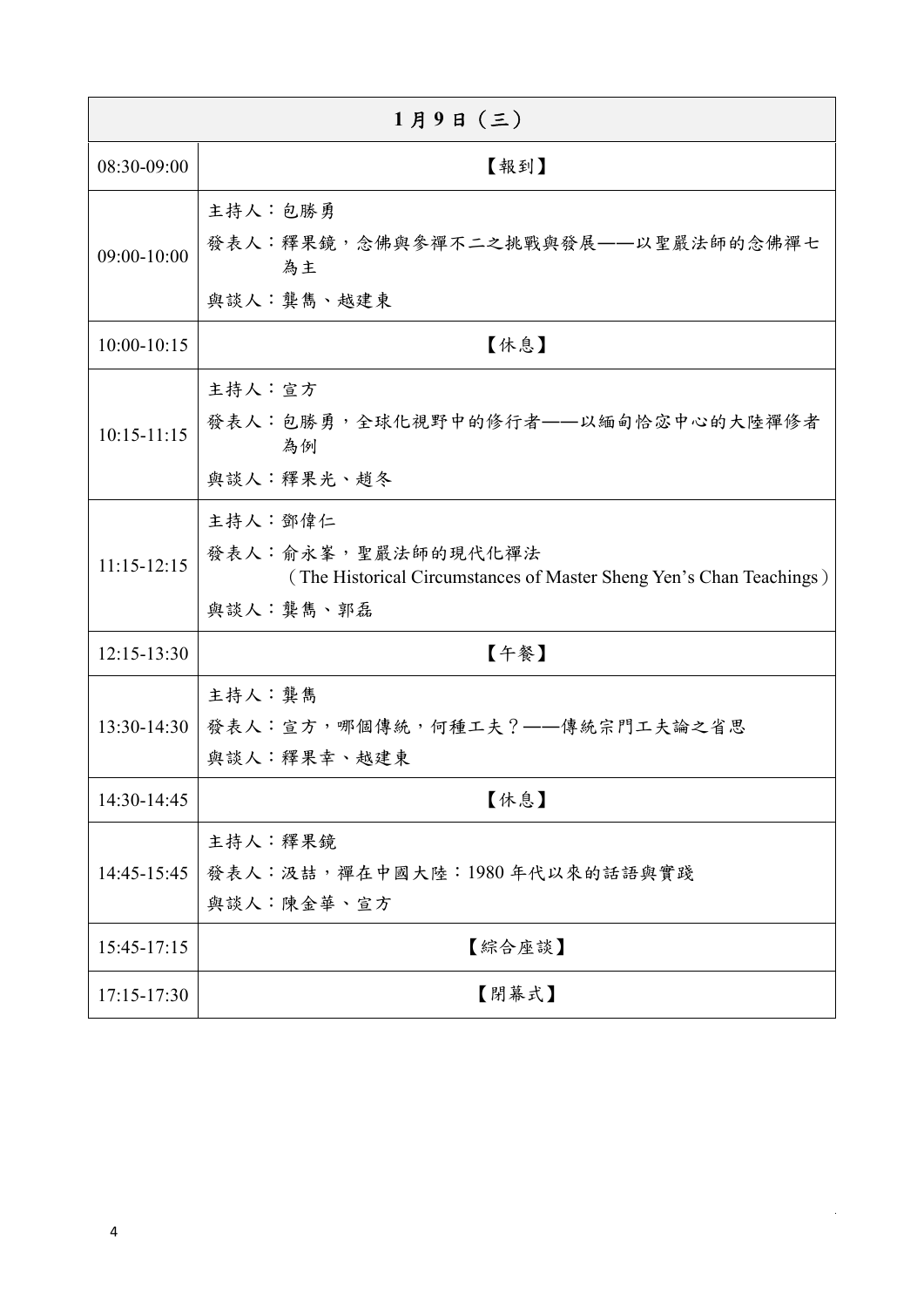| 1 月 9 日（三） | |
|---|---|
| 08:30-09:00 | 【報到】 |
| 09:00-10:00 | 主持人：包勝勇<br>發表人：釋果鏡，念佛與參禪不二之挑戰與發展——以聖嚴法師的念佛禪七為主<br>與談人：龔雋、越建東 |
| 10:00-10:15 | 【休息】 |
| 10:15-11:15 | 主持人：宣方<br>發表人：包勝勇，全球化視野中的修行者——以緬甸恰宓中心的大陸禪修者為例<br>與談人：釋果光、趙冬 |
| 11:15-12:15 | 主持人：鄧偉仁<br>發表人：俞永峯，聖嚴法師的現代化禪法（The Historical Circumstances of Master Sheng Yen's Chan Teachings）<br>與談人：龔雋、郭磊 |
| 12:15-13:30 | 【午餐】 |
| 13:30-14:30 | 主持人：龔雋<br>發表人：宣方，哪個傳統，何種工夫？——傳統宗門工夫論之省思<br>與談人：釋果幸、越建東 |
| 14:30-14:45 | 【休息】 |
| 14:45-15:45 | 主持人：釋果鏡<br>發表人：汲喆，禪在中國大陸：1980 年代以來的話語與實踐<br>與談人：陳金華、宣方 |
| 15:45-17:15 | 【綜合座談】 |
| 17:15-17:30 | 【閉幕式】 |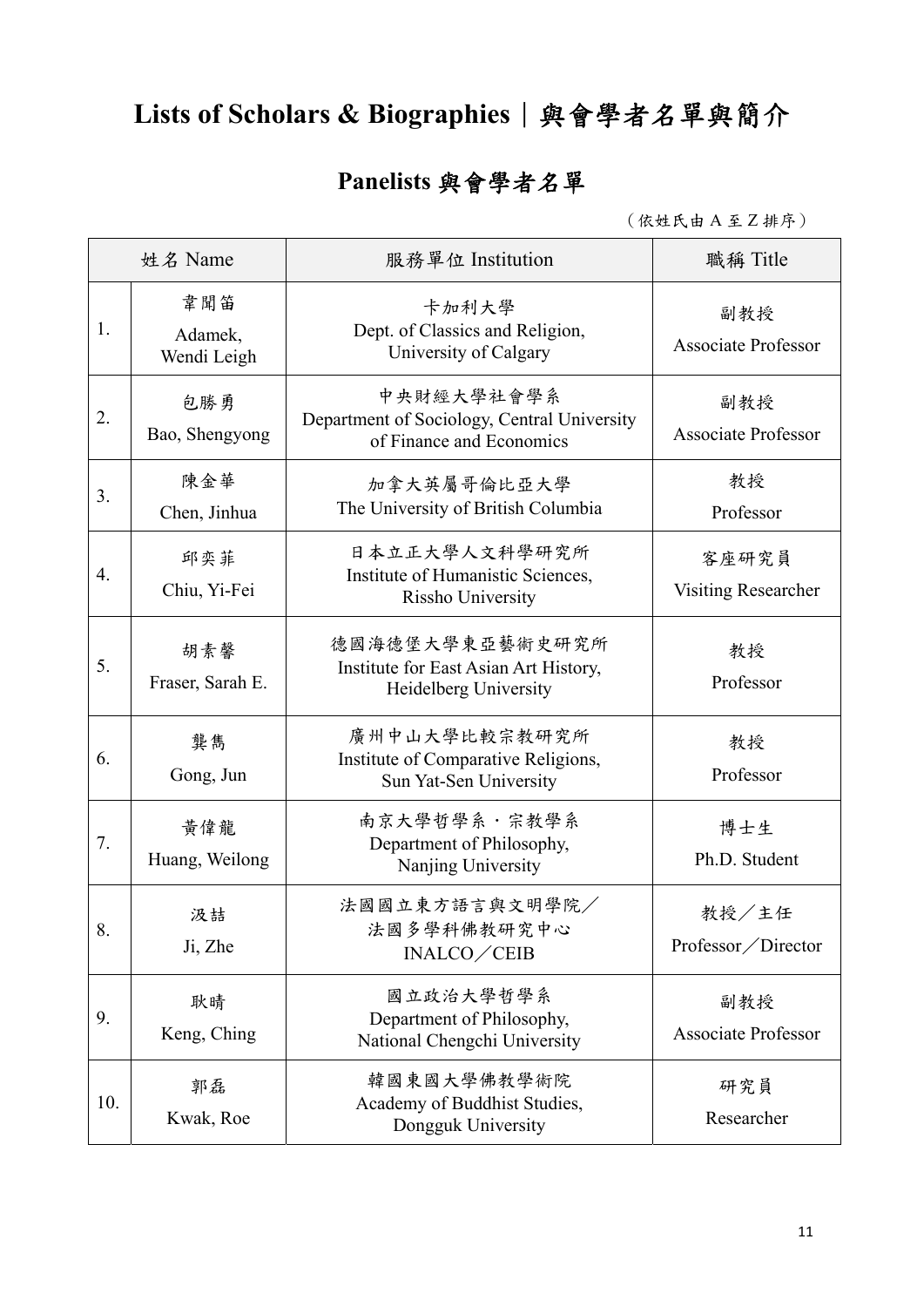# Lists of Scholars & Biographies｜與會學者名單與簡介

## Panelists 與會學者名單

（依姓氏由 A 至 Z 排序）

| | 姓名 Name | 服務單位 Institution | 職稱 Title |
|---|---|---|---|
| 1. | 韋聞笛<br>Adamek, Wendi Leigh | 卡加利大學<br>Dept. of Classics and Religion, University of Calgary | 副教授<br>Associate Professor |
| 2. | 包勝勇<br>Bao, Shengyong | 中央財經大學社會學系<br>Department of Sociology, Central University of Finance and Economics | 副教授<br>Associate Professor |
| 3. | 陳金華<br>Chen, Jinhua | 加拿大英屬哥倫比亞大學<br>The University of British Columbia | 教授<br>Professor |
| 4. | 邱奕菲<br>Chiu, Yi-Fei | 日本立正大學人文科學研究所<br>Institute of Humanistic Sciences, Rissho University | 客座研究員<br>Visiting Researcher |
| 5. | 胡素馨<br>Fraser, Sarah E. | 德國海德堡大學東亞藝術史研究所<br>Institute for East Asian Art History, Heidelberg University | 教授<br>Professor |
| 6. | 龔雋<br>Gong, Jun | 廣州中山大學比較宗教研究所<br>Institute of Comparative Religions, Sun Yat-Sen University | 教授<br>Professor |
| 7. | 黃偉龍<br>Huang, Weilong | 南京大學哲學系・宗教學系<br>Department of Philosophy, Nanjing University | 博士生<br>Ph.D. Student |
| 8. | 汲喆<br>Ji, Zhe | 法國國立東方語言與文明學院／法國多學科佛教研究中心<br>INALCO／CEIB | 教授／主任<br>Professor／Director |
| 9. | 耿晴<br>Keng, Ching | 國立政治大學哲學系<br>Department of Philosophy, National Chengchi University | 副教授<br>Associate Professor |
| 10. | 郭磊<br>Kwak, Roe | 韓國東國大學佛教學術院<br>Academy of Buddhist Studies, Dongguk University | 研究員<br>Researcher |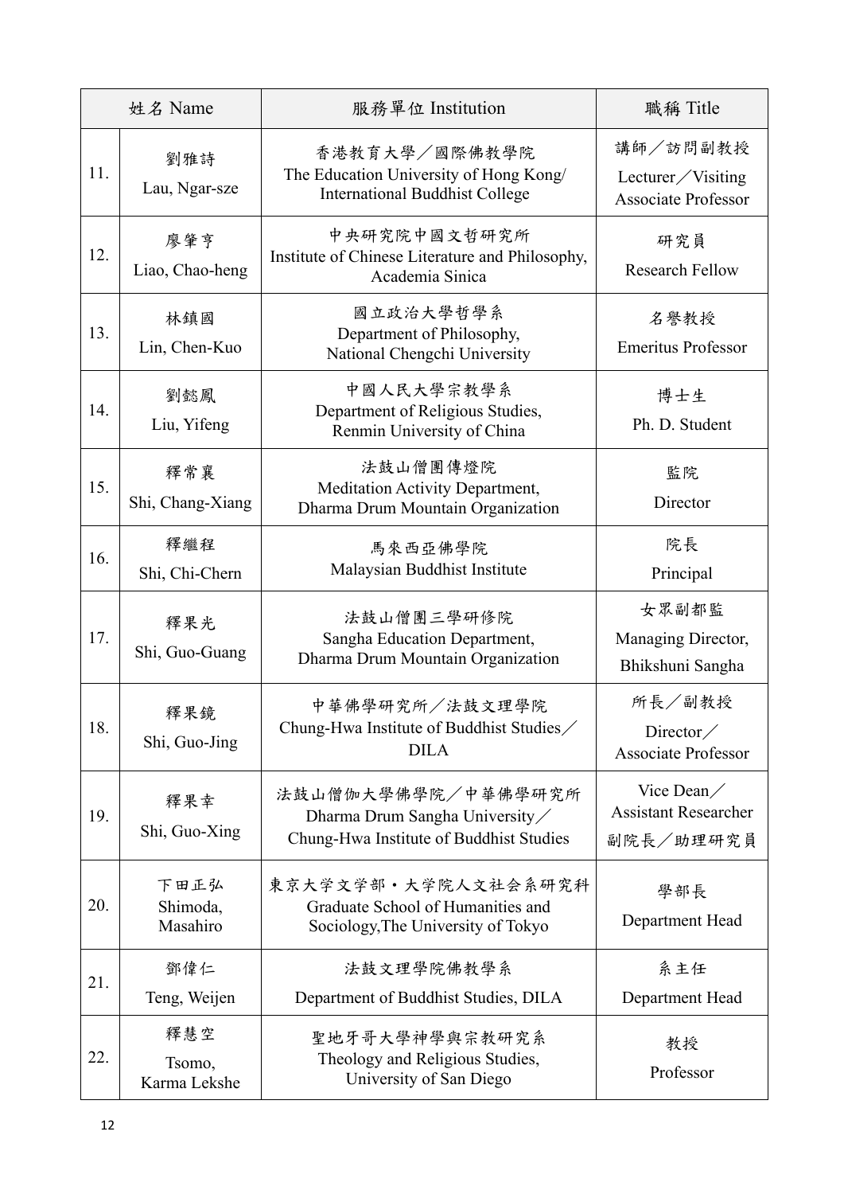| | 姓名 Name | 服務單位 Institution | 職稱 Title |
|---|---|---|---|
| 11. | 劉雅詩<br>Lau, Ngar-sze | 香港教育大學／國際佛教學院<br>The Education University of Hong Kong/ International Buddhist College | 講師／訪問副教授<br>Lecturer／Visiting Associate Professor |
| 12. | 廖肇亨<br>Liao, Chao-heng | 中央研究院中國文哲研究所<br>Institute of Chinese Literature and Philosophy, Academia Sinica | 研究員<br>Research Fellow |
| 13. | 林鎮國<br>Lin, Chen-Kuo | 國立政治大學哲學系<br>Department of Philosophy, National Chengchi University | 名譽教授<br>Emeritus Professor |
| 14. | 劉懿鳳<br>Liu, Yifeng | 中國人民大學宗教學系<br>Department of Religious Studies, Renmin University of China | 博士生<br>Ph. D. Student |
| 15. | 釋常襄<br>Shi, Chang-Xiang | 法鼓山僧團傳燈院<br>Meditation Activity Department, Dharma Drum Mountain Organization | 監院<br>Director |
| 16. | 釋繼程<br>Shi, Chi-Chern | 馬來西亞佛學院<br>Malaysian Buddhist Institute | 院長<br>Principal |
| 17. | 釋果光<br>Shi, Guo-Guang | 法鼓山僧團三學研修院<br>Sangha Education Department, Dharma Drum Mountain Organization | 女眾副都監<br>Managing Director, Bhikshuni Sangha |
| 18. | 釋果鏡<br>Shi, Guo-Jing | 中華佛學研究所／法鼓文理學院<br>Chung-Hwa Institute of Buddhist Studies／DILA | 所長／副教授<br>Director／Associate Professor |
| 19. | 釋果幸<br>Shi, Guo-Xing | 法鼓山僧伽大學佛學院／中華佛學研究所<br>Dharma Drum Sangha University／Chung-Hwa Institute of Buddhist Studies | Vice Dean／Assistant Researcher<br>副院長／助理研究員 |
| 20. | 下田正弘<br>Shimoda, Masahiro | 東京大学文学部・大学院人文社会系研究科<br>Graduate School of Humanities and Sociology,The University of Tokyo | 學部長<br>Department Head |
| 21. | 鄧偉仁<br>Teng, Weijen | 法鼓文理學院佛教學系<br>Department of Buddhist Studies, DILA | 系主任<br>Department Head |
| 22. | 釋慧空<br>Tsomo, Karma Lekshe | 聖地牙哥大學神學與宗教研究系<br>Theology and Religious Studies, University of San Diego | 教授<br>Professor |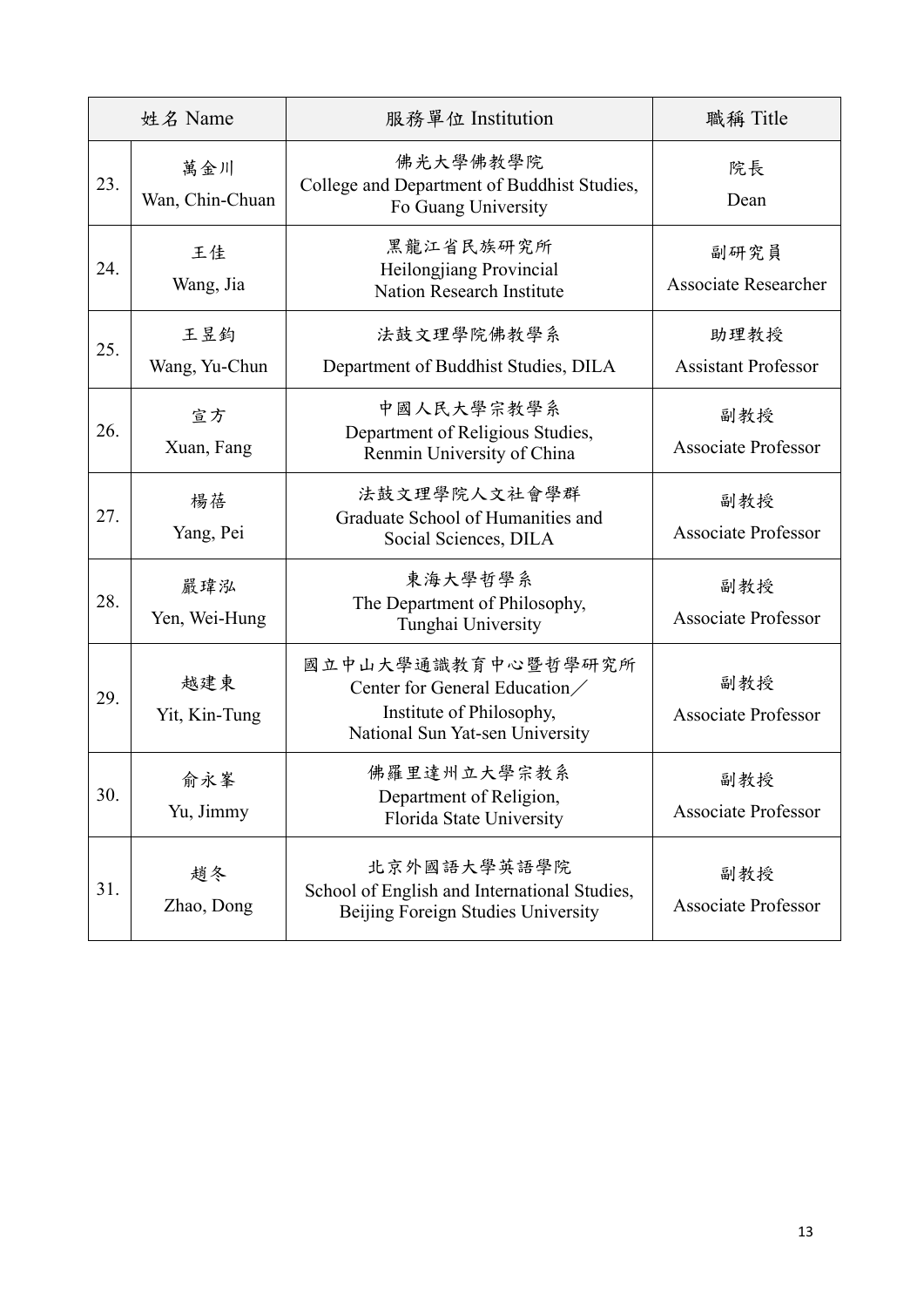| | 姓名 Name | 服務單位 Institution | 職稱 Title |
|---|---|---|---|
| 23. | 萬金川<br>Wan, Chin-Chuan | 佛光大學佛教學院<br>College and Department of Buddhist Studies, Fo Guang University | 院長<br>Dean |
| 24. | 王佳<br>Wang, Jia | 黑龍江省民族研究所<br>Heilongjiang Provincial Nation Research Institute | 副研究員<br>Associate Researcher |
| 25. | 王昱鈞<br>Wang, Yu-Chun | 法鼓文理學院佛教學系<br>Department of Buddhist Studies, DILA | 助理教授<br>Assistant Professor |
| 26. | 宣方<br>Xuan, Fang | 中國人民大學宗教學系<br>Department of Religious Studies, Renmin University of China | 副教授<br>Associate Professor |
| 27. | 楊蓓<br>Yang, Pei | 法鼓文理學院人文社會學群<br>Graduate School of Humanities and Social Sciences, DILA | 副教授<br>Associate Professor |
| 28. | 嚴瑋泓<br>Yen, Wei-Hung | 東海大學哲學系<br>The Department of Philosophy, Tunghai University | 副教授<br>Associate Professor |
| 29. | 越建東<br>Yit, Kin-Tung | 國立中山大學通識教育中心暨哲學研究所<br>Center for General Education／Institute of Philosophy, National Sun Yat-sen University | 副教授<br>Associate Professor |
| 30. | 俞永峯<br>Yu, Jimmy | 佛羅里達州立大學宗教系<br>Department of Religion, Florida State University | 副教授<br>Associate Professor |
| 31. | 趙冬<br>Zhao, Dong | 北京外國語大學英語學院<br>School of English and International Studies, Beijing Foreign Studies University | 副教授<br>Associate Professor |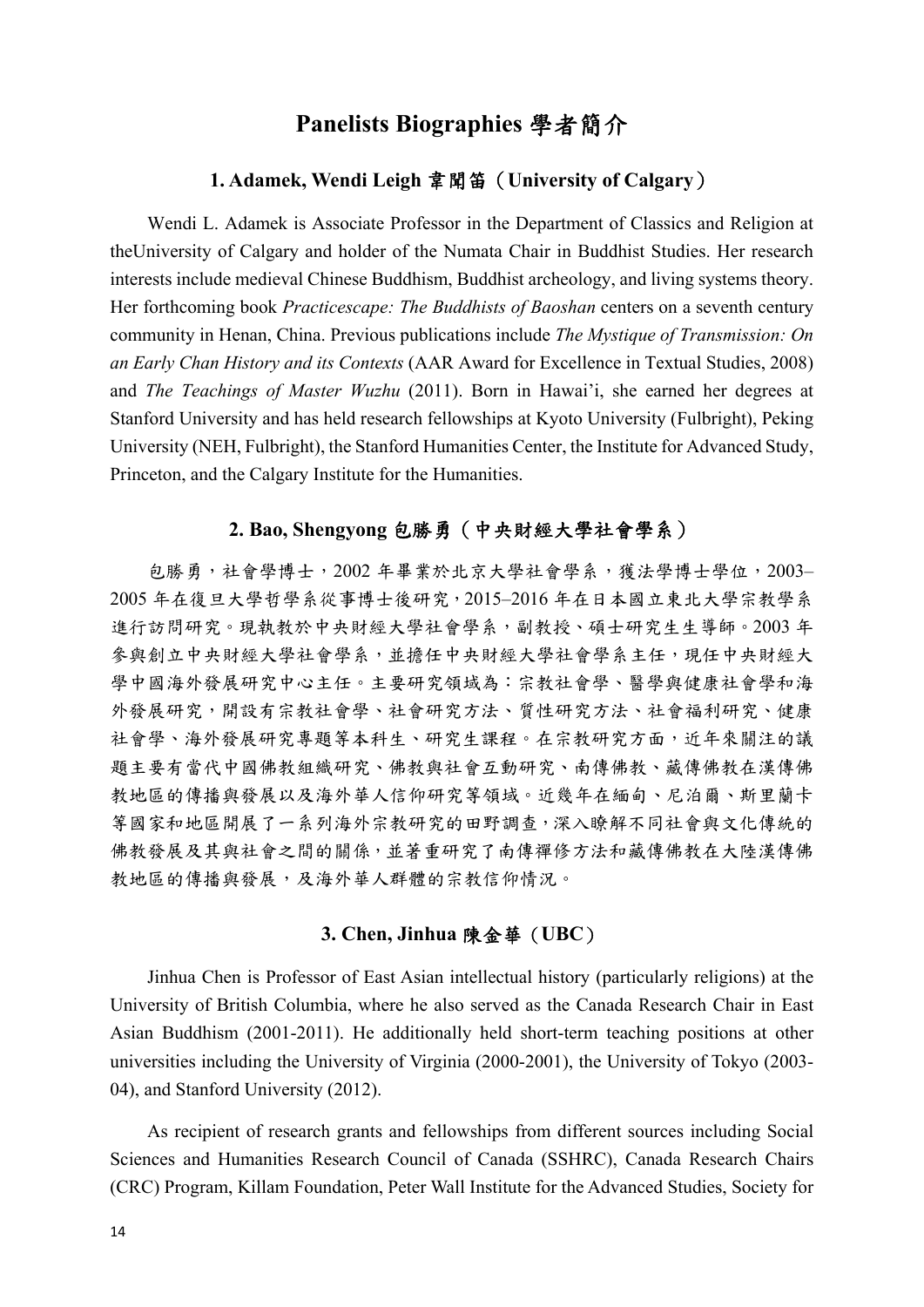# Panelists Biographies 學者簡介

### 1. Adamek, Wendi Leigh 韋聞笛（University of Calgary）

Wendi L. Adamek is Associate Professor in the Department of Classics and Religion at theUniversity of Calgary and holder of the Numata Chair in Buddhist Studies. Her research interests include medieval Chinese Buddhism, Buddhist archeology, and living systems theory. Her forthcoming book *Practicescape: The Buddhists of Baoshan* centers on a seventh century community in Henan, China. Previous publications include *The Mystique of Transmission: On an Early Chan History and its Contexts* (AAR Award for Excellence in Textual Studies, 2008) and *The Teachings of Master Wuzhu* (2011). Born in Hawai'i, she earned her degrees at Stanford University and has held research fellowships at Kyoto University (Fulbright), Peking University (NEH, Fulbright), the Stanford Humanities Center, the Institute for Advanced Study, Princeton, and the Calgary Institute for the Humanities.

### 2. Bao, Shengyong 包勝勇（中央財經大學社會學系）

包勝勇，社會學博士，2002 年畢業於北京大學社會學系，獲法學博士學位，2003–2005 年在復旦大學哲學系從事博士後研究，2015–2016 年在日本國立東北大學宗教學系進行訪問研究。現執教於中央財經大學社會學系，副教授、碩士研究生生導師。2003 年參與創立中央財經大學社會學系，並擔任中央財經大學社會學系主任，現任中央財經大學中國海外發展研究中心主任。主要研究領域為：宗教社會學、醫學與健康社會學和海外發展研究，開設有宗教社會學、社會研究方法、質性研究方法、社會福利研究、健康社會學、海外發展研究專題等本科生、研究生課程。在宗教研究方面，近年來關注的議題主要有當代中國佛教組織研究、佛教與社會互動研究、南傳佛教、藏傳佛教在漢傳佛教地區的傳播與發展以及海外華人信仰研究等領域。近幾年在緬甸、尼泊爾、斯里蘭卡等國家和地區開展了一系列海外宗教研究的田野調查，深入瞭解不同社會與文化傳統的佛教發展及其與社會之間的關係，並著重研究了南傳禪修方法和藏傳佛教在大陸漢傳佛教地區的傳播與發展，及海外華人群體的宗教信仰情況。

### 3. Chen, Jinhua 陳金華（UBC）

Jinhua Chen is Professor of East Asian intellectual history (particularly religions) at the University of British Columbia, where he also served as the Canada Research Chair in East Asian Buddhism (2001-2011). He additionally held short-term teaching positions at other universities including the University of Virginia (2000-2001), the University of Tokyo (2003-04), and Stanford University (2012).

As recipient of research grants and fellowships from different sources including Social Sciences and Humanities Research Council of Canada (SSHRC), Canada Research Chairs (CRC) Program, Killam Foundation, Peter Wall Institute for the Advanced Studies, Society for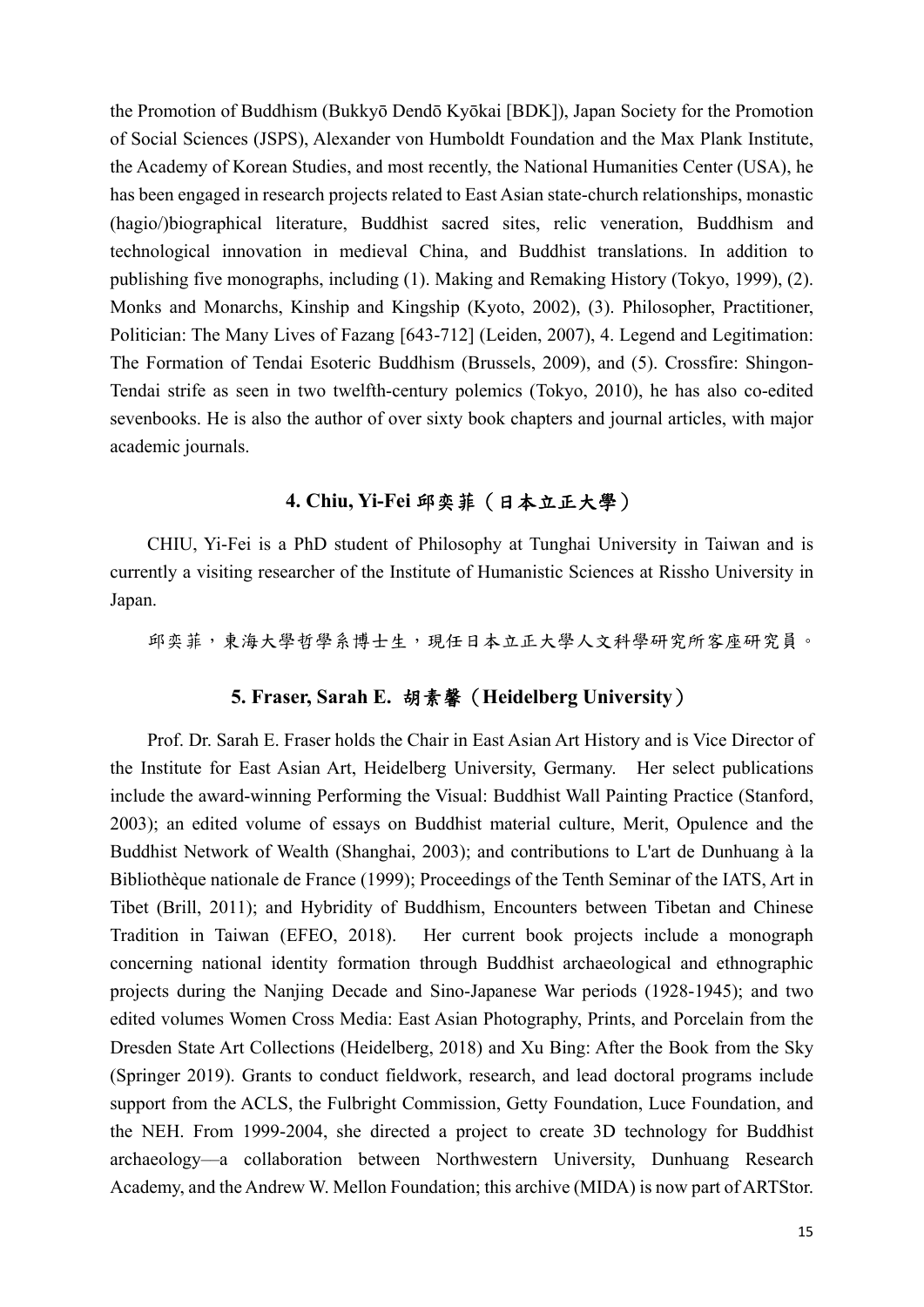the Promotion of Buddhism (Bukkyō Dendō Kyōkai [BDK]), Japan Society for the Promotion of Social Sciences (JSPS), Alexander von Humboldt Foundation and the Max Plank Institute, the Academy of Korean Studies, and most recently, the National Humanities Center (USA), he has been engaged in research projects related to East Asian state-church relationships, monastic (hagio/)biographical literature, Buddhist sacred sites, relic veneration, Buddhism and technological innovation in medieval China, and Buddhist translations. In addition to publishing five monographs, including (1). Making and Remaking History (Tokyo, 1999), (2). Monks and Monarchs, Kinship and Kingship (Kyoto, 2002), (3). Philosopher, Practitioner, Politician: The Many Lives of Fazang [643-712] (Leiden, 2007), 4. Legend and Legitimation: The Formation of Tendai Esoteric Buddhism (Brussels, 2009), and (5). Crossfire: Shingon-Tendai strife as seen in two twelfth-century polemics (Tokyo, 2010), he has also co-edited sevenbooks. He is also the author of over sixty book chapters and journal articles, with major academic journals.

### 4. Chiu, Yi-Fei 邱奕菲（日本立正大學）

CHIU, Yi-Fei is a PhD student of Philosophy at Tunghai University in Taiwan and is currently a visiting researcher of the Institute of Humanistic Sciences at Rissho University in Japan.

邱奕菲，東海大學哲學系博士生，現任日本立正大學人文科學研究所客座研究員。

### 5. Fraser, Sarah E. 胡素馨（Heidelberg University）

Prof. Dr. Sarah E. Fraser holds the Chair in East Asian Art History and is Vice Director of the Institute for East Asian Art, Heidelberg University, Germany. Her select publications include the award-winning Performing the Visual: Buddhist Wall Painting Practice (Stanford, 2003); an edited volume of essays on Buddhist material culture, Merit, Opulence and the Buddhist Network of Wealth (Shanghai, 2003); and contributions to L'art de Dunhuang à la Bibliothèque nationale de France (1999); Proceedings of the Tenth Seminar of the IATS, Art in Tibet (Brill, 2011); and Hybridity of Buddhism, Encounters between Tibetan and Chinese Tradition in Taiwan (EFEO, 2018). Her current book projects include a monograph concerning national identity formation through Buddhist archaeological and ethnographic projects during the Nanjing Decade and Sino-Japanese War periods (1928-1945); and two edited volumes Women Cross Media: East Asian Photography, Prints, and Porcelain from the Dresden State Art Collections (Heidelberg, 2018) and Xu Bing: After the Book from the Sky (Springer 2019). Grants to conduct fieldwork, research, and lead doctoral programs include support from the ACLS, the Fulbright Commission, Getty Foundation, Luce Foundation, and the NEH. From 1999-2004, she directed a project to create 3D technology for Buddhist archaeology—a collaboration between Northwestern University, Dunhuang Research Academy, and the Andrew W. Mellon Foundation; this archive (MIDA) is now part of ARTStor.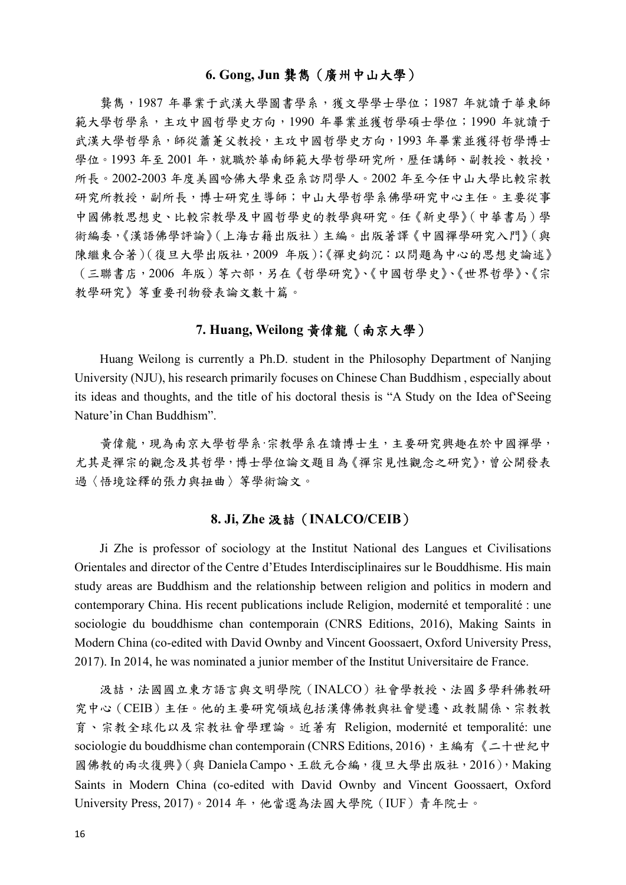### 6. Gong, Jun 龔雋（廣州中山大學）

龔雋，1987 年畢業于武漢大學圖書學系，獲文學學士學位；1987 年就讀于華東師範大學哲學系，主攻中國哲學史方向，1990 年畢業並獲哲學碩士學位；1990 年就讀于武漢大學哲學系，師從蕭萐父教授，主攻中國哲學史方向，1993 年畢業並獲得哲學博士學位。1993 年至 2001 年，就職於華南師範大學哲學研究所，歷任講師、副教授、教授，所長。2002-2003 年度美國哈佛大學東亞系訪問學人。2002 年至今任中山大學比較宗教研究所教授，副所長，博士研究生導師；中山大學哲學系佛學研究中心主任。主要從事中國佛教思想史、比較宗教學及中國哲學史的教學與研究。任《新史學》（中華書局）學術編委，《漢語佛學評論》（上海古籍出版社）主編。出版著譯《中國禪學研究入門》（與陳繼東合著）（復旦大學出版社，2009 年版）；《禪史鉤沉：以問題為中心的思想史論述》（三聯書店，2006 年版）等六部，另在《哲學研究》、《中國哲學史》、《世界哲學》、《宗教學研究》等重要刊物發表論文數十篇。

### 7. Huang, Weilong 黃偉龍（南京大學）

Huang Weilong is currently a Ph.D. student in the Philosophy Department of Nanjing University (NJU), his research primarily focuses on Chinese Chan Buddhism , especially about its ideas and thoughts, and the title of his doctoral thesis is “A Study on the Idea of‘Seeing Nature’in Chan Buddhism”.

黃偉龍，現為南京大學哲學系·宗教學系在讀博士生，主要研究興趣在於中國禪學，尤其是禪宗的觀念及其哲學，博士學位論文題目為《禪宗見性觀念之研究》，曾公開發表過〈悟境詮釋的張力與扭曲〉等學術論文。

### 8. Ji, Zhe 汲喆（INALCO/CEIB）

Ji Zhe is professor of sociology at the Institut National des Langues et Civilisations Orientales and director of the Centre d’Etudes Interdisciplinaires sur le Bouddhisme. His main study areas are Buddhism and the relationship between religion and politics in modern and contemporary China. His recent publications include Religion, modernité et temporalité : une sociologie du bouddhisme chan contemporain (CNRS Editions, 2016), Making Saints in Modern China (co-edited with David Ownby and Vincent Goossaert, Oxford University Press, 2017). In 2014, he was nominated a junior member of the Institut Universitaire de France.

汲喆，法國國立東方語言與文明學院（INALCO）社會學教授、法國多學科佛教研究中心（CEIB）主任。他的主要研究領域包括漢傳佛教與社會變遷、政教關係、宗教教育、宗教全球化以及宗教社會學理論。近著有 Religion, modernité et temporalité: une sociologie du bouddhisme chan contemporain (CNRS Editions, 2016)，主編有《二十世紀中國佛教的兩次復興》（與 Daniela Campo、王啟元合編，復旦大學出版社，2016），Making Saints in Modern China (co-edited with David Ownby and Vincent Goossaert, Oxford University Press, 2017)。2014 年，他當選為法國大學院（IUF）青年院士。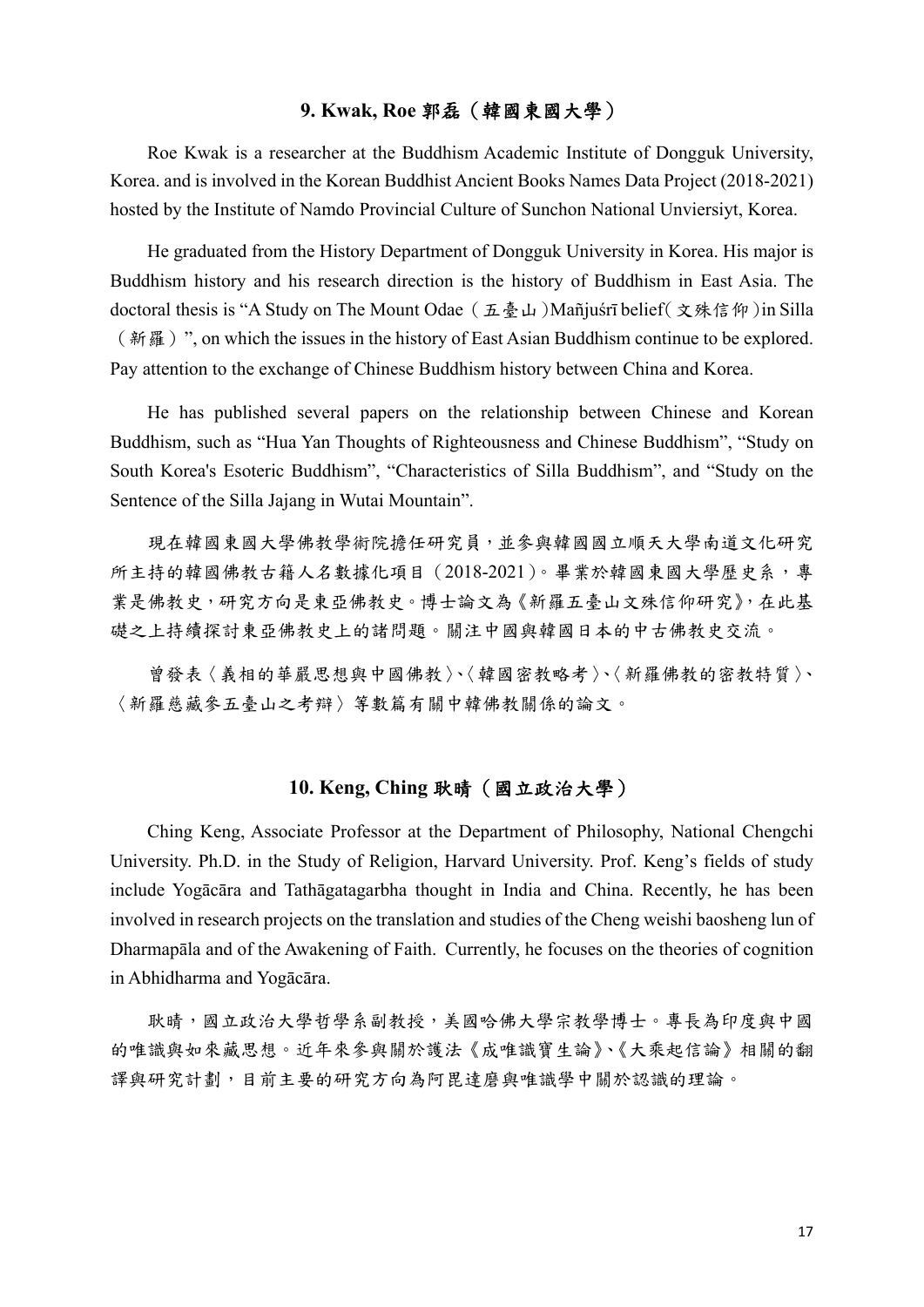### 9. Kwak, Roe 郭磊（韓國東國大學）

Roe Kwak is a researcher at the Buddhism Academic Institute of Dongguk University, Korea. and is involved in the Korean Buddhist Ancient Books Names Data Project (2018-2021) hosted by the Institute of Namdo Provincial Culture of Sunchon National Unviersiyt, Korea.

He graduated from the History Department of Dongguk University in Korea. His major is Buddhism history and his research direction is the history of Buddhism in East Asia. The doctoral thesis is "A Study on The Mount Odae（五臺山)Mañjuśrī belief(文殊信仰)in Silla（新羅）", on which the issues in the history of East Asian Buddhism continue to be explored. Pay attention to the exchange of Chinese Buddhism history between China and Korea.

He has published several papers on the relationship between Chinese and Korean Buddhism, such as "Hua Yan Thoughts of Righteousness and Chinese Buddhism", "Study on South Korea's Esoteric Buddhism", "Characteristics of Silla Buddhism", and "Study on the Sentence of the Silla Jajang in Wutai Mountain".

現在韓國東國大學佛教學術院擔任研究員，並參與韓國國立順天大學南道文化研究所主持的韓國佛教古籍人名數據化項目（2018-2021）。畢業於韓國東國大學歷史系，專業是佛教史，研究方向是東亞佛教史。博士論文為《新羅五臺山文殊信仰研究》，在此基礎之上持續探討東亞佛教史上的諸問題。關注中國與韓國日本的中古佛教史交流。

曾發表〈義相的華嚴思想與中國佛教〉、〈韓國密教略考〉、〈新羅佛教的密教特質〉、〈新羅慈藏參五臺山之考辯〉等數篇有關中韓佛教關係的論文。

### 10. Keng, Ching 耿晴（國立政治大學）

Ching Keng, Associate Professor at the Department of Philosophy, National Chengchi University. Ph.D. in the Study of Religion, Harvard University. Prof. Keng's fields of study include Yogācāra and Tathāgatagarbha thought in India and China. Recently, he has been involved in research projects on the translation and studies of the Cheng weishi baosheng lun of Dharmapāla and of the Awakening of Faith. Currently, he focuses on the theories of cognition in Abhidharma and Yogācāra.

耿晴，國立政治大學哲學系副教授，美國哈佛大學宗教學博士。專長為印度與中國的唯識與如來藏思想。近年來參與關於護法《成唯識寶生論》、《大乘起信論》相關的翻譯與研究計劃，目前主要的研究方向為阿毘達磨與唯識學中關於認識的理論。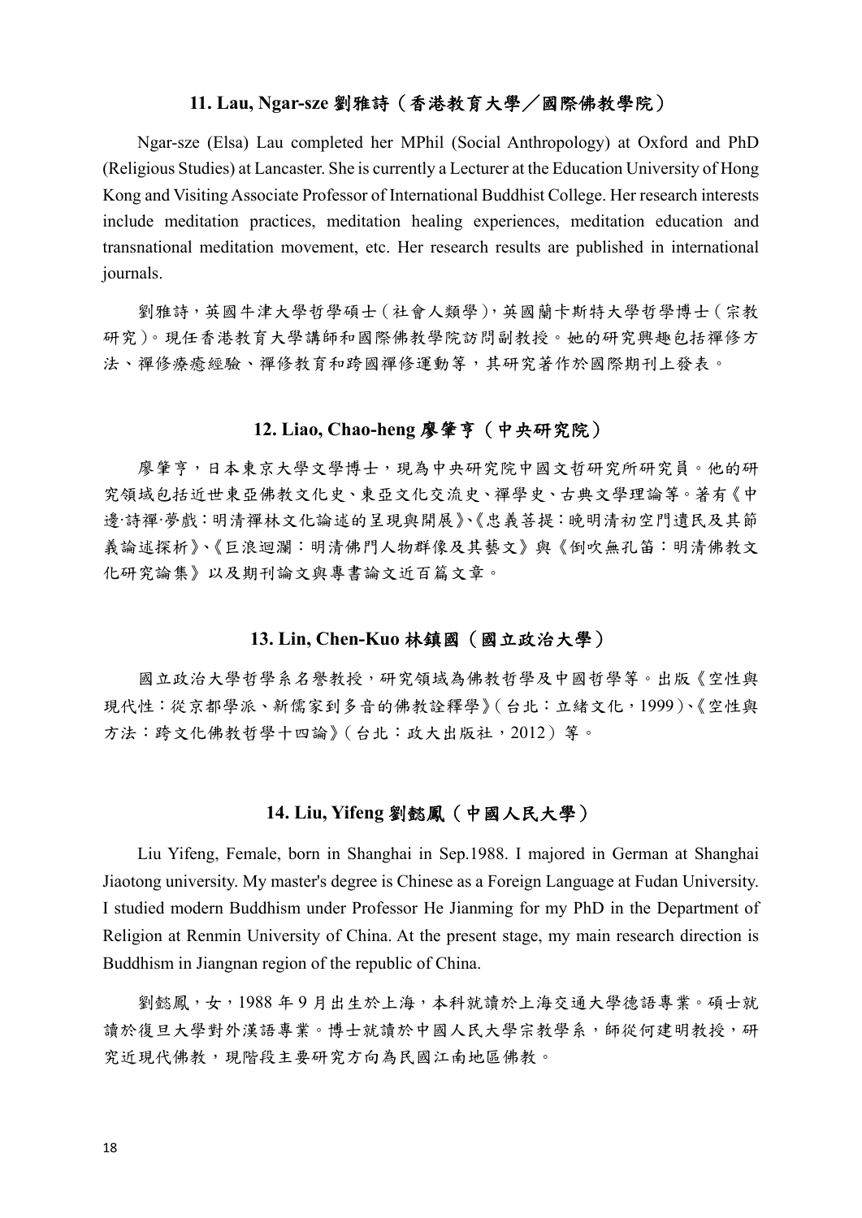### 11. Lau, Ngar-sze 劉雅詩（香港教育大學／國際佛教學院）

Ngar-sze (Elsa) Lau completed her MPhil (Social Anthropology) at Oxford and PhD (Religious Studies) at Lancaster. She is currently a Lecturer at the Education University of Hong Kong and Visiting Associate Professor of International Buddhist College. Her research interests include meditation practices, meditation healing experiences, meditation education and transnational meditation movement, etc. Her research results are published in international journals.

劉雅詩，英國牛津大學哲學碩士（社會人類學），英國蘭卡斯特大學哲學博士（宗教研究）。現任香港教育大學講師和國際佛教學院訪問副教授。她的研究興趣包括禪修方法、禪修療癒經驗、禪修教育和跨國禪修運動等，其研究著作於國際期刊上發表。

### 12. Liao, Chao-heng 廖肇亨（中央研究院）

廖肇亨，日本東京大學文學博士，現為中央研究院中國文哲研究所研究員。他的研究領域包括近世東亞佛教文化史、東亞文化交流史、禪學史、古典文學理論等。著有《中邊·詩禪·夢戲：明清禪林文化論述的呈現與開展》、《忠義菩提：晚明清初空門遺民及其節義論述探析》、《巨浪迴瀾：明清佛門人物群像及其藝文》與《倒吹無孔笛：明清佛教文化研究論集》以及期刊論文與專書論文近百篇文章。

### 13. Lin, Chen-Kuo 林鎮國（國立政治大學）

國立政治大學哲學系名譽教授，研究領域為佛教哲學及中國哲學等。出版《空性與現代性：從京都學派、新儒家到多音的佛教詮釋學》（台北：立緒文化，1999）、《空性與方法：跨文化佛教哲學十四論》（台北：政大出版社，2012）等。

### 14. Liu, Yifeng 劉懿鳳（中國人民大學）

Liu Yifeng, Female, born in Shanghai in Sep.1988. I majored in German at Shanghai Jiaotong university. My master's degree is Chinese as a Foreign Language at Fudan University. I studied modern Buddhism under Professor He Jianming for my PhD in the Department of Religion at Renmin University of China. At the present stage, my main research direction is Buddhism in Jiangnan region of the republic of China.

劉懿鳳，女，1988 年 9 月出生於上海，本科就讀於上海交通大學德語專業。碩士就讀於復旦大學對外漢語專業。博士就讀於中國人民大學宗教學系，師從何建明教授，研究近現代佛教，現階段主要研究方向為民國江南地區佛教。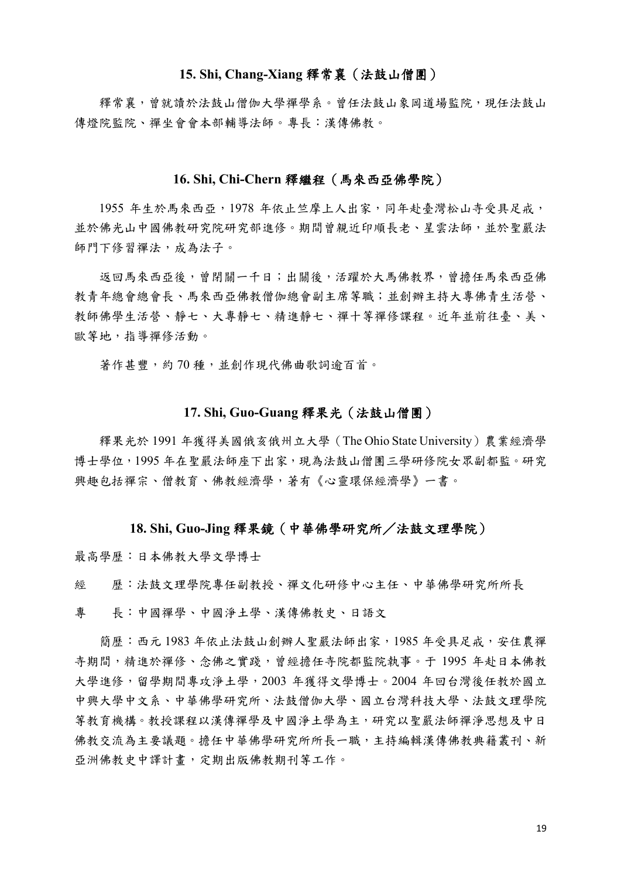### 15. Shi, Chang-Xiang 釋常襄（法鼓山僧團）

釋常襄，曾就讀於法鼓山僧伽大學禪學系。曾任法鼓山象岡道場監院，現任法鼓山傳燈院監院、禪坐會會本部輔導法師。專長：漢傳佛教。

### 16. Shi, Chi-Chern 釋繼程（馬來西亞佛學院）

1955 年生於馬來西亞，1978 年依止竺摩上人出家，同年赴臺灣松山寺受具足戒，並於佛光山中國佛教研究院研究部進修。期間曾親近印順長老、星雲法師，並於聖嚴法師門下修習禪法，成為法子。

返回馬來西亞後，曾閉關一千日；出關後，活躍於大馬佛教界，曾擔任馬來西亞佛教青年總會總會長、馬來西亞佛教僧伽總會副主席等職；並創辦主持大專佛青生活營、教師佛學生活營、静七、大專静七、精進静七、禪十等禪修課程。近年並前往臺、美、歐等地，指導禪修活動。

著作甚豐，約 70 種，並創作現代佛曲歌詞逾百首。

### 17. Shi, Guo-Guang 釋果光（法鼓山僧團）

釋果光於 1991 年獲得美國俄亥俄州立大學（The Ohio State University）農業經濟學博士學位，1995 年在聖嚴法師座下出家，現為法鼓山僧團三學研修院女眾副都監。研究興趣包括禪宗、僧教育、佛教經濟學，著有《心靈環保經濟學》一書。

### 18. Shi, Guo-Jing 釋果鏡（中華佛學研究所／法鼓文理學院）

最高學歷：日本佛教大學文學博士

經　歷：法鼓文理學院專任副教授、禪文化研修中心主任、中華佛學研究所所長

專　長：中國禪學、中國淨土學、漢傳佛教史、日語文

簡歷：西元 1983 年依止法鼓山創辦人聖嚴法師出家，1985 年受具足戒，安住農禪寺期間，精進於禪修、念佛之實踐，曾經擔任寺院都監院執事。于 1995 年赴日本佛教大學進修，留學期間專攻淨土學，2003 年獲得文學博士。2004 年回台灣後任教於國立中興大學中文系、中華佛學研究所、法鼓僧伽大學、國立台灣科技大學、法鼓文理學院等教育機構。教授課程以漢傳禪學及中國淨土學為主，研究以聖嚴法師禪淨思想及中日佛教交流為主要議題。擔任中華佛學研究所所長一職，主持編輯漢傳佛教典籍叢刊、新亞洲佛教史中譯計畫，定期出版佛教期刊等工作。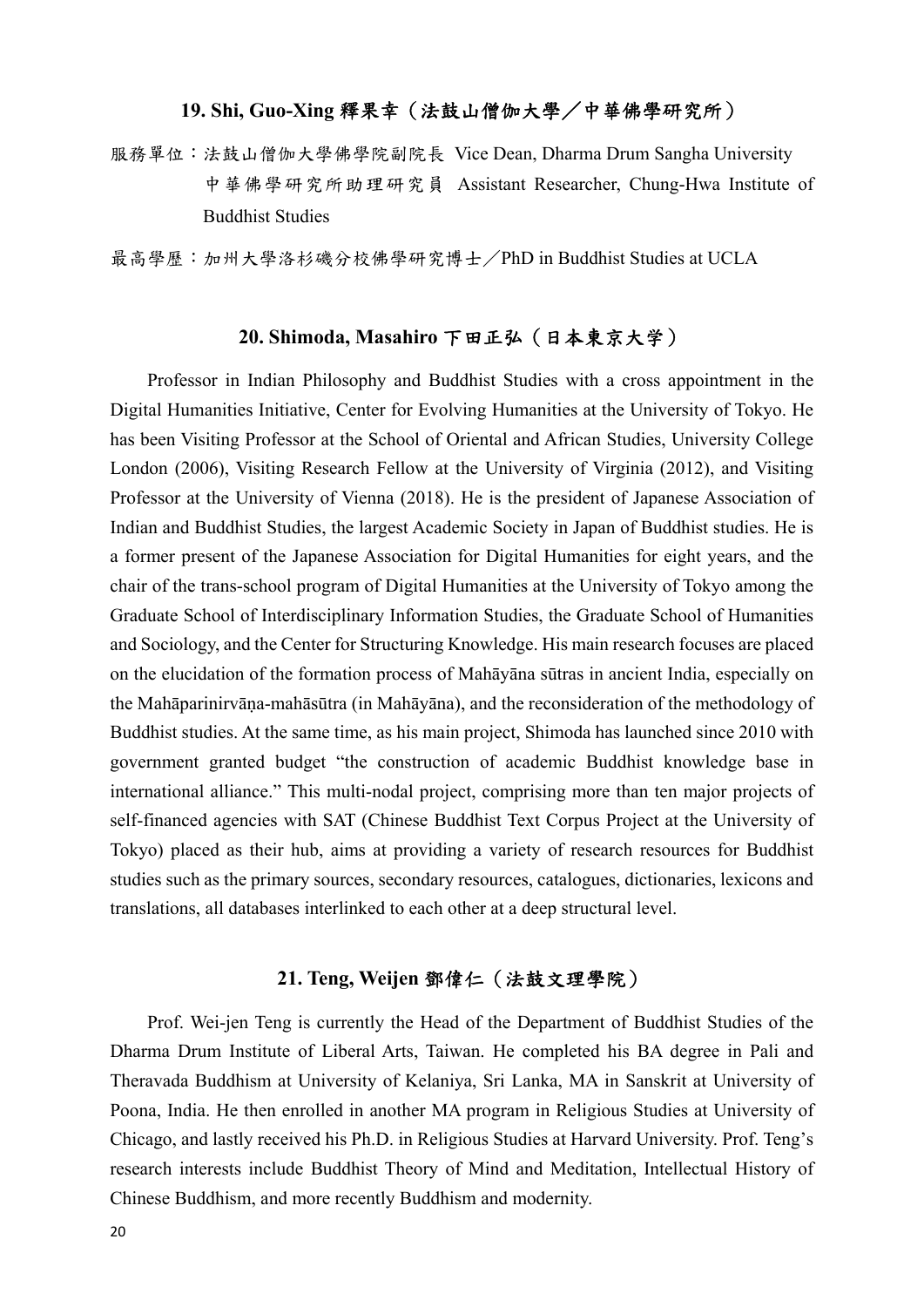## 19. Shi, Guo-Xing 釋果幸（法鼓山僧伽大學／中華佛學研究所）

服務單位：法鼓山僧伽大學佛學院副院長 Vice Dean, Dharma Drum Sangha University
　　　　　中華佛學研究所助理研究員 Assistant Researcher, Chung-Hwa Institute of Buddhist Studies

最高學歷：加州大學洛杉磯分校佛學研究博士／PhD in Buddhist Studies at UCLA

## 20. Shimoda, Masahiro 下田正弘（日本東京大学）

Professor in Indian Philosophy and Buddhist Studies with a cross appointment in the Digital Humanities Initiative, Center for Evolving Humanities at the University of Tokyo. He has been Visiting Professor at the School of Oriental and African Studies, University College London (2006), Visiting Research Fellow at the University of Virginia (2012), and Visiting Professor at the University of Vienna (2018). He is the president of Japanese Association of Indian and Buddhist Studies, the largest Academic Society in Japan of Buddhist studies. He is a former present of the Japanese Association for Digital Humanities for eight years, and the chair of the trans-school program of Digital Humanities at the University of Tokyo among the Graduate School of Interdisciplinary Information Studies, the Graduate School of Humanities and Sociology, and the Center for Structuring Knowledge. His main research focuses are placed on the elucidation of the formation process of Mahāyāna sūtras in ancient India, especially on the Mahāparinirvāṇa-mahāsūtra (in Mahāyāna), and the reconsideration of the methodology of Buddhist studies. At the same time, as his main project, Shimoda has launched since 2010 with government granted budget "the construction of academic Buddhist knowledge base in international alliance." This multi-nodal project, comprising more than ten major projects of self-financed agencies with SAT (Chinese Buddhist Text Corpus Project at the University of Tokyo) placed as their hub, aims at providing a variety of research resources for Buddhist studies such as the primary sources, secondary resources, catalogues, dictionaries, lexicons and translations, all databases interlinked to each other at a deep structural level.

## 21. Teng, Weijen 鄧偉仁（法鼓文理學院）

Prof. Wei-jen Teng is currently the Head of the Department of Buddhist Studies of the Dharma Drum Institute of Liberal Arts, Taiwan. He completed his BA degree in Pali and Theravada Buddhism at University of Kelaniya, Sri Lanka, MA in Sanskrit at University of Poona, India. He then enrolled in another MA program in Religious Studies at University of Chicago, and lastly received his Ph.D. in Religious Studies at Harvard University. Prof. Teng's research interests include Buddhist Theory of Mind and Meditation, Intellectual History of Chinese Buddhism, and more recently Buddhism and modernity.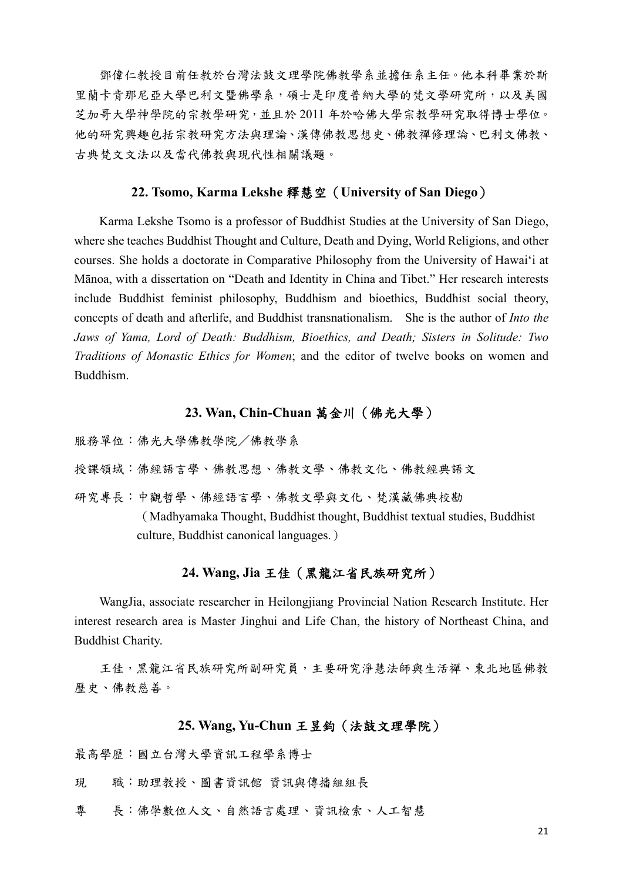鄧偉仁教授目前任教於台灣法鼓文理學院佛教學系並擔任系主任。他本科畢業於斯里蘭卡肯那尼亞大學巴利文暨佛學系，碩士是印度普納大學的梵文學研究所，以及美國芝加哥大學神學院的宗教學研究，並且於 2011 年於哈佛大學宗教學研究取得博士學位。他的研究興趣包括宗教研究方法與理論、漢傳佛教思想史、佛教禪修理論、巴利文佛教、古典梵文文法以及當代佛教與現代性相關議題。

### 22. Tsomo, Karma Lekshe 釋慧空（University of San Diego）

Karma Lekshe Tsomo is a professor of Buddhist Studies at the University of San Diego, where she teaches Buddhist Thought and Culture, Death and Dying, World Religions, and other courses. She holds a doctorate in Comparative Philosophy from the University of Hawaiʻi at Mānoa, with a dissertation on "Death and Identity in China and Tibet." Her research interests include Buddhist feminist philosophy, Buddhism and bioethics, Buddhist social theory, concepts of death and afterlife, and Buddhist transnationalism. She is the author of *Into the Jaws of Yama, Lord of Death: Buddhism, Bioethics, and Death; Sisters in Solitude: Two Traditions of Monastic Ethics for Women*; and the editor of twelve books on women and Buddhism.

### 23. Wan, Chin-Chuan 萬金川（佛光大學）

服務單位：佛光大學佛教學院／佛教學系

授課領域：佛經語言學、佛教思想、佛教文學、佛教文化、佛教經典語文

研究專長：中觀哲學、佛經語言學、佛教文學與文化、梵漢藏佛典校勘
（Madhyamaka Thought, Buddhist thought, Buddhist textual studies, Buddhist culture, Buddhist canonical languages.）

### 24. Wang, Jia 王佳（黑龍江省民族研究所）

WangJia, associate researcher in Heilongjiang Provincial Nation Research Institute. Her interest research area is Master Jinghui and Life Chan, the history of Northeast China, and Buddhist Charity.

王佳，黑龍江省民族研究所副研究員，主要研究淨慧法師與生活禪、東北地區佛教歷史、佛教慈善。

### 25. Wang, Yu-Chun 王昱鈞（法鼓文理學院）

最高學歷：國立台灣大學資訊工程學系博士

現　　職：助理教授、圖書資訊館 資訊與傳播組組長

專　　長：佛學數位人文、自然語言處理、資訊檢索、人工智慧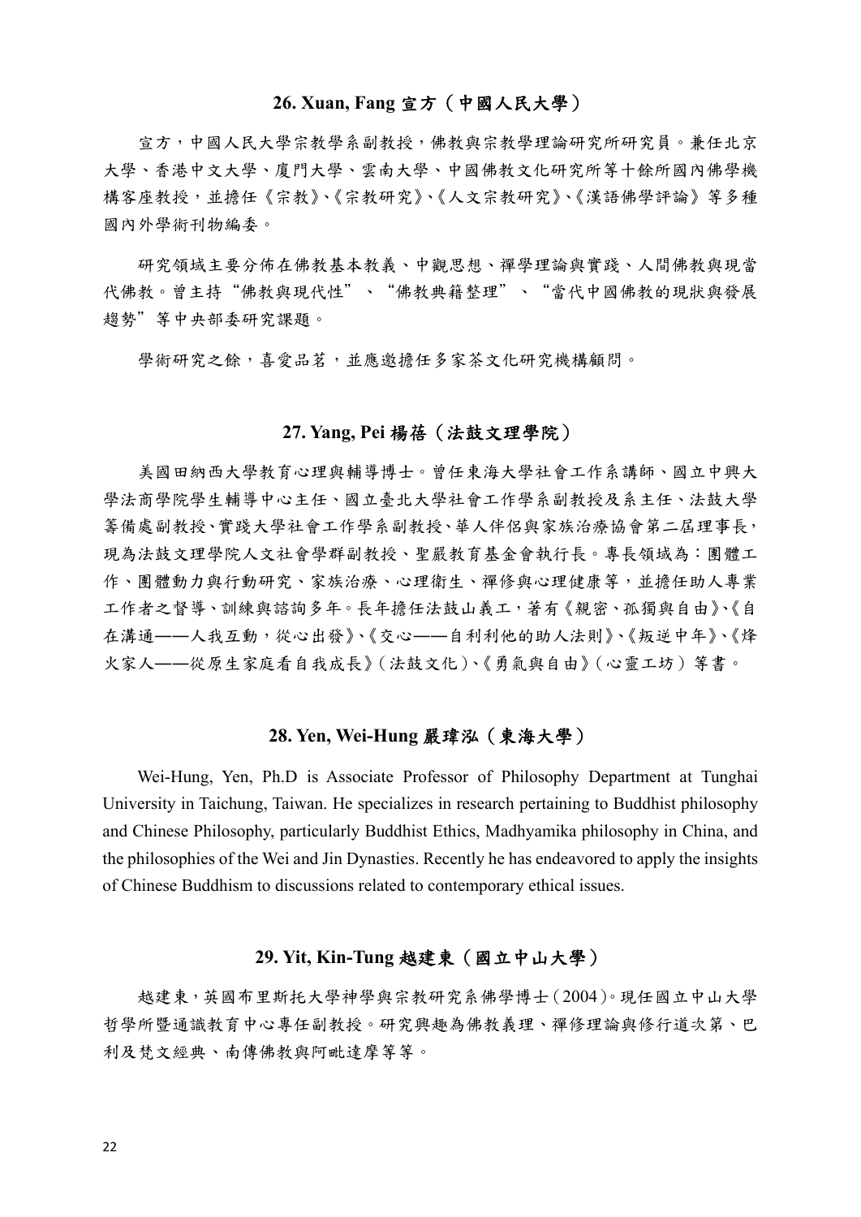### 26. Xuan, Fang 宣方（中國人民大學）

宣方，中國人民大學宗教學系副教授，佛教與宗教學理論研究所研究員。兼任北京大學、香港中文大學、廈門大學、雲南大學、中國佛教文化研究所等十餘所國內佛學機構客座教授，並擔任《宗教》、《宗教研究》、《人文宗教研究》、《漢語佛學評論》等多種國內外學術刊物編委。

研究領域主要分佈在佛教基本教義、中觀思想、禪學理論與實踐、人間佛教與現當代佛教。曾主持“佛教與現代性”、“佛教典籍整理”、“當代中國佛教的現狀與發展趨勢”等中央部委研究課題。

學術研究之餘，喜愛品茗，並應邀擔任多家茶文化研究機構顧問。

### 27. Yang, Pei 楊蓓（法鼓文理學院）

美國田納西大學教育心理與輔導博士。曾任東海大學社會工作系講師、國立中興大學法商學院學生輔導中心主任、國立臺北大學社會工作學系副教授及系主任、法鼓大學籌備處副教授、實踐大學社會工作學系副教授、華人伴侶與家族治療協會第二屆理事長，現為法鼓文理學院人文社會學群副教授、聖嚴教育基金會執行長。專長領域為：團體工作、團體動力與行動研究、家族治療、心理衛生、禪修與心理健康等，並擔任助人專業工作者之督導、訓練與諮詢多年。長年擔任法鼓山義工，著有《親密、孤獨與自由》、《自在溝通——人我互動，從心出發》、《交心——自利利他的助人法則》、《叛逆中年》、《烽火家人——從原生家庭看自我成長》（法鼓文化）、《勇氣與自由》（心靈工坊）等書。

### 28. Yen, Wei-Hung 嚴瑋泓（東海大學）

Wei-Hung, Yen, Ph.D is Associate Professor of Philosophy Department at Tunghai University in Taichung, Taiwan. He specializes in research pertaining to Buddhist philosophy and Chinese Philosophy, particularly Buddhist Ethics, Madhyamika philosophy in China, and the philosophies of the Wei and Jin Dynasties. Recently he has endeavored to apply the insights of Chinese Buddhism to discussions related to contemporary ethical issues.

### 29. Yit, Kin-Tung 越建東（國立中山大學）

越建東，英國布里斯托大學神學與宗教研究系佛學博士（2004）。現任國立中山大學哲學所暨通識教育中心專任副教授。研究興趣為佛教義理、禪修理論與修行道次第、巴利及梵文經典、南傳佛教與阿毗達摩等等。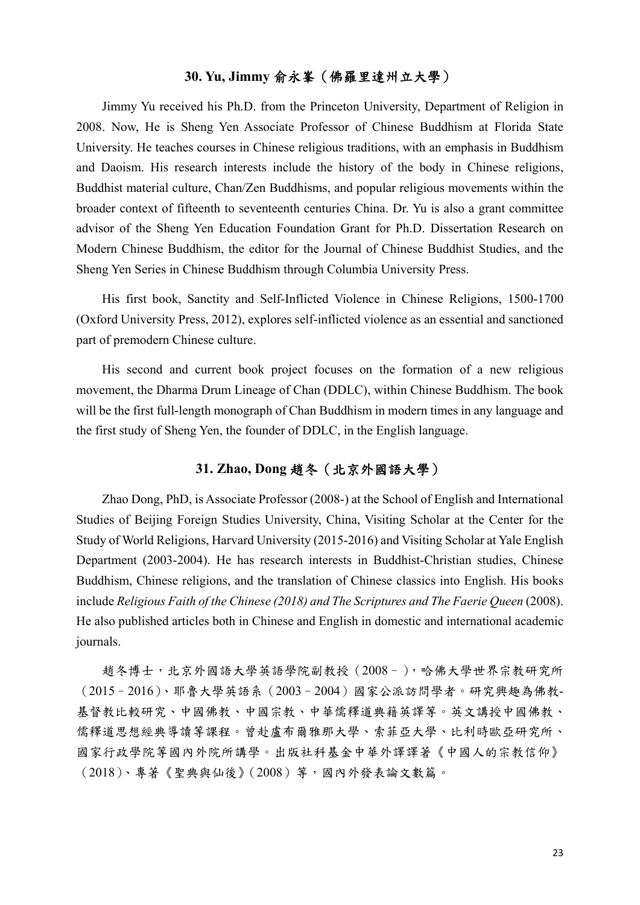### 30. Yu, Jimmy 俞永峯（佛羅里達州立大學）

Jimmy Yu received his Ph.D. from the Princeton University, Department of Religion in 2008. Now, He is Sheng Yen Associate Professor of Chinese Buddhism at Florida State University. He teaches courses in Chinese religious traditions, with an emphasis in Buddhism and Daoism. His research interests include the history of the body in Chinese religions, Buddhist material culture, Chan/Zen Buddhisms, and popular religious movements within the broader context of fifteenth to seventeenth centuries China. Dr. Yu is also a grant committee advisor of the Sheng Yen Education Foundation Grant for Ph.D. Dissertation Research on Modern Chinese Buddhism, the editor for the Journal of Chinese Buddhist Studies, and the Sheng Yen Series in Chinese Buddhism through Columbia University Press.

His first book, Sanctity and Self-Inflicted Violence in Chinese Religions, 1500-1700 (Oxford University Press, 2012), explores self-inflicted violence as an essential and sanctioned part of premodern Chinese culture.

His second and current book project focuses on the formation of a new religious movement, the Dharma Drum Lineage of Chan (DDLC), within Chinese Buddhism. The book will be the first full-length monograph of Chan Buddhism in modern times in any language and the first study of Sheng Yen, the founder of DDLC, in the English language.

### 31. Zhao, Dong 趙冬（北京外國語大學）

Zhao Dong, PhD, is Associate Professor (2008-) at the School of English and International Studies of Beijing Foreign Studies University, China, Visiting Scholar at the Center for the Study of World Religions, Harvard University (2015-2016) and Visiting Scholar at Yale English Department (2003-2004). He has research interests in Buddhist-Christian studies, Chinese Buddhism, Chinese religions, and the translation of Chinese classics into English. His books include *Religious Faith of the Chinese (2018) and The Scriptures and The Faerie Queen* (2008). He also published articles both in Chinese and English in domestic and international academic journals.

趙冬博士，北京外國語大學英語學院副教授（2008－），哈佛大學世界宗教研究所（2015－2016）、耶魯大學英語系（2003－2004）國家公派訪問學者。研究興趣為佛教-基督教比較研究、中國佛教、中國宗教、中華儒釋道典籍英譯等。英文講授中國佛教、儒釋道思想經典導讀等課程。曾赴盧布爾雅那大學、索菲亞大學、比利時歐亞研究所、國家行政學院等國內外院所講學。出版社科基金中華外譯譯著《中國人的宗教信仰》（2018）、專著《聖典與仙後》（2008）等，國內外發表論文數篇。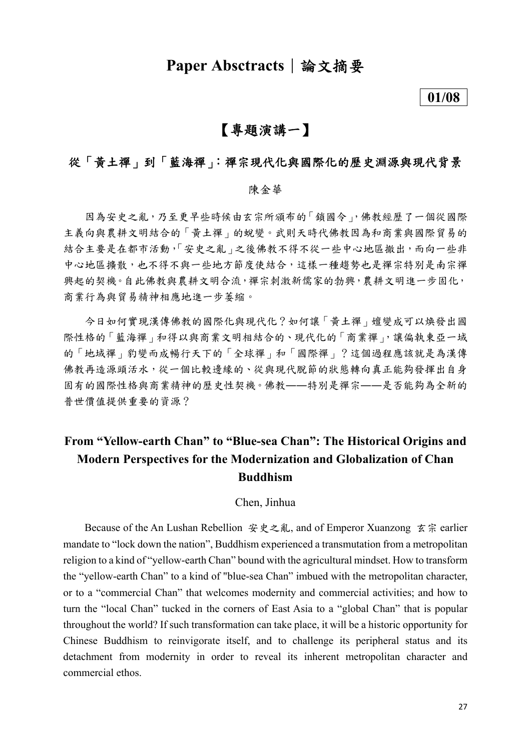# Paper Absctracts｜論文摘要

**01/08**

## 【專題演講一】

### 從「黃土禪」到「藍海禪」：禪宗現代化與國際化的歷史淵源與現代背景

陳金華

因為安史之亂，乃至更早些時候由玄宗所頒布的「鎖國令」，佛教經歷了一個從國際主義向與農耕文明結合的「黃土禪」的蛻變。武則天時代佛教因為和商業與國際貿易的結合主要是在都市活動，「安史之亂」之後佛教不得不從一些中心地區撤出，而向一些非中心地區擴散，也不得不與一些地方節度使結合，這樣一種趨勢也是禪宗特別是南宗禪興起的契機。自此佛教與農耕文明合流，禪宗刺激新儒家的勃興，農耕文明進一步固化，商業行為與貿易精神相應地進一步萎縮。

今日如何實現漢傳佛教的國際化與現代化？如何讓「黃土禪」嬗變成可以煥發出國際性格的「藍海禪」和得以與商業文明相結合的、現代化的「商業禪」，讓偏執東亞一域的「地域禪」豹變而成暢行天下的「全球禪」和「國際禪」？這個過程應該就是為漢傳佛教再造源頭活水，從一個比較邊緣的、從與現代脫節的狀態轉向真正能夠發揮出自身固有的國際性格與商業精神的歷史性契機。佛教——特別是禪宗——是否能夠為全新的普世價值提供重要的資源？

### From "Yellow-earth Chan" to "Blue-sea Chan": The Historical Origins and Modern Perspectives for the Modernization and Globalization of Chan Buddhism

Chen, Jinhua

Because of the An Lushan Rebellion 安史之亂, and of Emperor Xuanzong 玄宗 earlier mandate to "lock down the nation", Buddhism experienced a transmutation from a metropolitan religion to a kind of "yellow-earth Chan" bound with the agricultural mindset. How to transform the "yellow-earth Chan" to a kind of "blue-sea Chan" imbued with the metropolitan character, or to a "commercial Chan" that welcomes modernity and commercial activities; and how to turn the "local Chan" tucked in the corners of East Asia to a "global Chan" that is popular throughout the world? If such transformation can take place, it will be a historic opportunity for Chinese Buddhism to reinvigorate itself, and to challenge its peripheral status and its detachment from modernity in order to reveal its inherent metropolitan character and commercial ethos.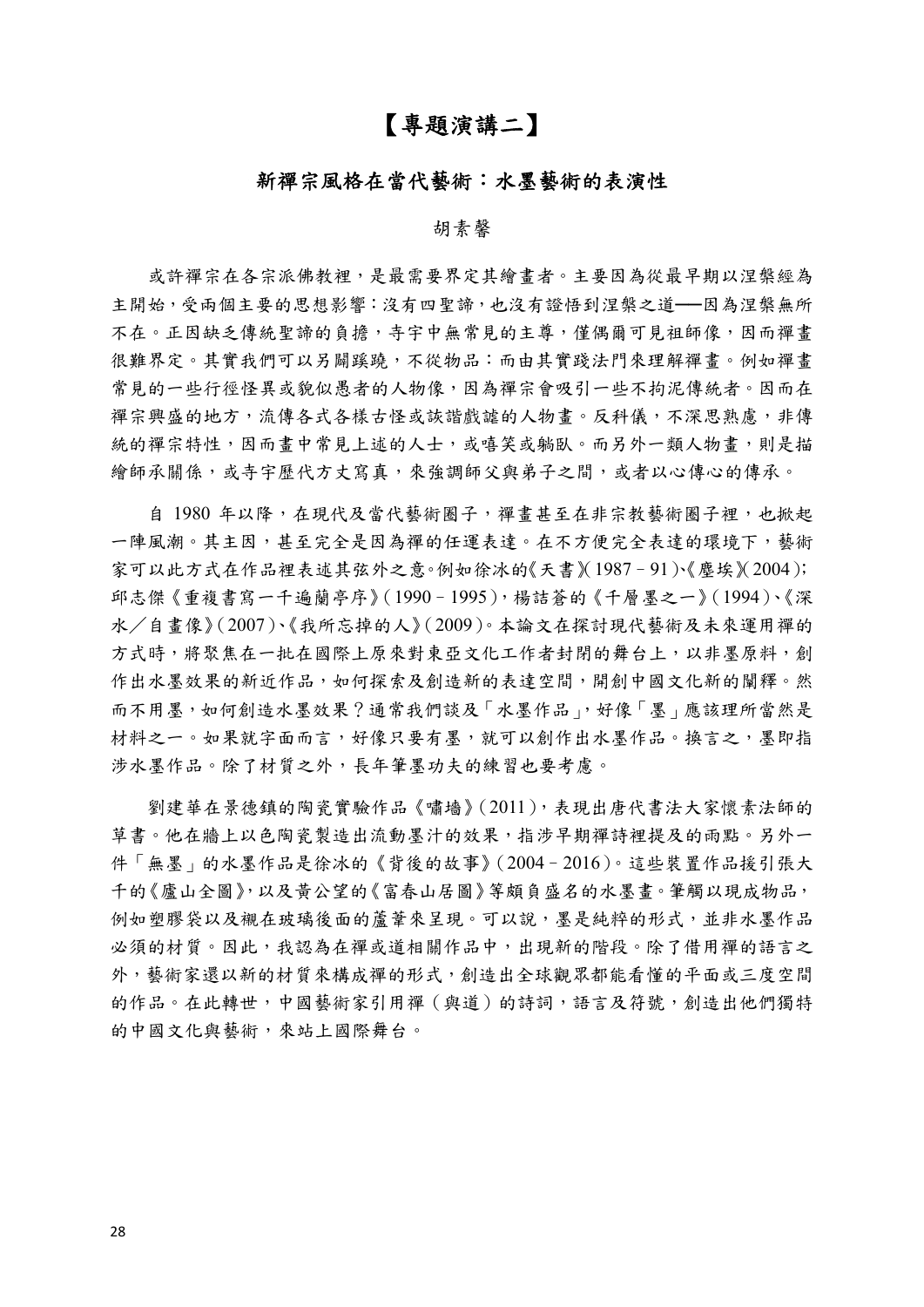# 【專題演講二】

## 新禪宗風格在當代藝術：水墨藝術的表演性

胡素馨

或許禪宗在各宗派佛教裡，是最需要界定其繪畫者。主要因為從最早期以涅槃經為主開始，受兩個主要的思想影響：沒有四聖諦，也沒有證悟到涅槃之道──因為涅槃無所不在。正因缺乏傳統聖諦的負擔，寺宇中無常見的主尊，僅偶爾可見祖師像，因而禪畫很難界定。其實我們可以另闢蹊蹺，不從物品；而由其實踐法門來理解禪畫。例如禪畫常見的一些行徑怪異或貌似愚者的人物像，因為禪宗會吸引一些不拘泥傳統者。因而在禪宗興盛的地方，流傳各式各樣古怪或詼諧戲謔的人物畫。反科儀，不深思熟慮，非傳統的禪宗特性，因而畫中常見上述的人士，或嘻笑或躺臥。而另外一類人物畫，則是描繪師承關係，或寺宇歷代方丈寫真，來強調師父與弟子之間，或者以心傳心的傳承。

自 1980 年以降，在現代及當代藝術圈子，禪畫甚至在非宗教藝術圈子裡，也掀起一陣風潮。其主因，甚至完全是因為禪的任運表達。在不方便完全表達的環境下，藝術家可以此方式在作品裡表述其弦外之意。例如徐冰的《天書》(1987－91)、《塵埃》(2004)；邱志傑《重複書寫一千遍蘭亭序》(1990－1995)，楊詰蒼的《千層墨之一》(1994)、《深水／自畫像》(2007)、《我所忘掉的人》(2009)。本論文在探討現代藝術及未來運用禪的方式時，將聚焦在一批在國際上原來對東亞文化工作者封閉的舞台上，以非墨原料，創作出水墨效果的新近作品，如何探索及創造新的表達空間，開創中國文化新的闡釋。然而不用墨，如何創造水墨效果？通常我們談及「水墨作品」，好像「墨」應該理所當然是材料之一。如果就字面而言，好像只要有墨，就可以創作出水墨作品。換言之，墨即指涉水墨作品。除了材質之外，長年筆墨功夫的練習也要考慮。

劉建華在景德鎮的陶瓷實驗作品《嘯墻》(2011)，表現出唐代書法大家懷素法師的草書。他在牆上以色陶瓷製造出流動墨汁的效果，指涉早期禪詩裡提及的雨點。另外一件「無墨」的水墨作品是徐冰的《背後的故事》(2004－2016)。這些裝置作品援引張大千的《廬山全圖》，以及黃公望的《富春山居圖》等頗負盛名的水墨畫。筆觸以現成物品，例如塑膠袋以及襯在玻璃後面的蘆葦來呈現。可以說，墨是純粹的形式，並非水墨作品必須的材質。因此，我認為在禪或道相關作品中，出現新的階段。除了借用禪的語言之外，藝術家還以新的材質來構成禪的形式，創造出全球觀眾都能看懂的平面或三度空間的作品。在此轉世，中國藝術家引用禪（與道）的詩詞，語言及符號，創造出他們獨特的中國文化與藝術，來站上國際舞台。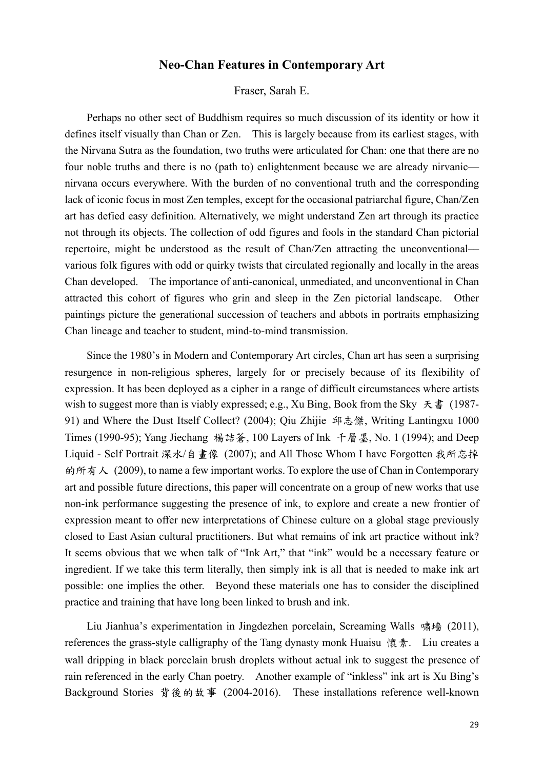## Neo-Chan Features in Contemporary Art

Fraser, Sarah E.

Perhaps no other sect of Buddhism requires so much discussion of its identity or how it defines itself visually than Chan or Zen. This is largely because from its earliest stages, with the Nirvana Sutra as the foundation, two truths were articulated for Chan: one that there are no four noble truths and there is no (path to) enlightenment because we are already nirvanic—nirvana occurs everywhere. With the burden of no conventional truth and the corresponding lack of iconic focus in most Zen temples, except for the occasional patriarchal figure, Chan/Zen art has defied easy definition. Alternatively, we might understand Zen art through its practice not through its objects. The collection of odd figures and fools in the standard Chan pictorial repertoire, might be understood as the result of Chan/Zen attracting the unconventional—various folk figures with odd or quirky twists that circulated regionally and locally in the areas Chan developed. The importance of anti-canonical, unmediated, and unconventional in Chan attracted this cohort of figures who grin and sleep in the Zen pictorial landscape. Other paintings picture the generational succession of teachers and abbots in portraits emphasizing Chan lineage and teacher to student, mind-to-mind transmission.

Since the 1980's in Modern and Contemporary Art circles, Chan art has seen a surprising resurgence in non-religious spheres, largely for or precisely because of its flexibility of expression. It has been deployed as a cipher in a range of difficult circumstances where artists wish to suggest more than is viably expressed; e.g., Xu Bing, Book from the Sky 天書 (1987-91) and Where the Dust Itself Collect? (2004); Qiu Zhijie 邱志傑, Writing Lantingxu 1000 Times (1990-95); Yang Jiechang 楊詰蒼, 100 Layers of Ink 千層墨, No. 1 (1994); and Deep Liquid - Self Portrait 深水/自畫像 (2007); and All Those Whom I have Forgotten 我所忘掉的所有人 (2009), to name a few important works. To explore the use of Chan in Contemporary art and possible future directions, this paper will concentrate on a group of new works that use non-ink performance suggesting the presence of ink, to explore and create a new frontier of expression meant to offer new interpretations of Chinese culture on a global stage previously closed to East Asian cultural practitioners. But what remains of ink art practice without ink? It seems obvious that we when talk of "Ink Art," that "ink" would be a necessary feature or ingredient. If we take this term literally, then simply ink is all that is needed to make ink art possible: one implies the other. Beyond these materials one has to consider the disciplined practice and training that have long been linked to brush and ink.

Liu Jianhua's experimentation in Jingdezhen porcelain, Screaming Walls 嘯墻 (2011), references the grass-style calligraphy of the Tang dynasty monk Huaisu 懷素. Liu creates a wall dripping in black porcelain brush droplets without actual ink to suggest the presence of rain referenced in the early Chan poetry. Another example of "inkless" ink art is Xu Bing's Background Stories 背後的故事 (2004-2016). These installations reference well-known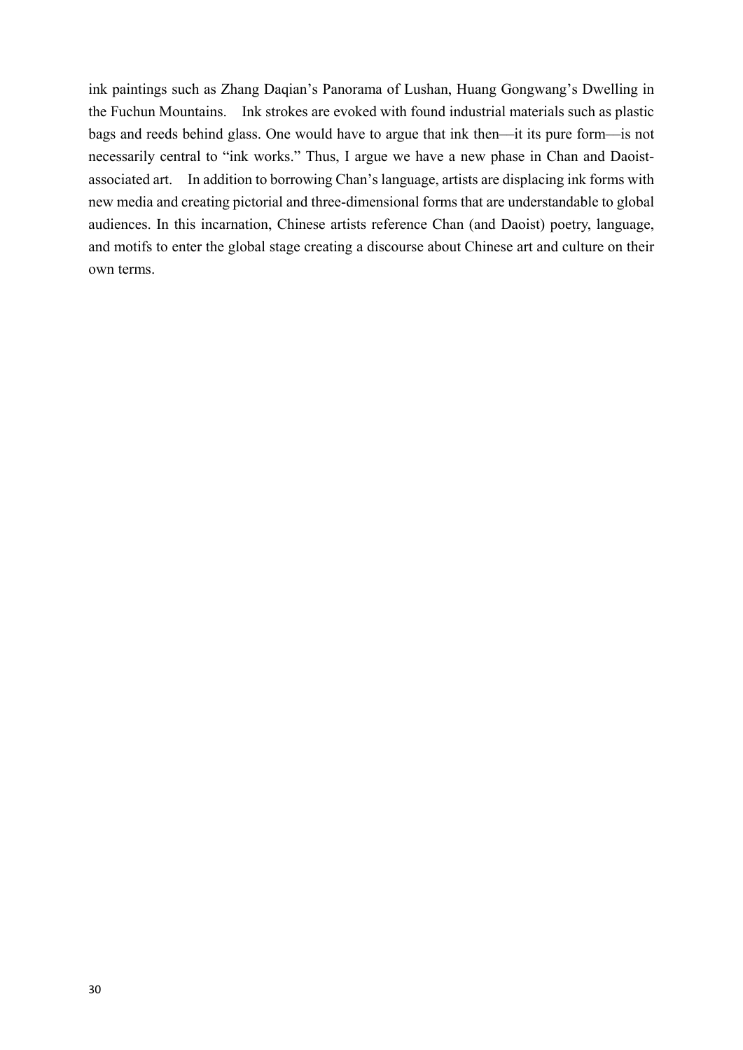ink paintings such as Zhang Daqian's Panorama of Lushan, Huang Gongwang's Dwelling in the Fuchun Mountains. Ink strokes are evoked with found industrial materials such as plastic bags and reeds behind glass. One would have to argue that ink then—it its pure form—is not necessarily central to "ink works." Thus, I argue we have a new phase in Chan and Daoist-associated art. In addition to borrowing Chan's language, artists are displacing ink forms with new media and creating pictorial and three-dimensional forms that are understandable to global audiences. In this incarnation, Chinese artists reference Chan (and Daoist) poetry, language, and motifs to enter the global stage creating a discourse about Chinese art and culture on their own terms.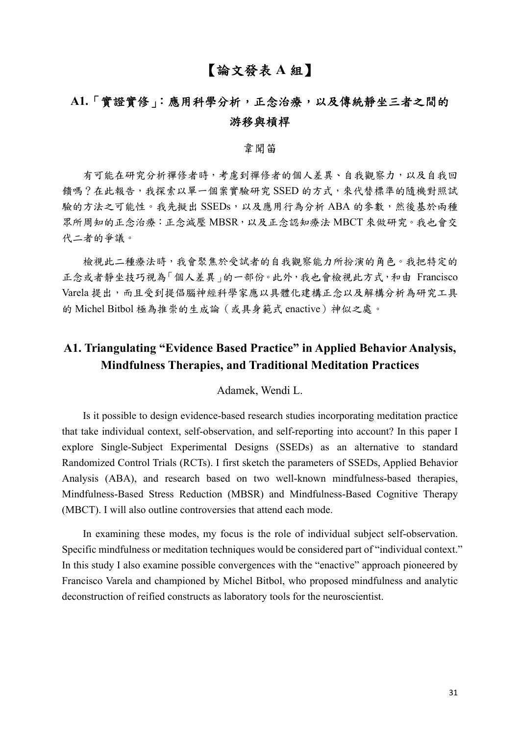# 【論文發表 A 組】

## A1.「實證實修」：應用科學分析，正念治療，以及傳統靜坐三者之間的游移與槓桿

韋聞笛

有可能在研究分析禪修者時，考慮到禪修者的個人差異、自我觀察力，以及自我回饋嗎？在此報告，我探索以單一個案實驗研究 SSED 的方式，來代替標準的隨機對照試驗的方法之可能性。我先擬出 SSEDs，以及應用行為分析 ABA 的參數，然後基於兩種眾所周知的正念治療：正念減壓 MBSR，以及正念認知療法 MBCT 來做研究。我也會交代二者的爭議。

檢視此二種療法時，我會聚焦於受試者的自我觀察能力所扮演的角色。我把特定的正念或者靜坐技巧視為「個人差異」的一部份。此外，我也會檢視此方式，和由 Francisco Varela 提出，而且受到提倡腦神經科學家應以具體化建構正念以及解構分析為研究工具的 Michel Bitbol 極為推崇的生成論（或具身範式 enactive）神似之處。

## A1. Triangulating "Evidence Based Practice" in Applied Behavior Analysis, Mindfulness Therapies, and Traditional Meditation Practices

Adamek, Wendi L.

Is it possible to design evidence-based research studies incorporating meditation practice that take individual context, self-observation, and self-reporting into account? In this paper I explore Single-Subject Experimental Designs (SSEDs) as an alternative to standard Randomized Control Trials (RCTs). I first sketch the parameters of SSEDs, Applied Behavior Analysis (ABA), and research based on two well-known mindfulness-based therapies, Mindfulness-Based Stress Reduction (MBSR) and Mindfulness-Based Cognitive Therapy (MBCT). I will also outline controversies that attend each mode.

In examining these modes, my focus is the role of individual subject self-observation. Specific mindfulness or meditation techniques would be considered part of "individual context." In this study I also examine possible convergences with the "enactive" approach pioneered by Francisco Varela and championed by Michel Bitbol, who proposed mindfulness and analytic deconstruction of reified constructs as laboratory tools for the neuroscientist.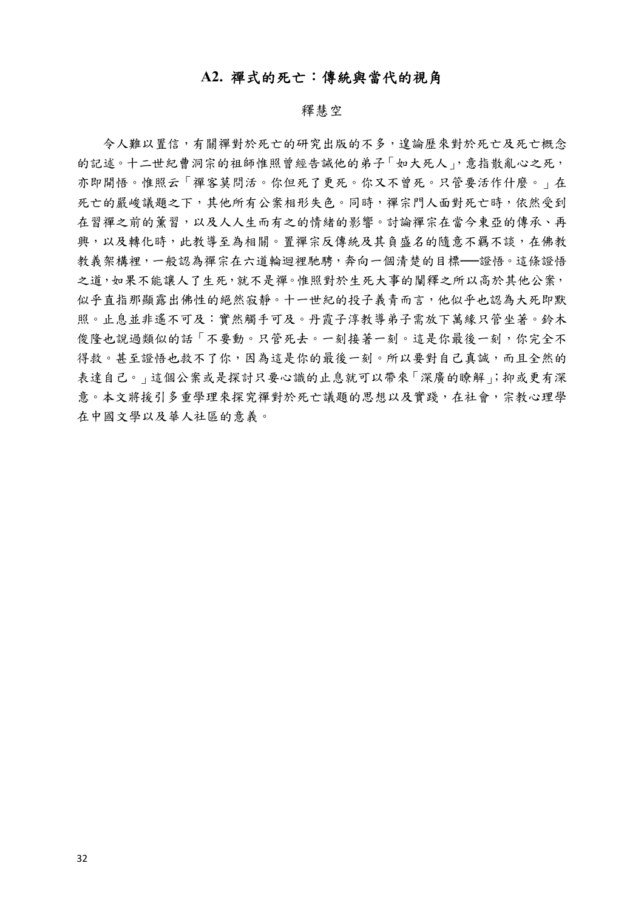## A2. 禪式的死亡：傳統與當代的視角

釋慧空

令人難以置信，有關禪對於死亡的研究出版的不多，遑論歷來對於死亡及死亡概念的記述。十二世紀曹洞宗的祖師惟照曾經告誡他的弟子「如大死人」，意指散亂心之死，亦即開悟。惟照云「禪客莫問活。你但死了更死。你又不曾死。只管要活作什麼。」在死亡的嚴峻議題之下，其他所有公案相形失色。同時，禪宗門人面對死亡時，依然受到在習禪之前的薰習，以及人人生而有之的情緒的影響。討論禪宗在當今東亞的傳承、再興，以及轉化時，此教導至為相關。置禪宗反傳統及其負盛名的隨意不羈不談，在佛教教義架構裡，一般認為禪宗在六道輪迴裡馳騁，奔向一個清楚的目標──證悟。這條證悟之道，如果不能讓人了生死，就不是禪。惟照對於生死大事的闡釋之所以高於其他公案，似乎直指那顯露出佛性的絕然寂靜。十一世紀的投子義青而言，他似乎也認為大死即默照。止息並非遙不可及：實然觸手可及。丹霞子淳教導弟子需放下萬緣只管坐著。鈴木俊隆也說過類似的話「不要動。只管死去。一刻接著一刻。這是你最後一刻，你完全不得救。甚至證悟也救不了你，因為這是你的最後一刻。所以要對自己真誠，而且全然的表達自己。」這個公案或是探討只要心識的止息就可以帶來「深廣的瞭解」；抑或更有深意。本文將援引多重學理來探究禪對於死亡議題的思想以及實踐，在社會，宗教心理學在中國文學以及華人社區的意義。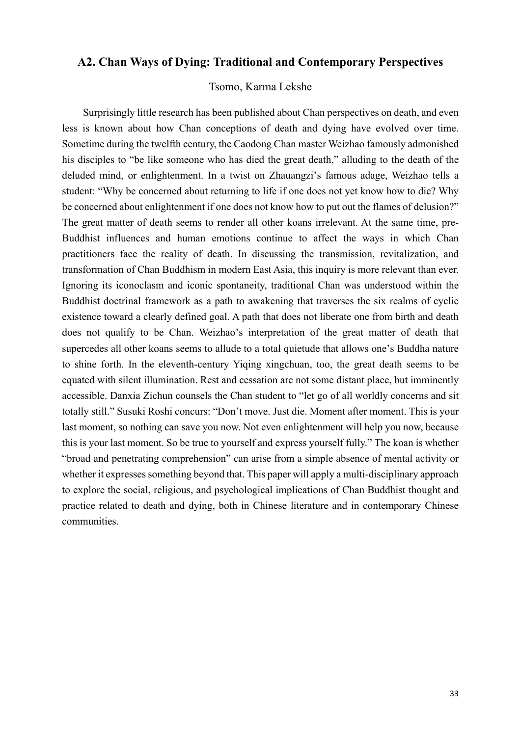## A2. Chan Ways of Dying: Traditional and Contemporary Perspectives

Tsomo, Karma Lekshe

Surprisingly little research has been published about Chan perspectives on death, and even less is known about how Chan conceptions of death and dying have evolved over time. Sometime during the twelfth century, the Caodong Chan master Weizhao famously admonished his disciples to "be like someone who has died the great death," alluding to the death of the deluded mind, or enlightenment. In a twist on Zhauangzi's famous adage, Weizhao tells a student: "Why be concerned about returning to life if one does not yet know how to die? Why be concerned about enlightenment if one does not know how to put out the flames of delusion?" The great matter of death seems to render all other koans irrelevant. At the same time, pre-Buddhist influences and human emotions continue to affect the ways in which Chan practitioners face the reality of death. In discussing the transmission, revitalization, and transformation of Chan Buddhism in modern East Asia, this inquiry is more relevant than ever. Ignoring its iconoclasm and iconic spontaneity, traditional Chan was understood within the Buddhist doctrinal framework as a path to awakening that traverses the six realms of cyclic existence toward a clearly defined goal. A path that does not liberate one from birth and death does not qualify to be Chan. Weizhao's interpretation of the great matter of death that supercedes all other koans seems to allude to a total quietude that allows one's Buddha nature to shine forth. In the eleventh-century Yiqing xingchuan, too, the great death seems to be equated with silent illumination. Rest and cessation are not some distant place, but imminently accessible. Danxia Zichun counsels the Chan student to "let go of all worldly concerns and sit totally still." Susuki Roshi concurs: "Don't move. Just die. Moment after moment. This is your last moment, so nothing can save you now. Not even enlightenment will help you now, because this is your last moment. So be true to yourself and express yourself fully." The koan is whether "broad and penetrating comprehension" can arise from a simple absence of mental activity or whether it expresses something beyond that. This paper will apply a multi-disciplinary approach to explore the social, religious, and psychological implications of Chan Buddhist thought and practice related to death and dying, both in Chinese literature and in contemporary Chinese communities.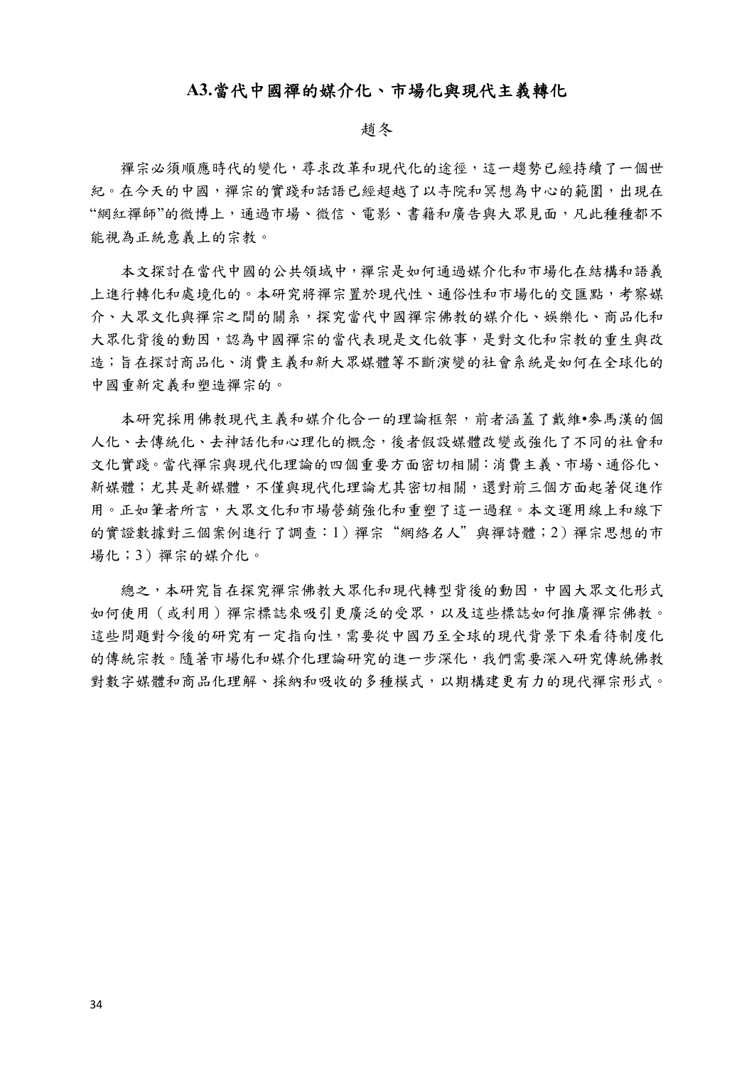## A3.當代中國禪的媒介化、市場化與現代主義轉化

趙冬

禪宗必須順應時代的變化，尋求改革和現代化的途徑，這一趨勢已經持續了一個世紀。在今天的中國，禪宗的實踐和話語已經超越了以寺院和冥想為中心的範圍，出現在“網紅禪師”的微博上，通過市場、微信、電影、書籍和廣告與大眾見面，凡此種種都不能視為正統意義上的宗教。

本文探討在當代中國的公共領域中，禪宗是如何通過媒介化和市場化在結構和語義上進行轉化和處境化的。本研究將禪宗置於現代性、通俗性和市場化的交匯點，考察媒介、大眾文化與禪宗之間的關系，探究當代中國禪宗佛教的媒介化、娛樂化、商品化和大眾化背後的動因，認為中國禪宗的當代表現是文化敘事，是對文化和宗教的重生與改造；旨在探討商品化、消費主義和新大眾媒體等不斷演變的社會系統是如何在全球化的中國重新定義和塑造禪宗的。

本研究採用佛教現代主義和媒介化合一的理論框架，前者涵蓋了戴維•麥馬漢的個人化、去傳統化、去神話化和心理化的概念，後者假設媒體改變或強化了不同的社會和文化實踐。當代禪宗與現代化理論的四個重要方面密切相關：消費主義、市場、通俗化、新媒體；尤其是新媒體，不僅與現代化理論尤其密切相關，還對前三個方面起著促進作用。正如筆者所言，大眾文化和市場營銷強化和重塑了這一過程。本文運用線上和線下的實證數據對三個案例進行了調查：1）禪宗“網絡名人”與禪詩體；2）禪宗思想的市場；3）禪宗的媒介化。

總之，本研究旨在探究禪宗佛教大眾化和現代轉型背後的動因，中國大眾文化形式如何使用（或利用）禪宗標誌來吸引更廣泛的受眾，以及這些標誌如何推廣禪宗佛教。這些問題對今後的研究有一定指向性，需要從中國乃至全球的現代背景下來看待制度化的傳統宗教。隨著市場化和媒介化理論研究的進一步深化，我們需要深入研究傳統佛教對數字媒體和商品化理解、採納和吸收的多種模式，以期構建更有力的現代禪宗形式。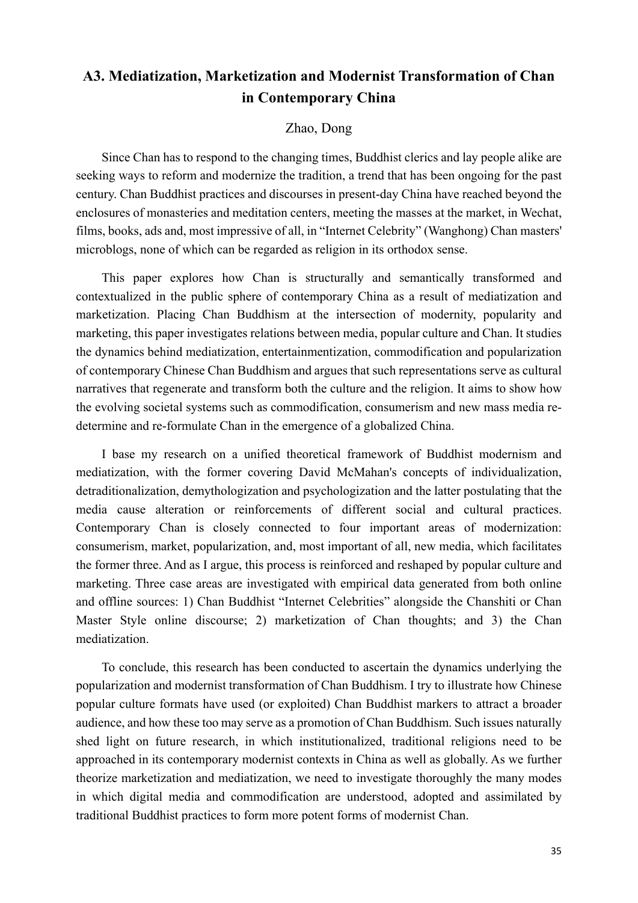## A3. Mediatization, Marketization and Modernist Transformation of Chan in Contemporary China

Zhao, Dong

Since Chan has to respond to the changing times, Buddhist clerics and lay people alike are seeking ways to reform and modernize the tradition, a trend that has been ongoing for the past century. Chan Buddhist practices and discourses in present-day China have reached beyond the enclosures of monasteries and meditation centers, meeting the masses at the market, in Wechat, films, books, ads and, most impressive of all, in "Internet Celebrity" (Wanghong) Chan masters' microblogs, none of which can be regarded as religion in its orthodox sense.

This paper explores how Chan is structurally and semantically transformed and contextualized in the public sphere of contemporary China as a result of mediatization and marketization. Placing Chan Buddhism at the intersection of modernity, popularity and marketing, this paper investigates relations between media, popular culture and Chan. It studies the dynamics behind mediatization, entertainmentization, commodification and popularization of contemporary Chinese Chan Buddhism and argues that such representations serve as cultural narratives that regenerate and transform both the culture and the religion. It aims to show how the evolving societal systems such as commodification, consumerism and new mass media re-determine and re-formulate Chan in the emergence of a globalized China.

I base my research on a unified theoretical framework of Buddhist modernism and mediatization, with the former covering David McMahan's concepts of individualization, detraditionalization, demythologization and psychologization and the latter postulating that the media cause alteration or reinforcements of different social and cultural practices. Contemporary Chan is closely connected to four important areas of modernization: consumerism, market, popularization, and, most important of all, new media, which facilitates the former three. And as I argue, this process is reinforced and reshaped by popular culture and marketing. Three case areas are investigated with empirical data generated from both online and offline sources: 1) Chan Buddhist "Internet Celebrities" alongside the Chanshiti or Chan Master Style online discourse; 2) marketization of Chan thoughts; and 3) the Chan mediatization.

To conclude, this research has been conducted to ascertain the dynamics underlying the popularization and modernist transformation of Chan Buddhism. I try to illustrate how Chinese popular culture formats have used (or exploited) Chan Buddhist markers to attract a broader audience, and how these too may serve as a promotion of Chan Buddhism. Such issues naturally shed light on future research, in which institutionalized, traditional religions need to be approached in its contemporary modernist contexts in China as well as globally. As we further theorize marketization and mediatization, we need to investigate thoroughly the many modes in which digital media and commodification are understood, adopted and assimilated by traditional Buddhist practices to form more potent forms of modernist Chan.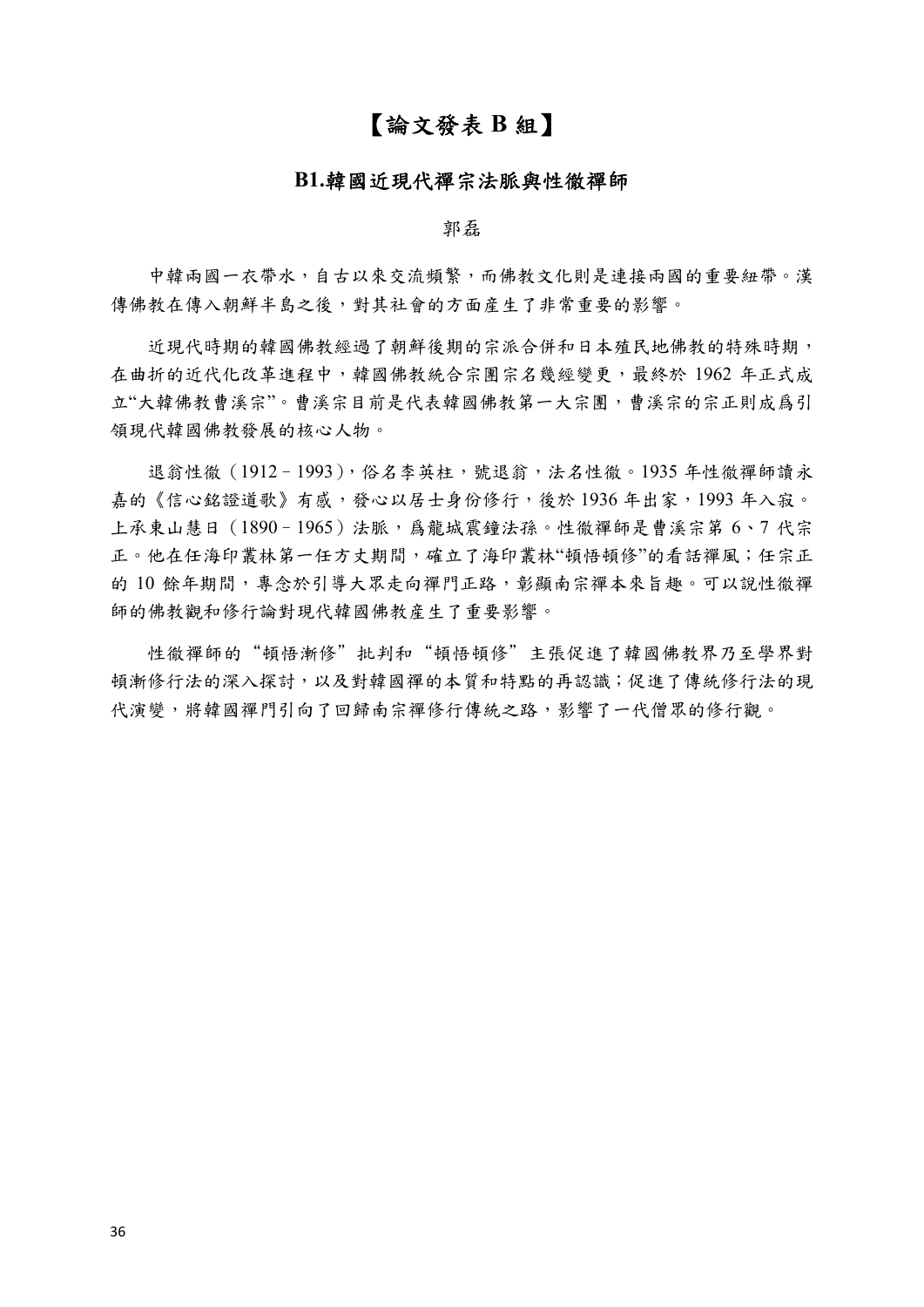# 【論文發表 B 組】

## B1.韓國近現代禪宗法脈與性徹禪師

郭磊

中韓兩國一衣帶水，自古以來交流頻繁，而佛教文化則是連接兩國的重要紐帶。漢傳佛教在傳入朝鮮半島之後，對其社會的方面產生了非常重要的影響。

近現代時期的韓國佛教經過了朝鮮後期的宗派合併和日本殖民地佛教的特殊時期，在曲折的近代化改革進程中，韓國佛教統合宗團宗名幾經變更，最終於 1962 年正式成立"大韓佛教曹溪宗"。曹溪宗目前是代表韓國佛教第一大宗團，曹溪宗的宗正則成爲引領現代韓國佛教發展的核心人物。

退翁性徹（1912－1993），俗名李英柱，號退翁，法名性徹。1935 年性徹禪師讀永嘉的《信心銘證道歌》有感，發心以居士身份修行，後於 1936 年出家，1993 年入寂。上承東山慧日（1890－1965）法脈，爲龍城震鐘法孫。性徹禪師是曹溪宗第 6、7 代宗正。他在任海印叢林第一任方丈期間，確立了海印叢林"頓悟頓修"的看話禪風；任宗正的 10 餘年期間，專念於引導大眾走向禪門正路，彰顯南宗禪本來旨趣。可以說性徹禪師的佛教觀和修行論對現代韓國佛教產生了重要影響。

性徹禪師的"頓悟漸修"批判和"頓悟頓修"主張促進了韓國佛教界乃至學界對頓漸修行法的深入探討，以及對韓國禪的本質和特點的再認識；促進了傳統修行法的現代演變，將韓國禪門引向了回歸南宗禪修行傳統之路，影響了一代僧眾的修行觀。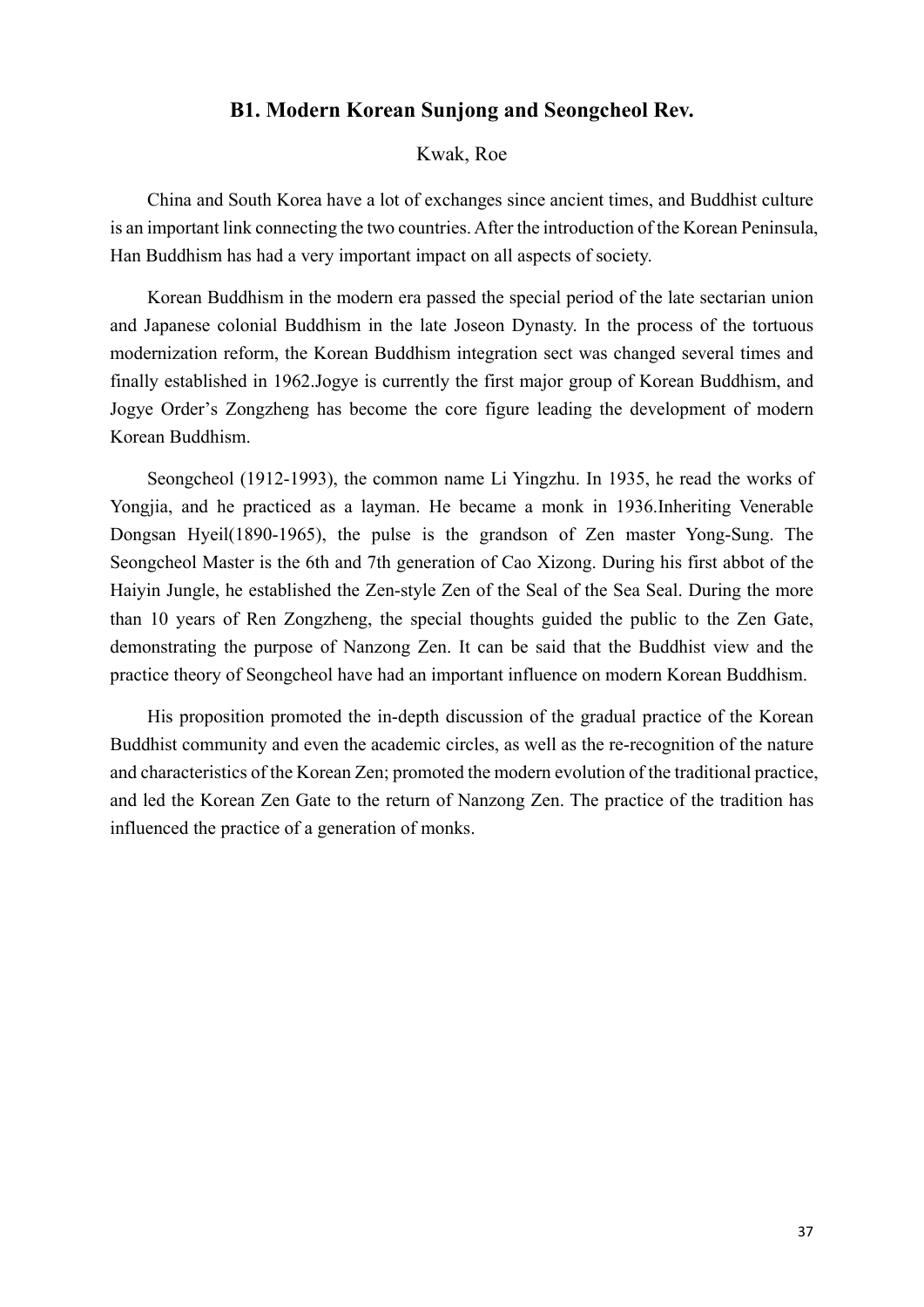## B1. Modern Korean Sunjong and Seongcheol Rev.

Kwak, Roe

China and South Korea have a lot of exchanges since ancient times, and Buddhist culture is an important link connecting the two countries. After the introduction of the Korean Peninsula, Han Buddhism has had a very important impact on all aspects of society.

Korean Buddhism in the modern era passed the special period of the late sectarian union and Japanese colonial Buddhism in the late Joseon Dynasty. In the process of the tortuous modernization reform, the Korean Buddhism integration sect was changed several times and finally established in 1962.Jogye is currently the first major group of Korean Buddhism, and Jogye Order's Zongzheng has become the core figure leading the development of modern Korean Buddhism.

Seongcheol (1912-1993), the common name Li Yingzhu. In 1935, he read the works of Yongjia, and he practiced as a layman. He became a monk in 1936.Inheriting Venerable Dongsan Hyeil(1890-1965), the pulse is the grandson of Zen master Yong-Sung. The Seongcheol Master is the 6th and 7th generation of Cao Xizong. During his first abbot of the Haiyin Jungle, he established the Zen-style Zen of the Seal of the Sea Seal. During the more than 10 years of Ren Zongzheng, the special thoughts guided the public to the Zen Gate, demonstrating the purpose of Nanzong Zen. It can be said that the Buddhist view and the practice theory of Seongcheol have had an important influence on modern Korean Buddhism.

His proposition promoted the in-depth discussion of the gradual practice of the Korean Buddhist community and even the academic circles, as well as the re-recognition of the nature and characteristics of the Korean Zen; promoted the modern evolution of the traditional practice, and led the Korean Zen Gate to the return of Nanzong Zen. The practice of the tradition has influenced the practice of a generation of monks.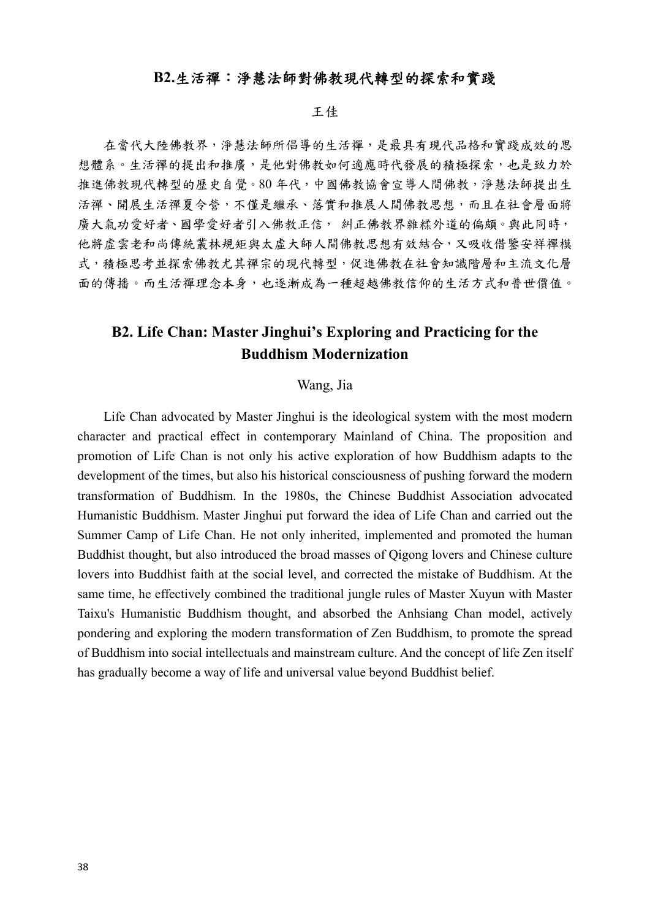## B2.生活禪：淨慧法師對佛教現代轉型的探索和實踐

王佳

在當代大陸佛教界，淨慧法師所倡導的生活禪，是最具有現代品格和實踐成效的思想體系。生活禪的提出和推廣，是他對佛教如何適應時代發展的積極探索，也是致力於推進佛教現代轉型的歷史自覺。80 年代，中國佛教協會宣導人間佛教，淨慧法師提出生活禪、開展生活禪夏令營，不僅是繼承、落實和推展人間佛教思想，而且在社會層面將廣大氣功愛好者、國學愛好者引入佛教正信， 糾正佛教界雜糅外道的偏頗。與此同時，他將虛雲老和尚傳統叢林規矩與太虛大師人間佛教思想有效結合，又吸收借鑒安祥禪模式，積極思考並探索佛教尤其禪宗的現代轉型，促進佛教在社會知識階層和主流文化層面的傳播。而生活禪理念本身，也逐漸成為一種超越佛教信仰的生活方式和普世價值。

## B2. Life Chan: Master Jinghui's Exploring and Practicing for the Buddhism Modernization

Wang, Jia

Life Chan advocated by Master Jinghui is the ideological system with the most modern character and practical effect in contemporary Mainland of China. The proposition and promotion of Life Chan is not only his active exploration of how Buddhism adapts to the development of the times, but also his historical consciousness of pushing forward the modern transformation of Buddhism. In the 1980s, the Chinese Buddhist Association advocated Humanistic Buddhism. Master Jinghui put forward the idea of Life Chan and carried out the Summer Camp of Life Chan. He not only inherited, implemented and promoted the human Buddhist thought, but also introduced the broad masses of Qigong lovers and Chinese culture lovers into Buddhist faith at the social level, and corrected the mistake of Buddhism. At the same time, he effectively combined the traditional jungle rules of Master Xuyun with Master Taixu's Humanistic Buddhism thought, and absorbed the Anhsiang Chan model, actively pondering and exploring the modern transformation of Zen Buddhism, to promote the spread of Buddhism into social intellectuals and mainstream culture. And the concept of life Zen itself has gradually become a way of life and universal value beyond Buddhist belief.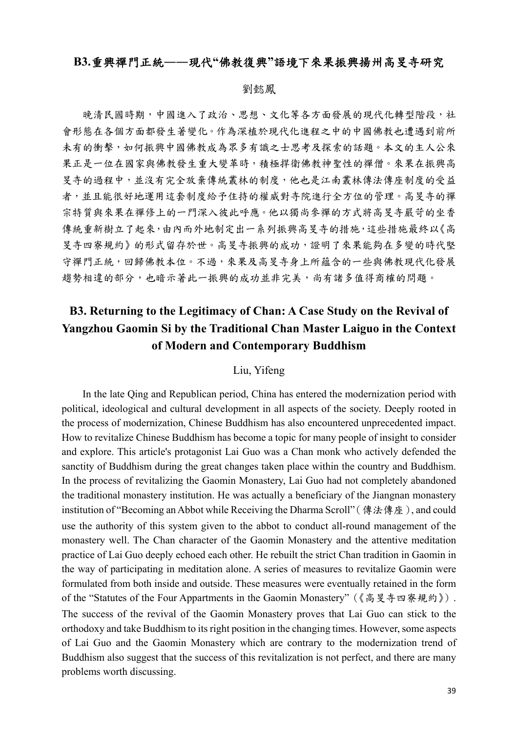## B3.重興禪門正統——現代“佛教復興”語境下來果振興揚州高旻寺研究

劉懿鳳

晚清民國時期，中國進入了政治、思想、文化等各方面發展的現代化轉型階段，社會形態在各個方面都發生著變化。作為深植於現代化進程之中的中國佛教也遭遇到前所未有的衝擊，如何振興中國佛教成為眾多有識之士思考及探索的話題。本文的主人公來果正是一位在國家與佛教發生重大變革時，積極捍衛佛教神聖性的禪僧。來果在振興高旻寺的過程中，並沒有完全放棄傳統叢林的制度，他也是江南叢林傳法傳座制度的受益者，並且能很好地運用這套制度給予住持的權威對寺院進行全方位的管理。高旻寺的禪宗特質與來果在禪修上的一門深入彼此呼應。他以獨尚參禪的方式將高旻寺嚴苛的坐香傳統重新樹立了起來，由內而外地制定出一系列振興高旻寺的措施，這些措施最終以《高旻寺四寮規約》的形式留存於世。高旻寺振興的成功，證明了來果能夠在多變的時代堅守禪門正統，回歸佛教本位。不過，來果及高旻寺身上所蘊含的一些與佛教現代化發展趨勢相違的部分，也暗示著此一振興的成功並非完美，尚有諸多值得商榷的問題。

## B3. Returning to the Legitimacy of Chan: A Case Study on the Revival of Yangzhou Gaomin Si by the Traditional Chan Master Laiguo in the Context of Modern and Contemporary Buddhism

Liu, Yifeng

In the late Qing and Republican period, China has entered the modernization period with political, ideological and cultural development in all aspects of the society. Deeply rooted in the process of modernization, Chinese Buddhism has also encountered unprecedented impact. How to revitalize Chinese Buddhism has become a topic for many people of insight to consider and explore. This article's protagonist Lai Guo was a Chan monk who actively defended the sanctity of Buddhism during the great changes taken place within the country and Buddhism. In the process of revitalizing the Gaomin Monastery, Lai Guo had not completely abandoned the traditional monastery institution. He was actually a beneficiary of the Jiangnan monastery institution of "Becoming an Abbot while Receiving the Dharma Scroll"（傳法傳座）, and could use the authority of this system given to the abbot to conduct all-round management of the monastery well. The Chan character of the Gaomin Monastery and the attentive meditation practice of Lai Guo deeply echoed each other. He rebuilt the strict Chan tradition in Gaomin in the way of participating in meditation alone. A series of measures to revitalize Gaomin were formulated from both inside and outside. These measures were eventually retained in the form of the "Statutes of the Four Appartments in the Gaomin Monastery"（《高旻寺四寮規約》）. The success of the revival of the Gaomin Monastery proves that Lai Guo can stick to the orthodoxy and take Buddhism to its right position in the changing times. However, some aspects of Lai Guo and the Gaomin Monastery which are contrary to the modernization trend of Buddhism also suggest that the success of this revitalization is not perfect, and there are many problems worth discussing.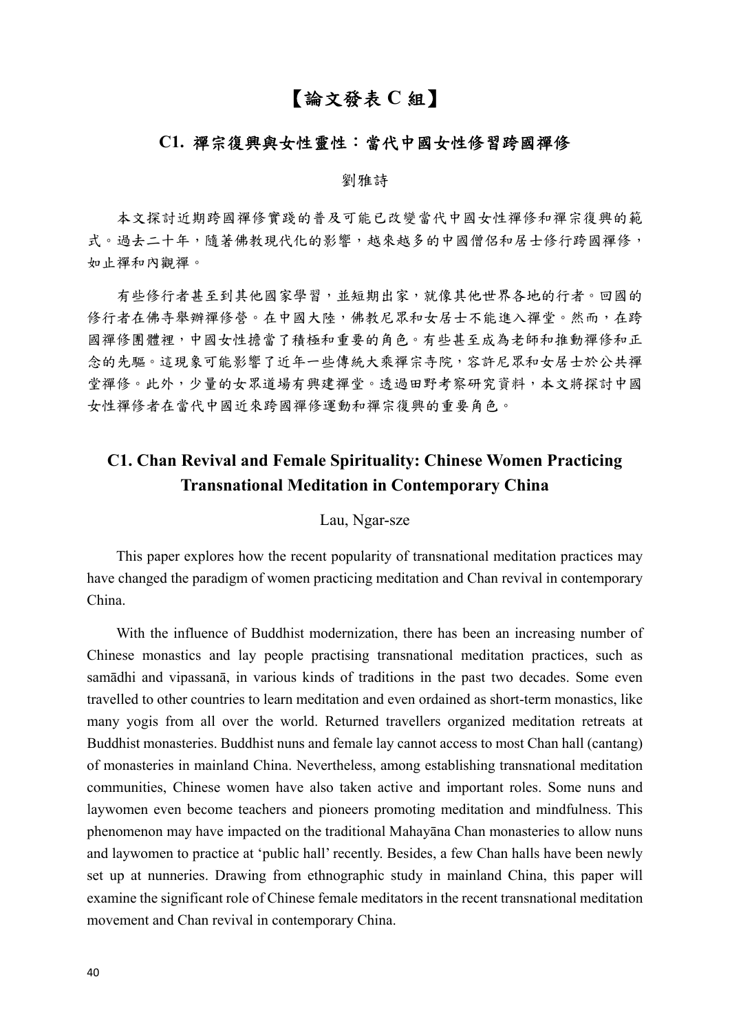# 【論文發表 C 組】

## C1. 禪宗復興與女性靈性：當代中國女性修習跨國禪修

劉雅詩

本文探討近期跨國禪修實踐的普及可能已改變當代中國女性禪修和禪宗復興的範式。過去二十年，隨著佛教現代化的影響，越來越多的中國僧侶和居士修行跨國禪修，如止禪和內觀禪。

有些修行者甚至到其他國家學習，並短期出家，就像其他世界各地的行者。回國的修行者在佛寺舉辦禪修營。在中國大陸，佛教尼眾和女居士不能進入禪堂。然而，在跨國禪修團體裡，中國女性擔當了積極和重要的角色。有些甚至成為老師和推動禪修和正念的先驅。這現象可能影響了近年一些傳統大乘禪宗寺院，容許尼眾和女居士於公共禪堂禪修。此外，少量的女眾道場有興建禪堂。透過田野考察研究資料，本文將探討中國女性禪修者在當代中國近來跨國禪修運動和禪宗復興的重要角色。

## C1. Chan Revival and Female Spirituality: Chinese Women Practicing Transnational Meditation in Contemporary China

Lau, Ngar-sze

This paper explores how the recent popularity of transnational meditation practices may have changed the paradigm of women practicing meditation and Chan revival in contemporary China.

With the influence of Buddhist modernization, there has been an increasing number of Chinese monastics and lay people practising transnational meditation practices, such as samādhi and vipassanā, in various kinds of traditions in the past two decades. Some even travelled to other countries to learn meditation and even ordained as short-term monastics, like many yogis from all over the world. Returned travellers organized meditation retreats at Buddhist monasteries. Buddhist nuns and female lay cannot access to most Chan hall (cantang) of monasteries in mainland China. Nevertheless, among establishing transnational meditation communities, Chinese women have also taken active and important roles. Some nuns and laywomen even become teachers and pioneers promoting meditation and mindfulness. This phenomenon may have impacted on the traditional Mahayāna Chan monasteries to allow nuns and laywomen to practice at 'public hall' recently. Besides, a few Chan halls have been newly set up at nunneries. Drawing from ethnographic study in mainland China, this paper will examine the significant role of Chinese female meditators in the recent transnational meditation movement and Chan revival in contemporary China.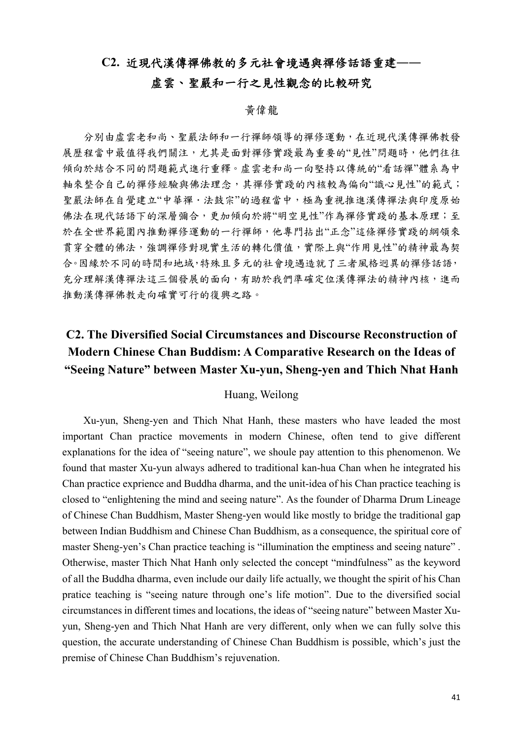## C2. 近現代漢傳禪佛教的多元社會境遇與禪修話語重建——虛雲、聖嚴和一行之見性觀念的比較研究

黃偉龍

分別由虛雲老和尚、聖嚴法師和一行禪師領導的禪修運動，在近現代漢傳禪佛教發展歷程當中最值得我們關注，尤其是面對禪修實踐最為重要的“見性”問題時，他們往往傾向於結合不同的問題範式進行重釋。虛雲老和尚一向堅持以傳統的“看話禪”體系為中軸來整合自己的禪修經驗與佛法理念，其禪修實踐的內核較為偏向“識心見性”的範式；聖嚴法師在自覺建立“中華禪．法鼓宗”的過程當中，極為重視推進漢傳禪法與印度原始佛法在現代話語下的深層彌合，更加傾向於將“明空見性”作為禪修實踐的基本原理；至於在全世界範圍內推動禪修運動的一行禪師，他專門拈出“正念”這條禪修實踐的綱領來貫穿全體的佛法，強調禪修對現實生活的轉化價值，實際上與“作用見性”的精神最為契合。因緣於不同的時間和地域，特殊且多元的社會境遇造就了三者風格迥異的禪修話語，充分理解漢傳禪法這三個發展的面向，有助於我們準確定位漢傳禪法的精神內核，進而推動漢傳禪佛教走向確實可行的復興之路。

## C2. The Diversified Social Circumstances and Discourse Reconstruction of Modern Chinese Chan Buddhism: A Comparative Research on the Ideas of "Seeing Nature" between Master Xu-yun, Sheng-yen and Thich Nhat Hanh

Huang, Weilong

Xu-yun, Sheng-yen and Thich Nhat Hanh, these masters who have leaded the most important Chan practice movements in modern Chinese, often tend to give different explanations for the idea of "seeing nature", we shoule pay attention to this phenomenon. We found that master Xu-yun always adhered to traditional kan-hua Chan when he integrated his Chan practice exprience and Buddha dharma, and the unit-idea of his Chan practice teaching is closed to "enlightening the mind and seeing nature". As the founder of Dharma Drum Lineage of Chinese Chan Buddhism, Master Sheng-yen would like mostly to bridge the traditional gap between Indian Buddhism and Chinese Chan Buddhism, as a consequence, the spiritual core of master Sheng-yen's Chan practice teaching is "illumination the emptiness and seeing nature" . Otherwise, master Thich Nhat Hanh only selected the concept "mindfulness" as the keyword of all the Buddha dharma, even include our daily life actually, we thought the spirit of his Chan pratice teaching is "seeing nature through one's life motion". Due to the diversified social circumstances in different times and locations, the ideas of "seeing nature" between Master Xu-yun, Sheng-yen and Thich Nhat Hanh are very different, only when we can fully solve this question, the accurate understanding of Chinese Chan Buddhism is possible, which's just the premise of Chinese Chan Buddhism's rejuvenation.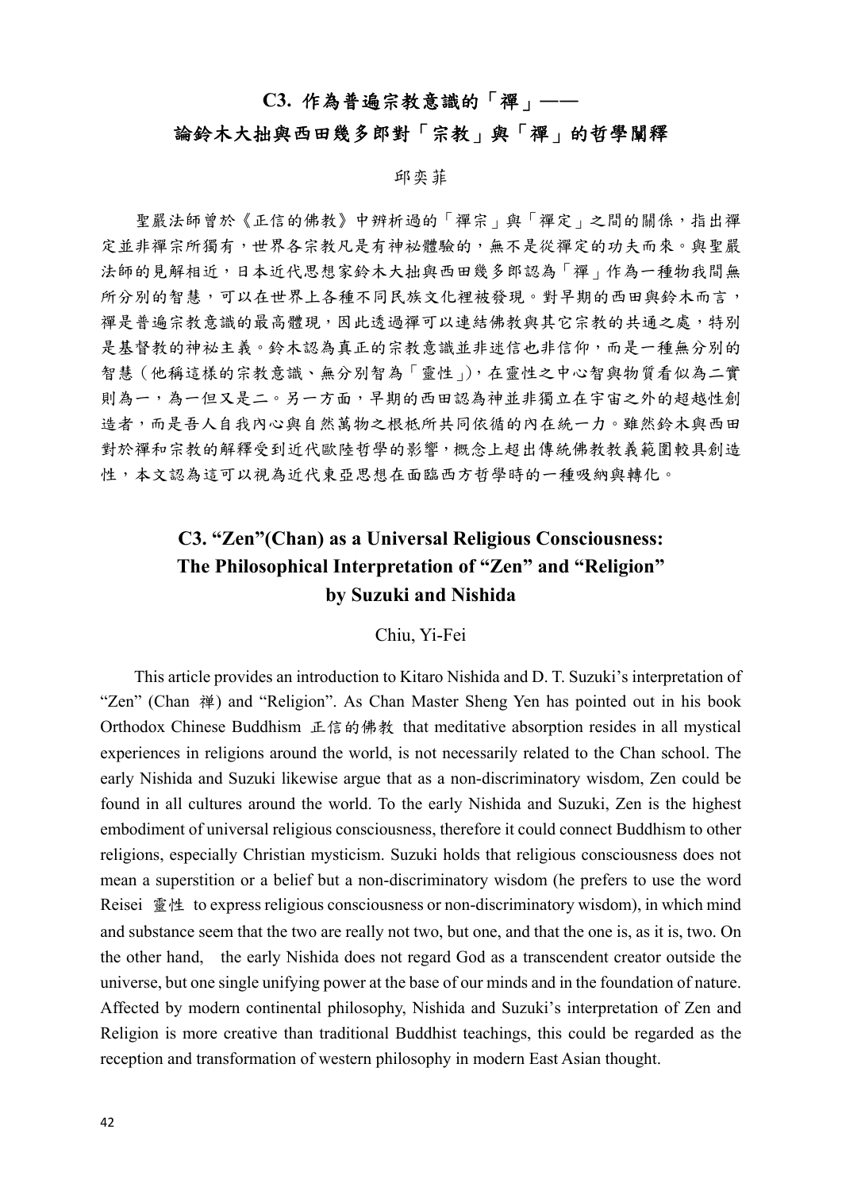## C3. 作為普遍宗教意識的「禪」——
## 論鈴木大拙與西田幾多郎對「宗教」與「禪」的哲學闡釋

邱奕菲

聖嚴法師曾於《正信的佛教》中辨析過的「禪宗」與「禪定」之間的關係，指出禪定並非禪宗所獨有，世界各宗教凡是有神祕體驗的，無不是從禪定的功夫而來。與聖嚴法師的見解相近，日本近代思想家鈴木大拙與西田幾多郎認為「禪」作為一種物我間無所分別的智慧，可以在世界上各種不同民族文化裡被發現。對早期的西田與鈴木而言，禪是普遍宗教意識的最高體現，因此透過禪可以連結佛教與其它宗教的共通之處，特別是基督教的神祕主義。鈴木認為真正的宗教意識並非迷信也非信仰，而是一種無分別的智慧（他稱這樣的宗教意識、無分別智為「靈性」），在靈性之中心智與物質看似為二實則為一，為一但又是二。另一方面，早期的西田認為神並非獨立在宇宙之外的超越性創造者，而是吾人自我內心與自然萬物之根柢所共同依循的內在統一力。雖然鈴木與西田對於禪和宗教的解釋受到近代歐陸哲學的影響，概念上超出傳統佛教教義範圍較具創造性，本文認為這可以視為近代東亞思想在面臨西方哲學時的一種吸納與轉化。

## C3. "Zen"(Chan) as a Universal Religious Consciousness: The Philosophical Interpretation of "Zen" and "Religion" by Suzuki and Nishida

Chiu, Yi-Fei

This article provides an introduction to Kitaro Nishida and D. T. Suzuki's interpretation of "Zen" (Chan 禪) and "Religion". As Chan Master Sheng Yen has pointed out in his book Orthodox Chinese Buddhism 正信的佛教 that meditative absorption resides in all mystical experiences in religions around the world, is not necessarily related to the Chan school. The early Nishida and Suzuki likewise argue that as a non-discriminatory wisdom, Zen could be found in all cultures around the world. To the early Nishida and Suzuki, Zen is the highest embodiment of universal religious consciousness, therefore it could connect Buddhism to other religions, especially Christian mysticism. Suzuki holds that religious consciousness does not mean a superstition or a belief but a non-discriminatory wisdom (he prefers to use the word Reisei 靈性 to express religious consciousness or non-discriminatory wisdom), in which mind and substance seem that the two are really not two, but one, and that the one is, as it is, two. On the other hand, the early Nishida does not regard God as a transcendent creator outside the universe, but one single unifying power at the base of our minds and in the foundation of nature. Affected by modern continental philosophy, Nishida and Suzuki's interpretation of Zen and Religion is more creative than traditional Buddhist teachings, this could be regarded as the reception and transformation of western philosophy in modern East Asian thought.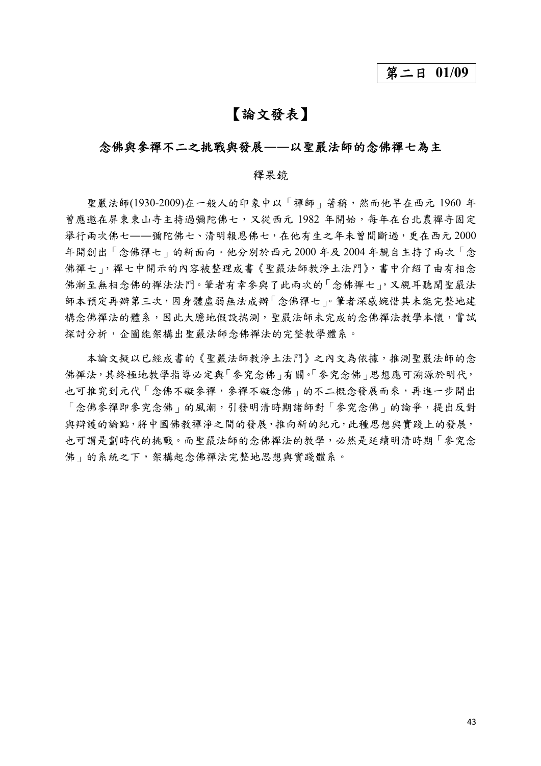第二日 01/09

# 【論文發表】

## 念佛與參禪不二之挑戰與發展——以聖嚴法師的念佛禪七為主

釋果鏡

聖嚴法師(1930-2009)在一般人的印象中以「禪師」著稱，然而他早在西元 1960 年曾應邀在屏東東山寺主持過彌陀佛七，又從西元 1982 年開始，每年在台北農禪寺固定舉行兩次佛七——彌陀佛七、清明報恩佛七，在他有生之年未曾間斷過，更在西元 2000 年開創出「念佛禪七」的新面向。他分別於西元 2000 年及 2004 年親自主持了兩次「念佛禪七」，禪七中開示的內容被整理成書《聖嚴法師教淨土法門》，書中介紹了由有相念佛漸至無相念佛的禪法法門。筆者有幸參與了此兩次的「念佛禪七」，又親耳聽聞聖嚴法師本預定再辦第三次，因身體虛弱無法成辦「念佛禪七」。筆者深感婉惜其未能完整地建構念佛禪法的體系，因此大膽地假設揣測，聖嚴法師未完成的念佛禪法教學本懷，嘗試探討分析，企圖能架構出聖嚴法師念佛禪法的完整教學體系。

本論文擬以已經成書的《聖嚴法師教淨土法門》之內文為依據，推測聖嚴法師的念佛禪法，其終極地教學指導必定與「參究念佛」有關。「參究念佛」思想應可溯源於明代，也可推究到元代「念佛不礙參禪，參禪不礙念佛」的不二概念發展而來，再進一步開出「念佛參禪即參究念佛」的風潮，引發明清時期諸師對「參究念佛」的論爭，提出反對與辯護的論點，將中國佛教禪淨之間的發展，推向新的紀元，此種思想與實踐上的發展，也可謂是劃時代的挑戰。而聖嚴法師的念佛禪法的教學，必然是延續明清時期「參究念佛」的系統之下，架構起念佛禪法完整地思想與實踐體系。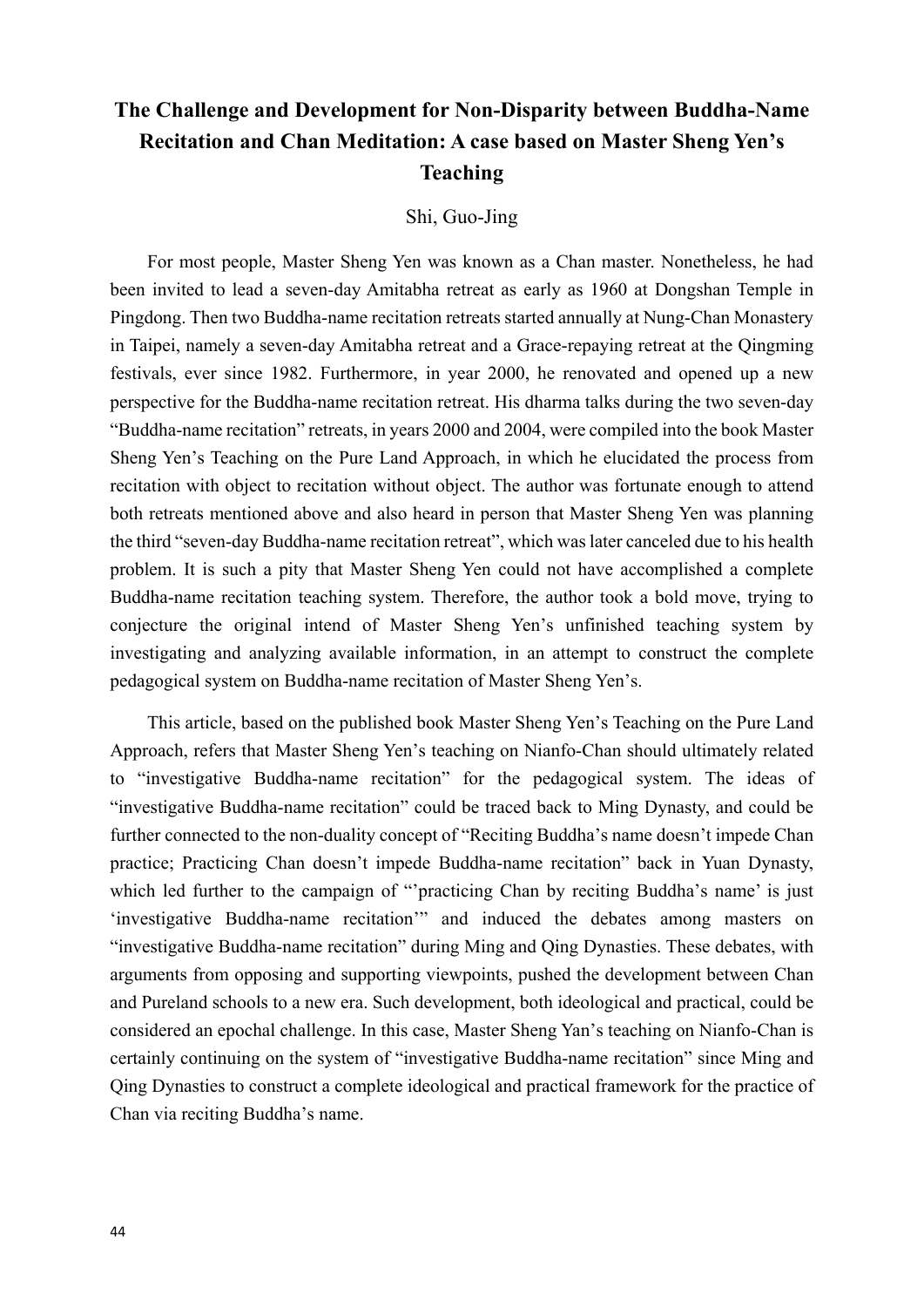# The Challenge and Development for Non-Disparity between Buddha-Name Recitation and Chan Meditation: A case based on Master Sheng Yen's Teaching

Shi, Guo-Jing

For most people, Master Sheng Yen was known as a Chan master. Nonetheless, he had been invited to lead a seven-day Amitabha retreat as early as 1960 at Dongshan Temple in Pingdong. Then two Buddha-name recitation retreats started annually at Nung-Chan Monastery in Taipei, namely a seven-day Amitabha retreat and a Grace-repaying retreat at the Qingming festivals, ever since 1982. Furthermore, in year 2000, he renovated and opened up a new perspective for the Buddha-name recitation retreat. His dharma talks during the two seven-day "Buddha-name recitation" retreats, in years 2000 and 2004, were compiled into the book Master Sheng Yen's Teaching on the Pure Land Approach, in which he elucidated the process from recitation with object to recitation without object. The author was fortunate enough to attend both retreats mentioned above and also heard in person that Master Sheng Yen was planning the third "seven-day Buddha-name recitation retreat", which was later canceled due to his health problem. It is such a pity that Master Sheng Yen could not have accomplished a complete Buddha-name recitation teaching system. Therefore, the author took a bold move, trying to conjecture the original intend of Master Sheng Yen's unfinished teaching system by investigating and analyzing available information, in an attempt to construct the complete pedagogical system on Buddha-name recitation of Master Sheng Yen's.

This article, based on the published book Master Sheng Yen's Teaching on the Pure Land Approach, refers that Master Sheng Yen's teaching on Nianfo-Chan should ultimately related to "investigative Buddha-name recitation" for the pedagogical system. The ideas of "investigative Buddha-name recitation" could be traced back to Ming Dynasty, and could be further connected to the non-duality concept of "Reciting Buddha's name doesn't impede Chan practice; Practicing Chan doesn't impede Buddha-name recitation" back in Yuan Dynasty, which led further to the campaign of "'practicing Chan by reciting Buddha's name' is just 'investigative Buddha-name recitation'" and induced the debates among masters on "investigative Buddha-name recitation" during Ming and Qing Dynasties. These debates, with arguments from opposing and supporting viewpoints, pushed the development between Chan and Pureland schools to a new era. Such development, both ideological and practical, could be considered an epochal challenge. In this case, Master Sheng Yan's teaching on Nianfo-Chan is certainly continuing on the system of "investigative Buddha-name recitation" since Ming and Qing Dynasties to construct a complete ideological and practical framework for the practice of Chan via reciting Buddha's name.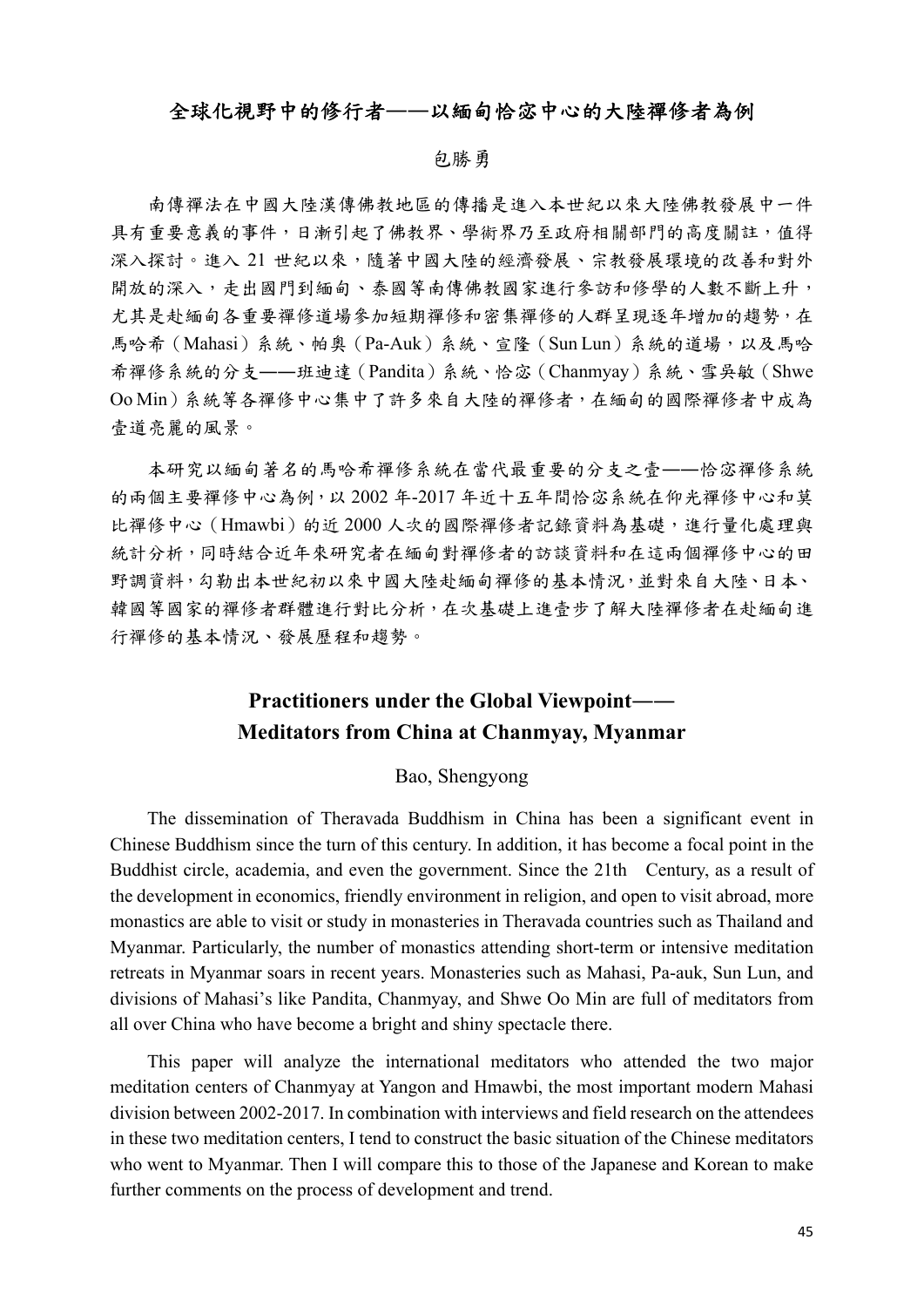## 全球化視野中的修行者——以緬甸恰宓中心的大陸禪修者為例

包勝勇

南傳禪法在中國大陸漢傳佛教地區的傳播是進入本世紀以來大陸佛教發展中一件具有重要意義的事件，日漸引起了佛教界、學術界乃至政府相關部門的高度關註，值得深入探討。進入 21 世紀以來，隨著中國大陸的經濟發展、宗教發展環境的改善和對外開放的深入，走出國門到緬甸、泰國等南傳佛教國家進行參訪和修學的人數不斷上升，尤其是赴緬甸各重要禪修道場參加短期禪修和密集禪修的人群呈現逐年增加的趨勢，在馬哈希（Mahasi）系統、帕奧（Pa-Auk）系統、宣隆（Sun Lun）系統的道場，以及馬哈希禪修系統的分支——班迪達（Pandita）系統、恰宓（Chanmyay）系統、雪吳敏（Shwe Oo Min）系統等各禪修中心集中了許多來自大陸的禪修者，在緬甸的國際禪修者中成為壹道亮麗的風景。

本研究以緬甸著名的馬哈希禪修系統在當代最重要的分支之壹——恰宓禪修系統的兩個主要禪修中心為例，以 2002 年-2017 年近十五年間恰宓系統在仰光禪修中心和莫比禪修中心（Hmawbi）的近 2000 人次的國際禪修者記錄資料為基礎，進行量化處理與統計分析，同時結合近年來研究者在緬甸對禪修者的訪談資料和在這兩個禪修中心的田野調資料，勾勒出本世紀初以來中國大陸赴緬甸禪修的基本情況，並對來自大陸、日本、韓國等國家的禪修者群體進行對比分析，在次基礎上進壹步了解大陸禪修者在赴緬甸進行禪修的基本情況、發展歷程和趨勢。

## Practitioners under the Global Viewpoint—— Meditators from China at Chanmyay, Myanmar

Bao, Shengyong

The dissemination of Theravada Buddhism in China has been a significant event in Chinese Buddhism since the turn of this century. In addition, it has become a focal point in the Buddhist circle, academia, and even the government. Since the 21th Century, as a result of the development in economics, friendly environment in religion, and open to visit abroad, more monastics are able to visit or study in monasteries in Theravada countries such as Thailand and Myanmar. Particularly, the number of monastics attending short-term or intensive meditation retreats in Myanmar soars in recent years. Monasteries such as Mahasi, Pa-auk, Sun Lun, and divisions of Mahasi's like Pandita, Chanmyay, and Shwe Oo Min are full of meditators from all over China who have become a bright and shiny spectacle there.

This paper will analyze the international meditators who attended the two major meditation centers of Chanmyay at Yangon and Hmawbi, the most important modern Mahasi division between 2002-2017. In combination with interviews and field research on the attendees in these two meditation centers, I tend to construct the basic situation of the Chinese meditators who went to Myanmar. Then I will compare this to those of the Japanese and Korean to make further comments on the process of development and trend.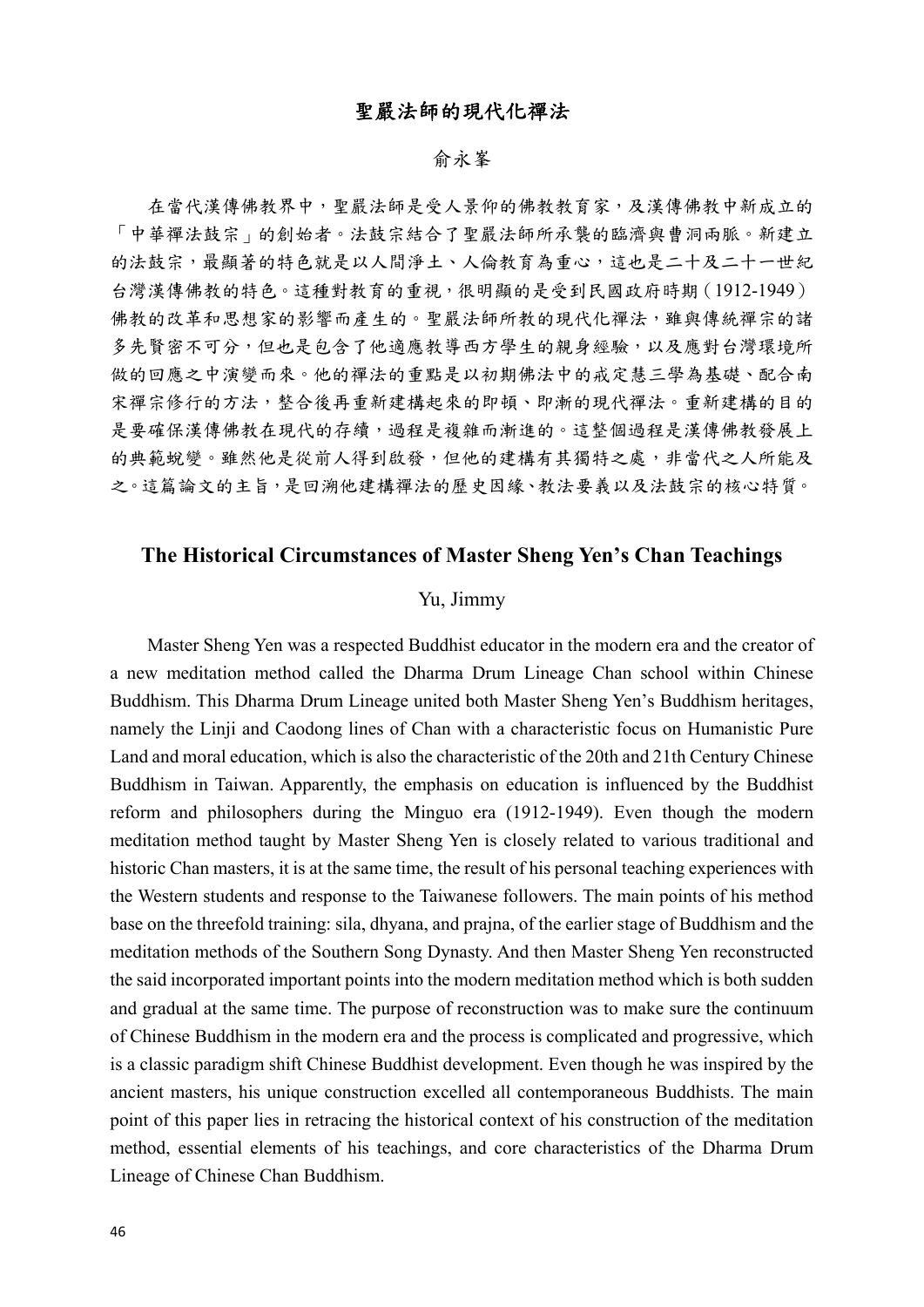## 聖嚴法師的現代化禪法

俞永峯

在當代漢傳佛教界中，聖嚴法師是受人景仰的佛教教育家，及漢傳佛教中新成立的「中華禪法鼓宗」的創始者。法鼓宗結合了聖嚴法師所承襲的臨濟與曹洞兩脈。新建立的法鼓宗，最顯著的特色就是以人間淨土、人倫教育為重心，這也是二十及二十一世紀台灣漢傳佛教的特色。這種對教育的重視，很明顯的是受到民國政府時期（1912-1949）佛教的改革和思想家的影響而產生的。聖嚴法師所教的現代化禪法，雖與傳統禪宗的諸多先賢密不可分，但也是包含了他適應教導西方學生的親身經驗，以及應對台灣環境所做的回應之中演變而來。他的禪法的重點是以初期佛法中的戒定慧三學為基礎、配合南宋禪宗修行的方法，整合後再重新建構起來的即頓、即漸的現代禪法。重新建構的目的是要確保漢傳佛教在現代的存續，過程是複雜而漸進的。這整個過程是漢傳佛教發展上的典範蛻變。雖然他是從前人得到啟發，但他的建構有其獨特之處，非當代之人所能及之。這篇論文的主旨，是回溯他建構禪法的歷史因緣、教法要義以及法鼓宗的核心特質。

## The Historical Circumstances of Master Sheng Yen's Chan Teachings

Yu, Jimmy

Master Sheng Yen was a respected Buddhist educator in the modern era and the creator of a new meditation method called the Dharma Drum Lineage Chan school within Chinese Buddhism. This Dharma Drum Lineage united both Master Sheng Yen's Buddhism heritages, namely the Linji and Caodong lines of Chan with a characteristic focus on Humanistic Pure Land and moral education, which is also the characteristic of the 20th and 21th Century Chinese Buddhism in Taiwan. Apparently, the emphasis on education is influenced by the Buddhist reform and philosophers during the Minguo era (1912-1949). Even though the modern meditation method taught by Master Sheng Yen is closely related to various traditional and historic Chan masters, it is at the same time, the result of his personal teaching experiences with the Western students and response to the Taiwanese followers. The main points of his method base on the threefold training: sila, dhyana, and prajna, of the earlier stage of Buddhism and the meditation methods of the Southern Song Dynasty. And then Master Sheng Yen reconstructed the said incorporated important points into the modern meditation method which is both sudden and gradual at the same time. The purpose of reconstruction was to make sure the continuum of Chinese Buddhism in the modern era and the process is complicated and progressive, which is a classic paradigm shift Chinese Buddhist development. Even though he was inspired by the ancient masters, his unique construction excelled all contemporaneous Buddhists. The main point of this paper lies in retracing the historical context of his construction of the meditation method, essential elements of his teachings, and core characteristics of the Dharma Drum Lineage of Chinese Chan Buddhism.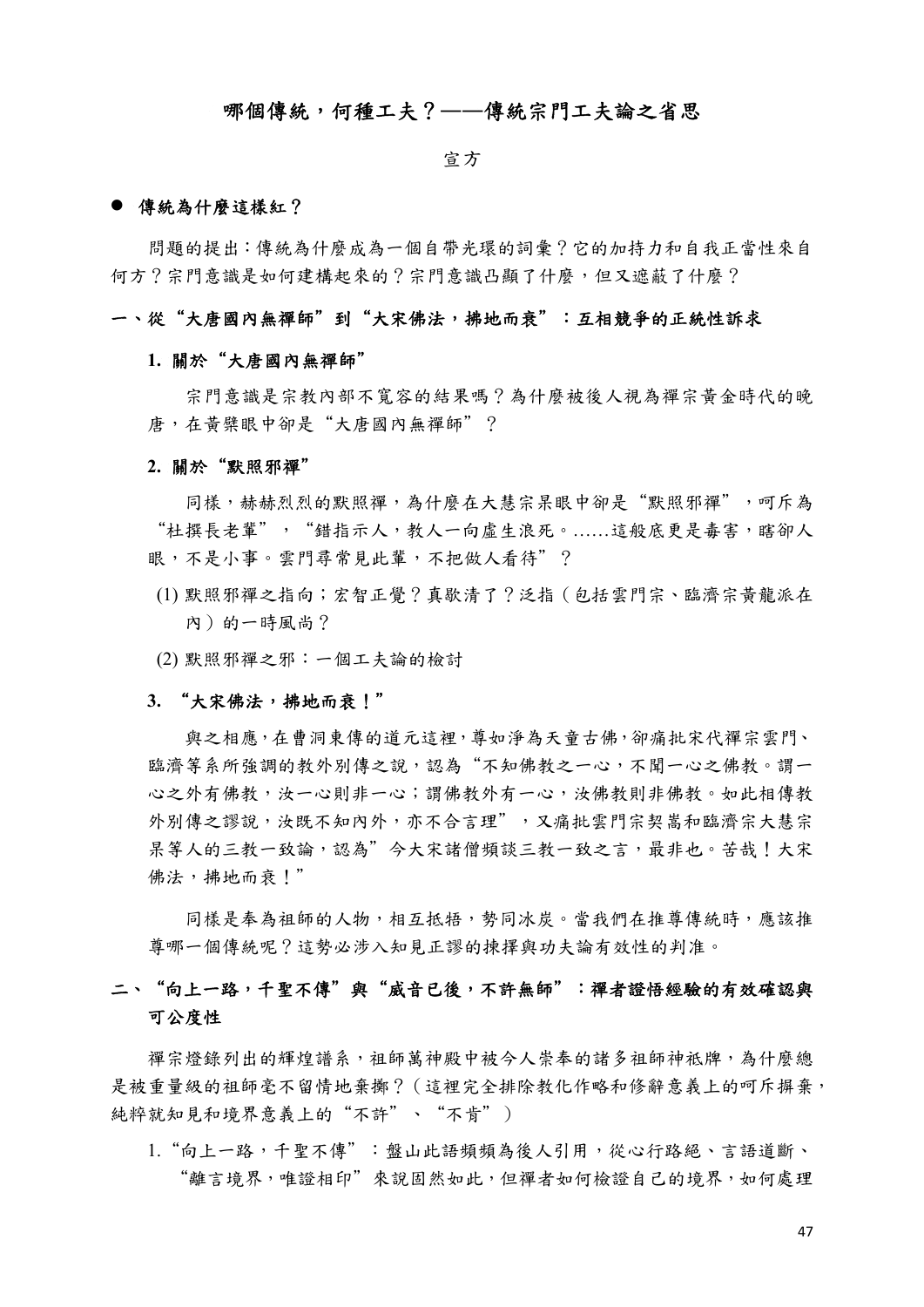# 哪個傳統，何種工夫？——傳統宗門工夫論之省思

宣方

## ● 傳統為什麼這樣紅？

問題的提出：傳統為什麼成為一個自帶光環的詞彙？它的加持力和自我正當性來自何方？宗門意識是如何建構起來的？宗門意識凸顯了什麼，但又遮蔽了什麼？

## 一、從“大唐國內無禪師”到“大宋佛法，拂地而衰”：互相競爭的正統性訴求

### 1. 關於“大唐國內無禪師”

宗門意識是宗教內部不寬容的結果嗎？為什麼被後人視為禪宗黃金時代的晚唐，在黃檗眼中卻是“大唐國內無禪師”？

### 2. 關於“默照邪禪”

同樣，赫赫烈烈的默照禪，為什麼在大慧宗杲眼中卻是“默照邪禪”，呵斥為“杜撰長老輩”，“錯指示人，教人一向虛生浪死。……這般底更是毒害，瞎卻人眼，不是小事。雲門尋常見此輩，不把做人看待”？

(1) 默照邪禪之指向；宏智正覺？真歇清了？泛指（包括雲門宗、臨濟宗黃龍派在內）的一時風尚？

(2) 默照邪禪之邪：一個工夫論的檢討

### 3. “大宋佛法，拂地而衰！”

與之相應，在曹洞東傳的道元這裡，尊如淨為天童古佛，卻痛批宋代禪宗雲門、臨濟等系所強調的教外別傳之說，認為“不知佛教之一心，不聞一心之佛教。謂一心之外有佛教，汝一心則非一心；謂佛教外有一心，汝佛教則非佛教。如此相傳教外別傳之謬說，汝既不知內外，亦不合言理”，又痛批雲門宗契嵩和臨濟宗大慧宗杲等人的三教一致論，認為”今大宋諸僧頻談三教一致之言，最非也。苦哉！大宋佛法，拂地而衰！”

同樣是奉為祖師的人物，相互抵牾，勢同冰炭。當我們在推尊傳統時，應該推尊哪一個傳統呢？這勢必涉入知見正謬的揀擇與功夫論有效性的判准。

## 二、“向上一路，千聖不傳”與“威音已後，不許無師”：禪者證悟經驗的有效確認與可公度性

禪宗燈錄列出的輝煌譜系，祖師萬神殿中被今人崇奉的諸多祖師神衹牌，為什麼總是被重量級的祖師毫不留情地棄擲？（這裡完全排除教化作略和修辭意義上的呵斥摒棄，純粹就知見和境界意義上的“不許”、“不肯”）

1. “向上一路，千聖不傳”：盤山此語頻頻為後人引用，從心行路絕、言語道斷、“離言境界，唯證相印”來說固然如此，但禪者如何檢證自己的境界，如何處理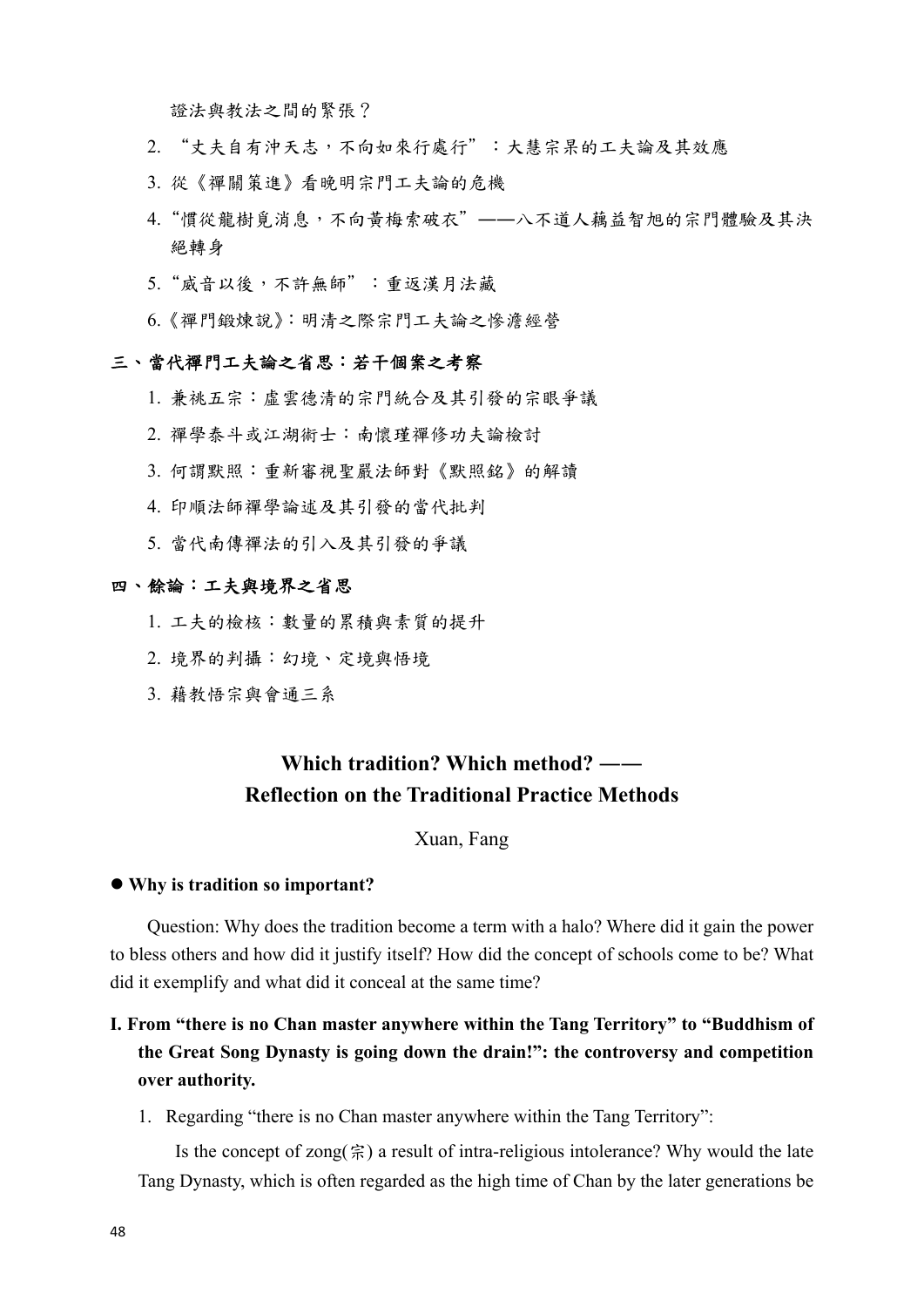證法與教法之間的緊張？

2. “丈夫自有沖天志，不向如來行處行”：大慧宗杲的工夫論及其效應
3. 從《禪關策進》看晚明宗門工夫論的危機
4. “慣從龍樹覓消息，不向黃梅索破衣”——八不道人藕益智旭的宗門體驗及其決絕轉身
5. “威音以後，不許無師”：重返漢月法藏
6. 《禪門鍛煉說》：明清之際宗門工夫論之慘澹經營

**三、當代禪門工夫論之省思：若干個案之考察**

1. 兼祧五宗：虛雲德清的宗門統合及其引發的宗眼爭議
2. 禪學泰斗或江湖術士：南懷瑾禪修功夫論檢討
3. 何謂默照：重新審視聖嚴法師對《默照銘》的解讀
4. 印順法師禪學論述及其引發的當代批判
5. 當代南傳禪法的引入及其引發的爭議

**四、餘論：工夫與境界之省思**

1. 工夫的檢核：數量的累積與素質的提升
2. 境界的判攝：幻境、定境與悟境
3. 藉教悟宗與會通三系

## Which tradition? Which method? ——
## Reflection on the Traditional Practice Methods

Xuan, Fang

- **Why is tradition so important?**

Question: Why does the tradition become a term with a halo? Where did it gain the power to bless others and how did it justify itself? How did the concept of schools come to be? What did it exemplify and what did it conceal at the same time?

**I. From “there is no Chan master anywhere within the Tang Territory” to “Buddhism of the Great Song Dynasty is going down the drain!”: the controversy and competition over authority.**

1. Regarding “there is no Chan master anywhere within the Tang Territory”:

Is the concept of zong(宗) a result of intra-religious intolerance? Why would the late Tang Dynasty, which is often regarded as the high time of Chan by the later generations be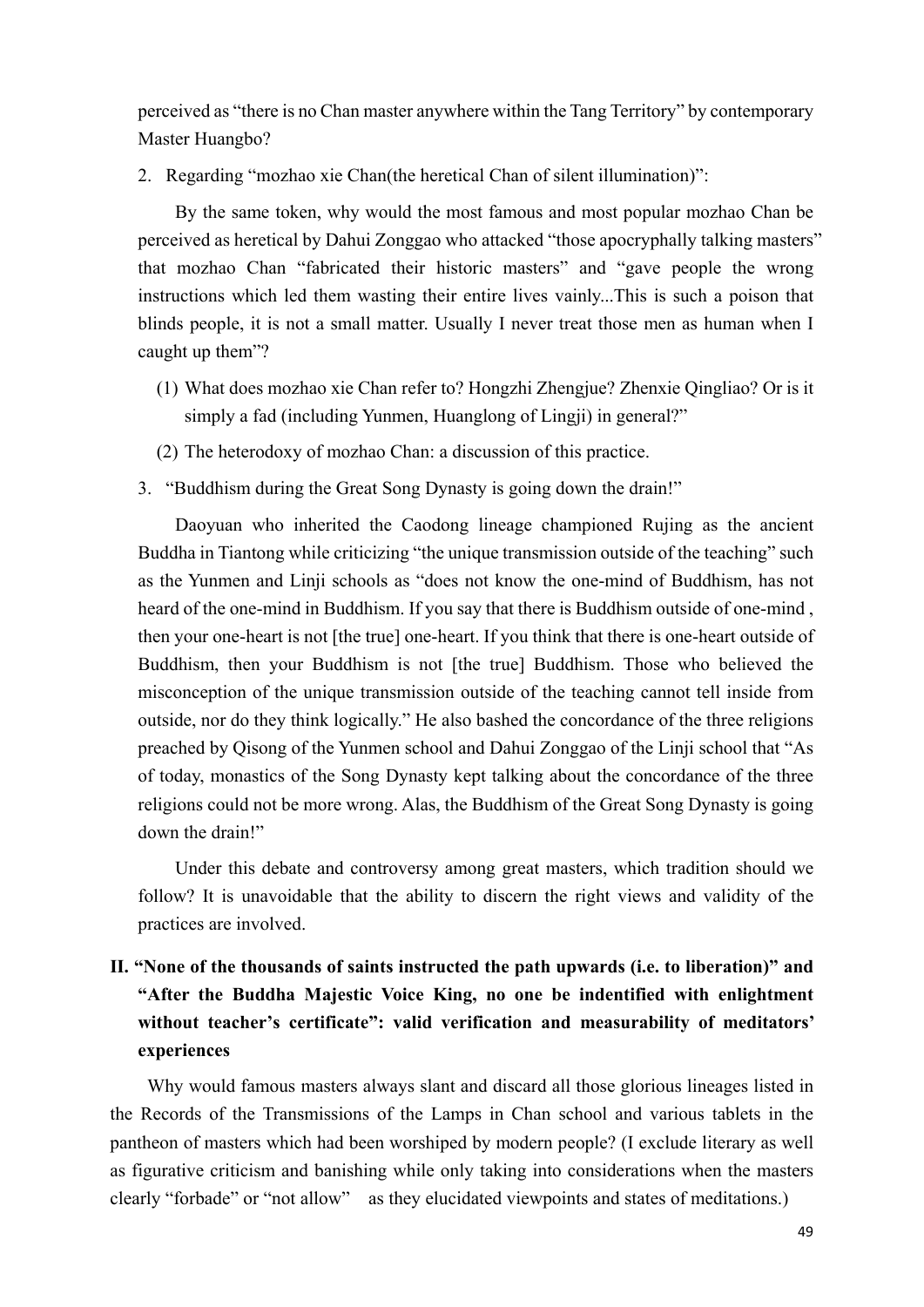perceived as "there is no Chan master anywhere within the Tang Territory" by contemporary Master Huangbo?

2. Regarding "mozhao xie Chan(the heretical Chan of silent illumination)":

By the same token, why would the most famous and most popular mozhao Chan be perceived as heretical by Dahui Zonggao who attacked "those apocryphally talking masters" that mozhao Chan "fabricated their historic masters" and "gave people the wrong instructions which led them wasting their entire lives vainly...This is such a poison that blinds people, it is not a small matter. Usually I never treat those men as human when I caught up them"?

   (1) What does mozhao xie Chan refer to? Hongzhi Zhengjue? Zhenxie Qingliao? Or is it simply a fad (including Yunmen, Huanglong of Lingji) in general?"

   (2) The heterodoxy of mozhao Chan: a discussion of this practice.

3. "Buddhism during the Great Song Dynasty is going down the drain!"

Daoyuan who inherited the Caodong lineage championed Rujing as the ancient Buddha in Tiantong while criticizing "the unique transmission outside of the teaching" such as the Yunmen and Linji schools as "does not know the one-mind of Buddhism, has not heard of the one-mind in Buddhism. If you say that there is Buddhism outside of one-mind , then your one-heart is not [the true] one-heart. If you think that there is one-heart outside of Buddhism, then your Buddhism is not [the true] Buddhism. Those who believed the misconception of the unique transmission outside of the teaching cannot tell inside from outside, nor do they think logically." He also bashed the concordance of the three religions preached by Qisong of the Yunmen school and Dahui Zonggao of the Linji school that "As of today, monastics of the Song Dynasty kept talking about the concordance of the three religions could not be more wrong. Alas, the Buddhism of the Great Song Dynasty is going down the drain!"

Under this debate and controversy among great masters, which tradition should we follow? It is unavoidable that the ability to discern the right views and validity of the practices are involved.

## II. "None of the thousands of saints instructed the path upwards (i.e. to liberation)" and "After the Buddha Majestic Voice King, no one be indentified with enlightment without teacher's certificate": valid verification and measurability of meditators' experiences

Why would famous masters always slant and discard all those glorious lineages listed in the Records of the Transmissions of the Lamps in Chan school and various tablets in the pantheon of masters which had been worshiped by modern people? (I exclude literary as well as figurative criticism and banishing while only taking into considerations when the masters clearly "forbade" or "not allow" as they elucidated viewpoints and states of meditations.)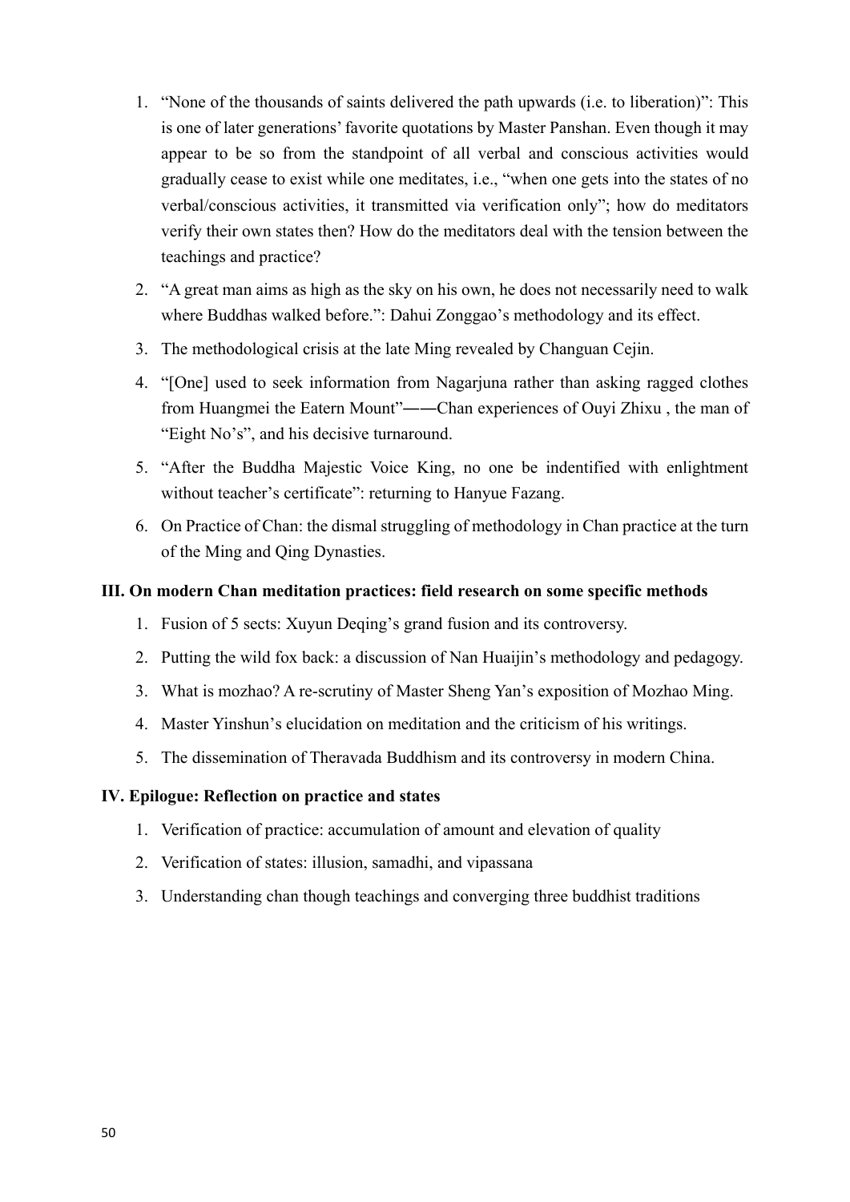1. "None of the thousands of saints delivered the path upwards (i.e. to liberation)": This is one of later generations' favorite quotations by Master Panshan. Even though it may appear to be so from the standpoint of all verbal and conscious activities would gradually cease to exist while one meditates, i.e., "when one gets into the states of no verbal/conscious activities, it transmitted via verification only"; how do meditators verify their own states then? How do the meditators deal with the tension between the teachings and practice?
2. "A great man aims as high as the sky on his own, he does not necessarily need to walk where Buddhas walked before.": Dahui Zonggao's methodology and its effect.
3. The methodological crisis at the late Ming revealed by Changuan Cejin.
4. "[One] used to seek information from Nagarjuna rather than asking ragged clothes from Huangmei the Eatern Mount"——Chan experiences of Ouyi Zhixu , the man of "Eight No's", and his decisive turnaround.
5. "After the Buddha Majestic Voice King, no one be indentified with enlightment without teacher's certificate": returning to Hanyue Fazang.
6. On Practice of Chan: the dismal struggling of methodology in Chan practice at the turn of the Ming and Qing Dynasties.

### III. On modern Chan meditation practices: field research on some specific methods

1. Fusion of 5 sects: Xuyun Deqing's grand fusion and its controversy.
2. Putting the wild fox back: a discussion of Nan Huaijin's methodology and pedagogy.
3. What is mozhao? A re-scrutiny of Master Sheng Yan's exposition of Mozhao Ming.
4. Master Yinshun's elucidation on meditation and the criticism of his writings.
5. The dissemination of Theravada Buddhism and its controversy in modern China.

### IV. Epilogue: Reflection on practice and states

1. Verification of practice: accumulation of amount and elevation of quality
2. Verification of states: illusion, samadhi, and vipassana
3. Understanding chan though teachings and converging three buddhist traditions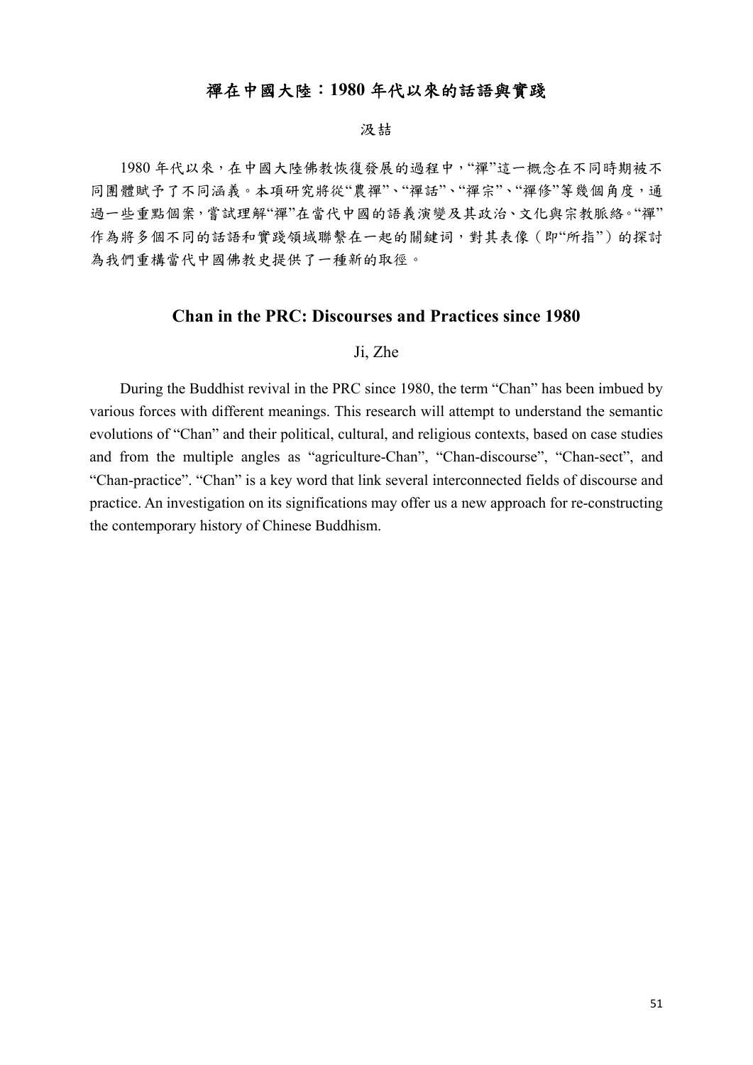## 禪在中國大陸：1980 年代以來的話語與實踐

汲喆

1980 年代以來，在中國大陸佛教恢復發展的過程中，"禪"這一概念在不同時期被不同團體賦予了不同涵義。本項研究將從"農禪"、"禪話"、"禪宗"、"禪修"等幾個角度，通過一些重點個案，嘗試理解"禪"在當代中國的語義演變及其政治、文化與宗教脈絡。"禪"作為將多個不同的話語和實踐領域聯繫在一起的關鍵词，對其表像（即"所指"）的探討為我們重構當代中國佛教史提供了一種新的取徑。

## Chan in the PRC: Discourses and Practices since 1980

Ji, Zhe

During the Buddhist revival in the PRC since 1980, the term "Chan" has been imbued by various forces with different meanings. This research will attempt to understand the semantic evolutions of "Chan" and their political, cultural, and religious contexts, based on case studies and from the multiple angles as "agriculture-Chan", "Chan-discourse", "Chan-sect", and "Chan-practice". "Chan" is a key word that link several interconnected fields of discourse and practice. An investigation on its significations may offer us a new approach for re-constructing the contemporary history of Chinese Buddhism.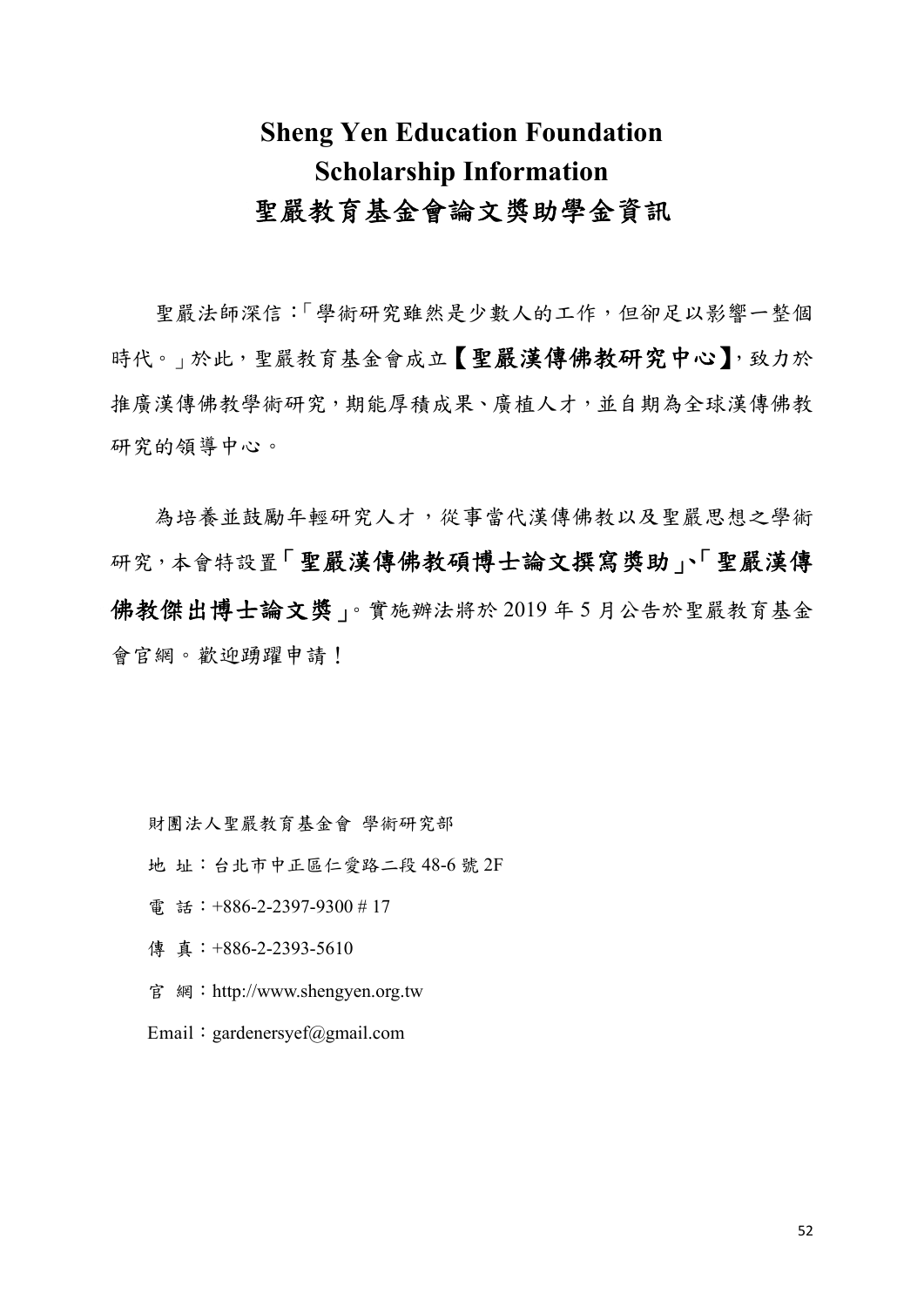# Sheng Yen Education Foundation
# Scholarship Information
# 聖嚴教育基金會論文獎助學金資訊

聖嚴法師深信：「學術研究雖然是少數人的工作，但卻足以影響一整個時代。」於此，聖嚴教育基金會成立**【聖嚴漢傳佛教研究中心】**，致力於推廣漢傳佛教學術研究，期能厚積成果、廣植人才，並自期為全球漢傳佛教研究的領導中心。

為培養並鼓勵年輕研究人才，從事當代漢傳佛教以及聖嚴思想之學術研究，本會特設置**「聖嚴漢傳佛教碩博士論文撰寫獎助」、「聖嚴漢傳佛教傑出博士論文獎」**。實施辦法將於 2019 年 5 月公告於聖嚴教育基金會官網。歡迎踴躍申請！

財團法人聖嚴教育基金會 學術研究部

地 址：台北市中正區仁愛路二段 48-6 號 2F

電 話：+886-2-2397-9300 # 17

傳 真：+886-2-2393-5610

官 網：http://www.shengyen.org.tw

Email：gardenersyef@gmail.com